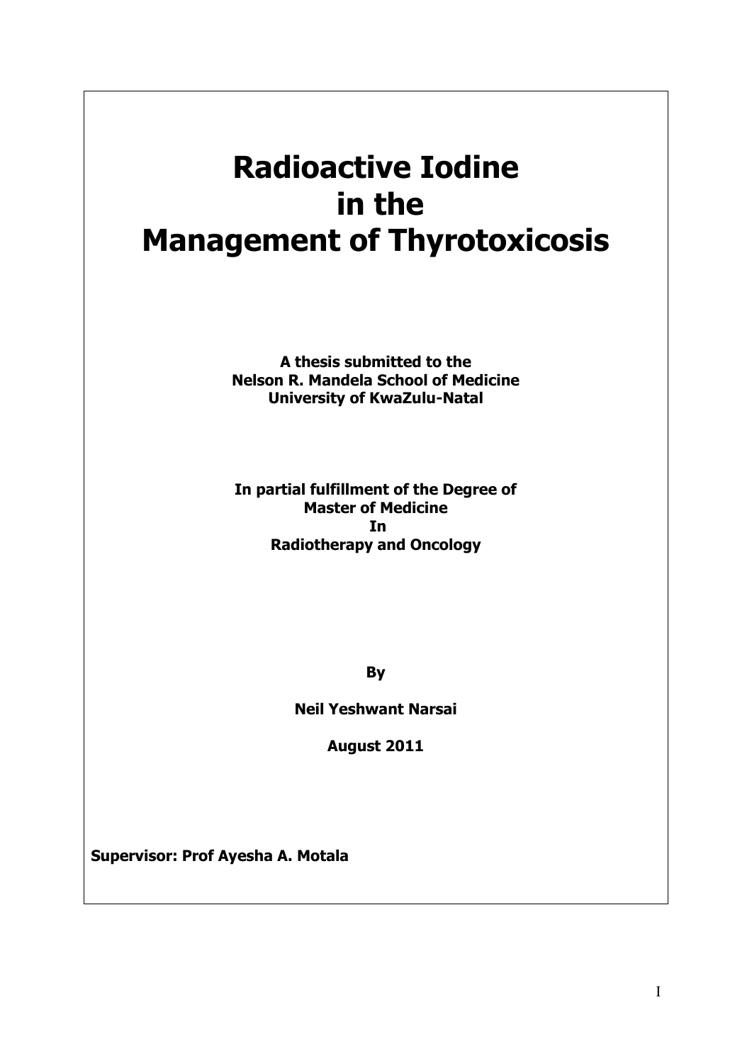# Radioactive Iodine in the Management of Thyrotoxicosis

**A thesis submitted to the**
**Nelson R. Mandela School of Medicine**
**University of KwaZulu-Natal**

**In partial fulfillment of the Degree of**
**Master of Medicine**
**In**
**Radiotherapy and Oncology**

**By**

**Neil Yeshwant Narsai**

**August 2011**

**Supervisor: Prof Ayesha A. Motala**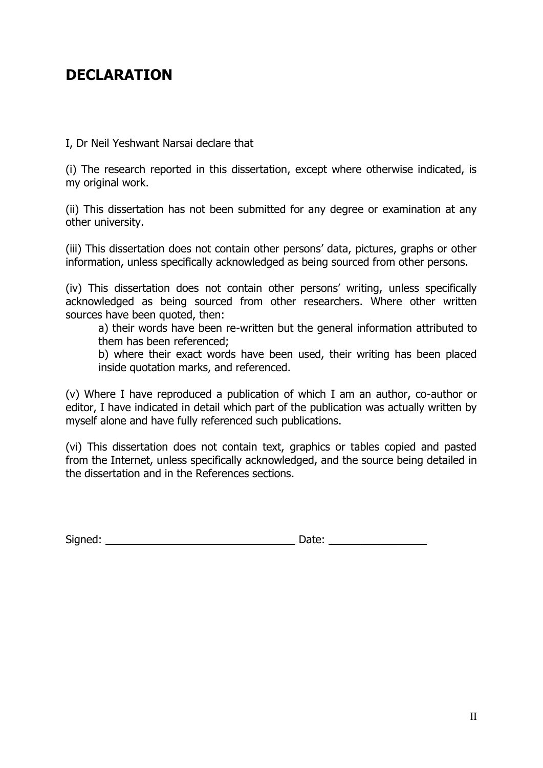# DECLARATION

I, Dr Neil Yeshwant Narsai declare that

(i) The research reported in this dissertation, except where otherwise indicated, is my original work.

(ii) This dissertation has not been submitted for any degree or examination at any other university.

(iii) This dissertation does not contain other persons' data, pictures, graphs or other information, unless specifically acknowledged as being sourced from other persons.

(iv) This dissertation does not contain other persons' writing, unless specifically acknowledged as being sourced from other researchers. Where other written sources have been quoted, then:

a) their words have been re-written but the general information attributed to them has been referenced;

b) where their exact words have been used, their writing has been placed inside quotation marks, and referenced.

(v) Where I have reproduced a publication of which I am an author, co-author or editor, I have indicated in detail which part of the publication was actually written by myself alone and have fully referenced such publications.

(vi) This dissertation does not contain text, graphics or tables copied and pasted from the Internet, unless specifically acknowledged, and the source being detailed in the dissertation and in the References sections.

Signed: ________________________________ Date: ______________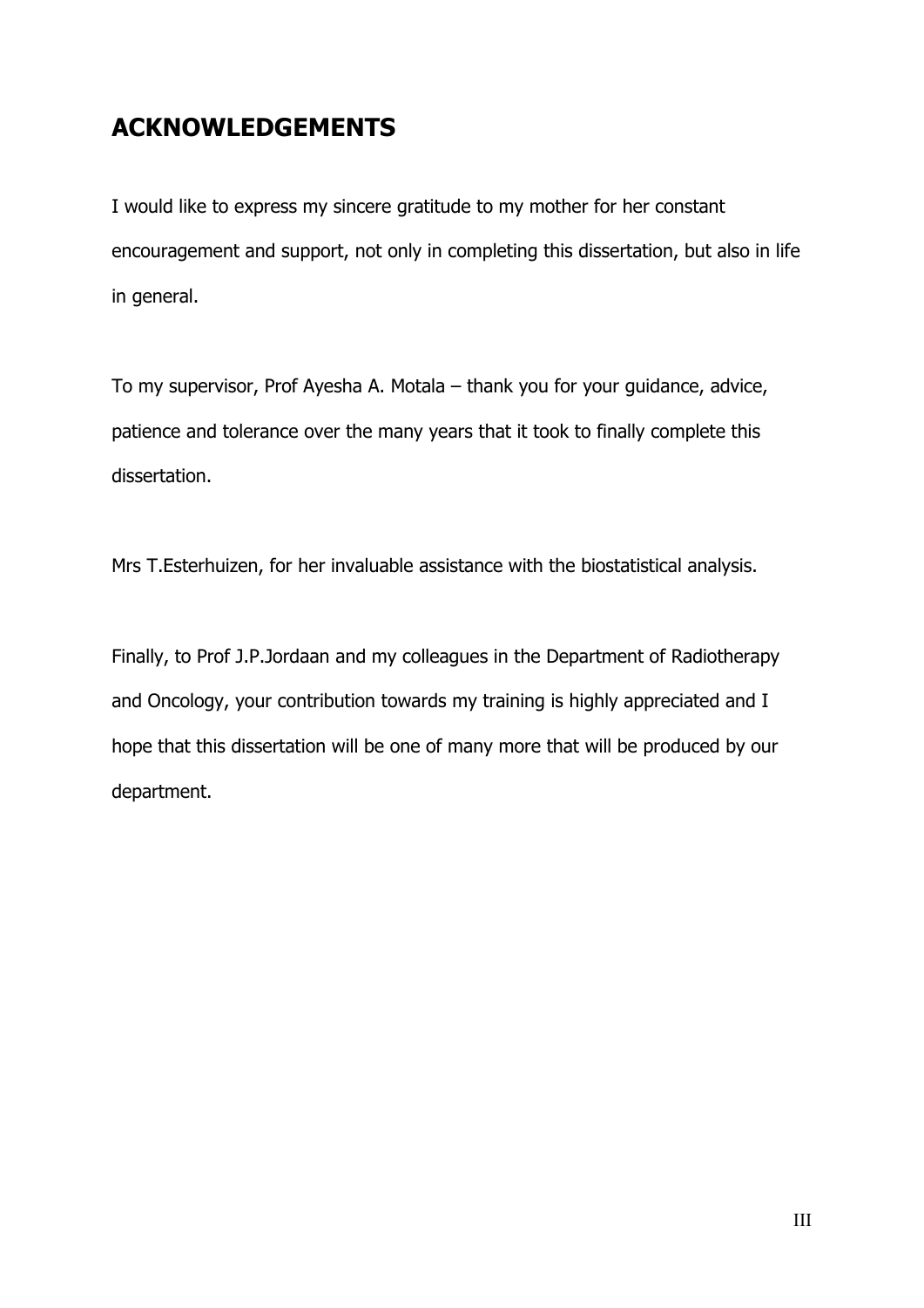## ACKNOWLEDGEMENTS

I would like to express my sincere gratitude to my mother for her constant encouragement and support, not only in completing this dissertation, but also in life in general.

To my supervisor, Prof Ayesha A. Motala – thank you for your guidance, advice, patience and tolerance over the many years that it took to finally complete this dissertation.

Mrs T.Esterhuizen, for her invaluable assistance with the biostatistical analysis.

Finally, to Prof J.P.Jordaan and my colleagues in the Department of Radiotherapy and Oncology, your contribution towards my training is highly appreciated and I hope that this dissertation will be one of many more that will be produced by our department.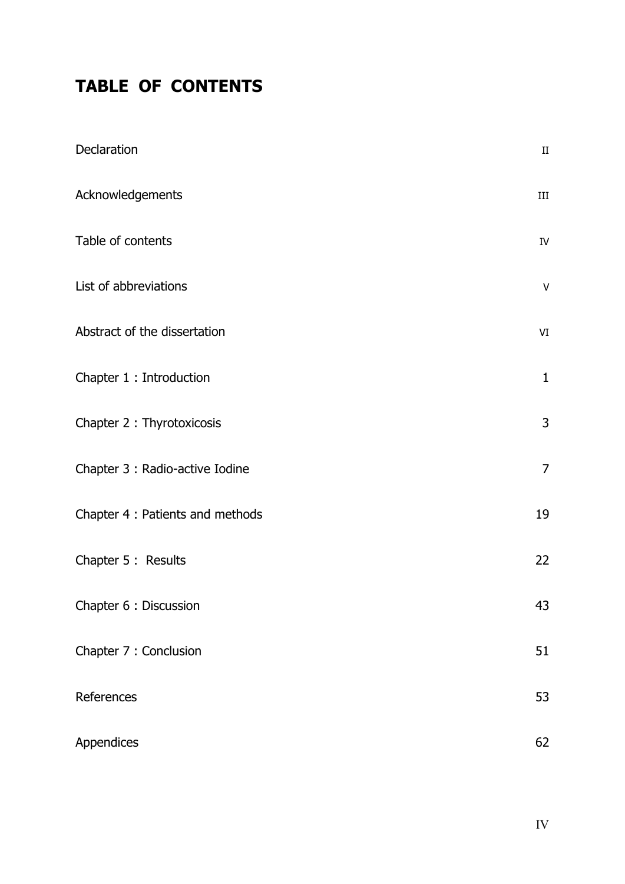# TABLE OF CONTENTS

| | |
|---|---|
| Declaration | II |
| Acknowledgements | III |
| Table of contents | IV |
| List of abbreviations | V |
| Abstract of the dissertation | VI |
| Chapter 1 : Introduction | 1 |
| Chapter 2 : Thyrotoxicosis | 3 |
| Chapter 3 : Radio-active Iodine | 7 |
| Chapter 4 : Patients and methods | 19 |
| Chapter 5 : Results | 22 |
| Chapter 6 : Discussion | 43 |
| Chapter 7 : Conclusion | 51 |
| References | 53 |
| Appendices | 62 |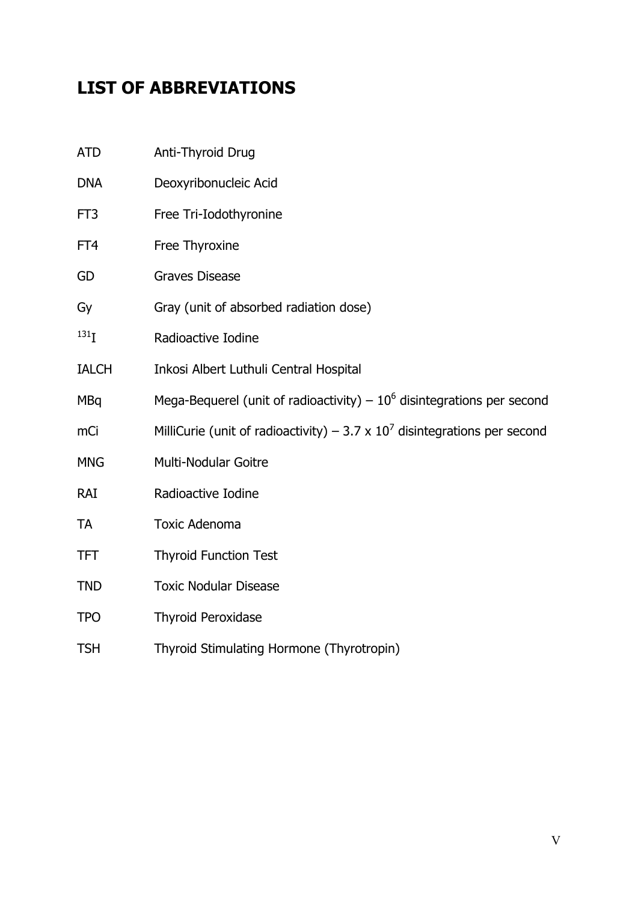# LIST OF ABBREVIATIONS

| | |
|---|---|
| ATD | Anti-Thyroid Drug |
| DNA | Deoxyribonucleic Acid |
| FT3 | Free Tri-Iodothyronine |
| FT4 | Free Thyroxine |
| GD | Graves Disease |
| Gy | Gray (unit of absorbed radiation dose) |
| $^{131}I$ | Radioactive Iodine |
| IALCH | Inkosi Albert Luthuli Central Hospital |
| MBq | Mega-Bequerel (unit of radioactivity) – $10^6$ disintegrations per second |
| mCi | MilliCurie (unit of radioactivity) – $3.7 \times 10^7$ disintegrations per second |
| MNG | Multi-Nodular Goitre |
| RAI | Radioactive Iodine |
| TA | Toxic Adenoma |
| TFT | Thyroid Function Test |
| TND | Toxic Nodular Disease |
| TPO | Thyroid Peroxidase |
| TSH | Thyroid Stimulating Hormone (Thyrotropin) |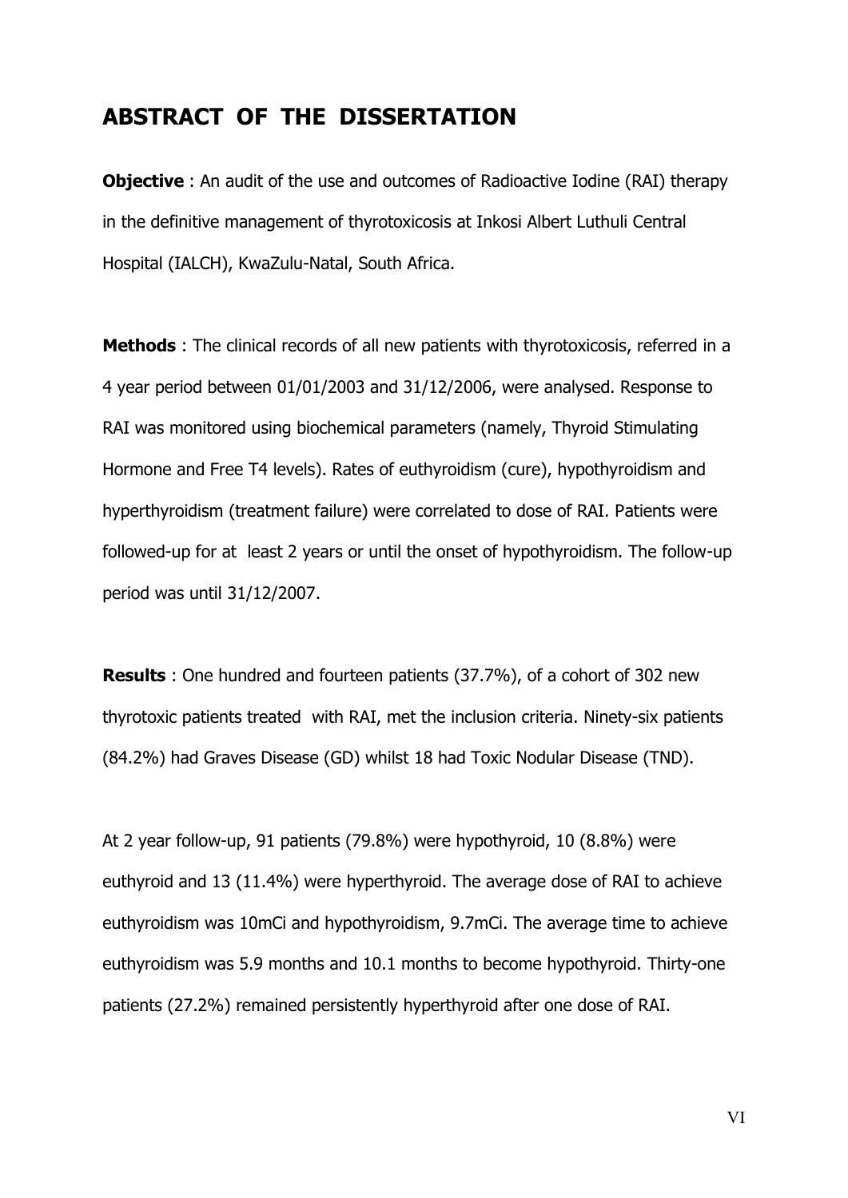## ABSTRACT OF THE DISSERTATION

**Objective** : An audit of the use and outcomes of Radioactive Iodine (RAI) therapy in the definitive management of thyrotoxicosis at Inkosi Albert Luthuli Central Hospital (IALCH), KwaZulu-Natal, South Africa.

**Methods** : The clinical records of all new patients with thyrotoxicosis, referred in a 4 year period between 01/01/2003 and 31/12/2006, were analysed. Response to RAI was monitored using biochemical parameters (namely, Thyroid Stimulating Hormone and Free T4 levels). Rates of euthyroidism (cure), hypothyroidism and hyperthyroidism (treatment failure) were correlated to dose of RAI. Patients were followed-up for at least 2 years or until the onset of hypothyroidism. The follow-up period was until 31/12/2007.

**Results** : One hundred and fourteen patients (37.7%), of a cohort of 302 new thyrotoxic patients treated with RAI, met the inclusion criteria. Ninety-six patients (84.2%) had Graves Disease (GD) whilst 18 had Toxic Nodular Disease (TND).

At 2 year follow-up, 91 patients (79.8%) were hypothyroid, 10 (8.8%) were euthyroid and 13 (11.4%) were hyperthyroid. The average dose of RAI to achieve euthyroidism was 10mCi and hypothyroidism, 9.7mCi. The average time to achieve euthyroidism was 5.9 months and 10.1 months to become hypothyroid. Thirty-one patients (27.2%) remained persistently hyperthyroid after one dose of RAI.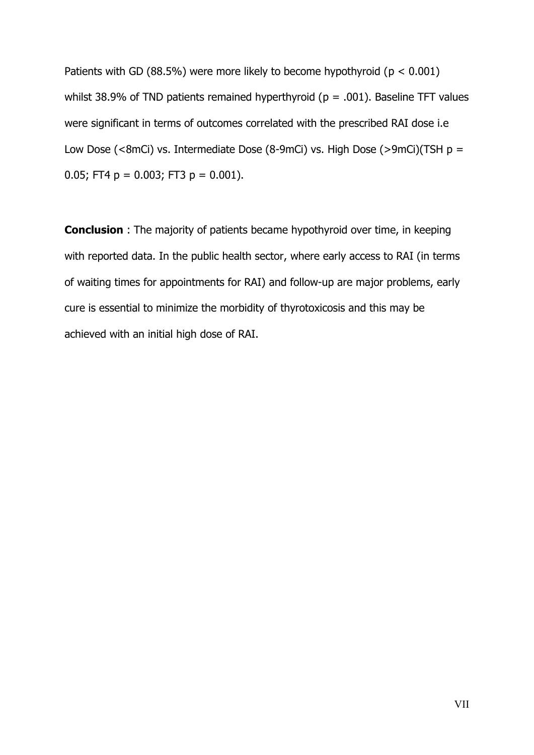Patients with GD (88.5%) were more likely to become hypothyroid ($p < 0.001$) whilst 38.9% of TND patients remained hyperthyroid ($p = .001$). Baseline TFT values were significant in terms of outcomes correlated with the prescribed RAI dose i.e Low Dose (<8mCi) vs. Intermediate Dose (8-9mCi) vs. High Dose (>9mCi)(TSH $p = 0.05$; FT4 $p = 0.003$; FT3 $p = 0.001$).

**Conclusion** : The majority of patients became hypothyroid over time, in keeping with reported data. In the public health sector, where early access to RAI (in terms of waiting times for appointments for RAI) and follow-up are major problems, early cure is essential to minimize the morbidity of thyrotoxicosis and this may be achieved with an initial high dose of RAI.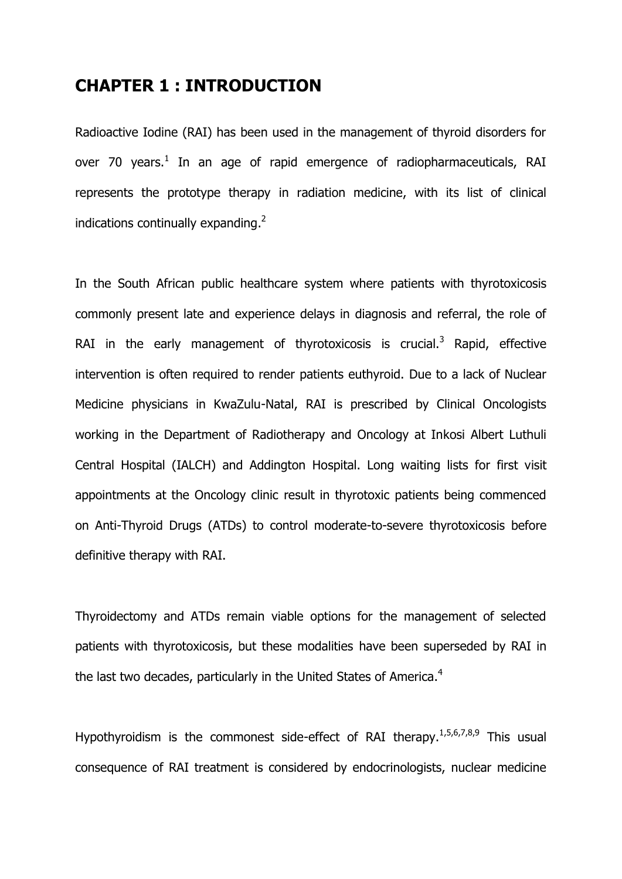# CHAPTER 1 : INTRODUCTION

Radioactive Iodine (RAI) has been used in the management of thyroid disorders for over 70 years.[1] In an age of rapid emergence of radiopharmaceuticals, RAI represents the prototype therapy in radiation medicine, with its list of clinical indications continually expanding.[2]

In the South African public healthcare system where patients with thyrotoxicosis commonly present late and experience delays in diagnosis and referral, the role of RAI in the early management of thyrotoxicosis is crucial.[3] Rapid, effective intervention is often required to render patients euthyroid. Due to a lack of Nuclear Medicine physicians in KwaZulu-Natal, RAI is prescribed by Clinical Oncologists working in the Department of Radiotherapy and Oncology at Inkosi Albert Luthuli Central Hospital (IALCH) and Addington Hospital. Long waiting lists for first visit appointments at the Oncology clinic result in thyrotoxic patients being commenced on Anti-Thyroid Drugs (ATDs) to control moderate-to-severe thyrotoxicosis before definitive therapy with RAI.

Thyroidectomy and ATDs remain viable options for the management of selected patients with thyrotoxicosis, but these modalities have been superseded by RAI in the last two decades, particularly in the United States of America.[4]

Hypothyroidism is the commonest side-effect of RAI therapy.[1,5,6,7,8,9] This usual consequence of RAI treatment is considered by endocrinologists, nuclear medicine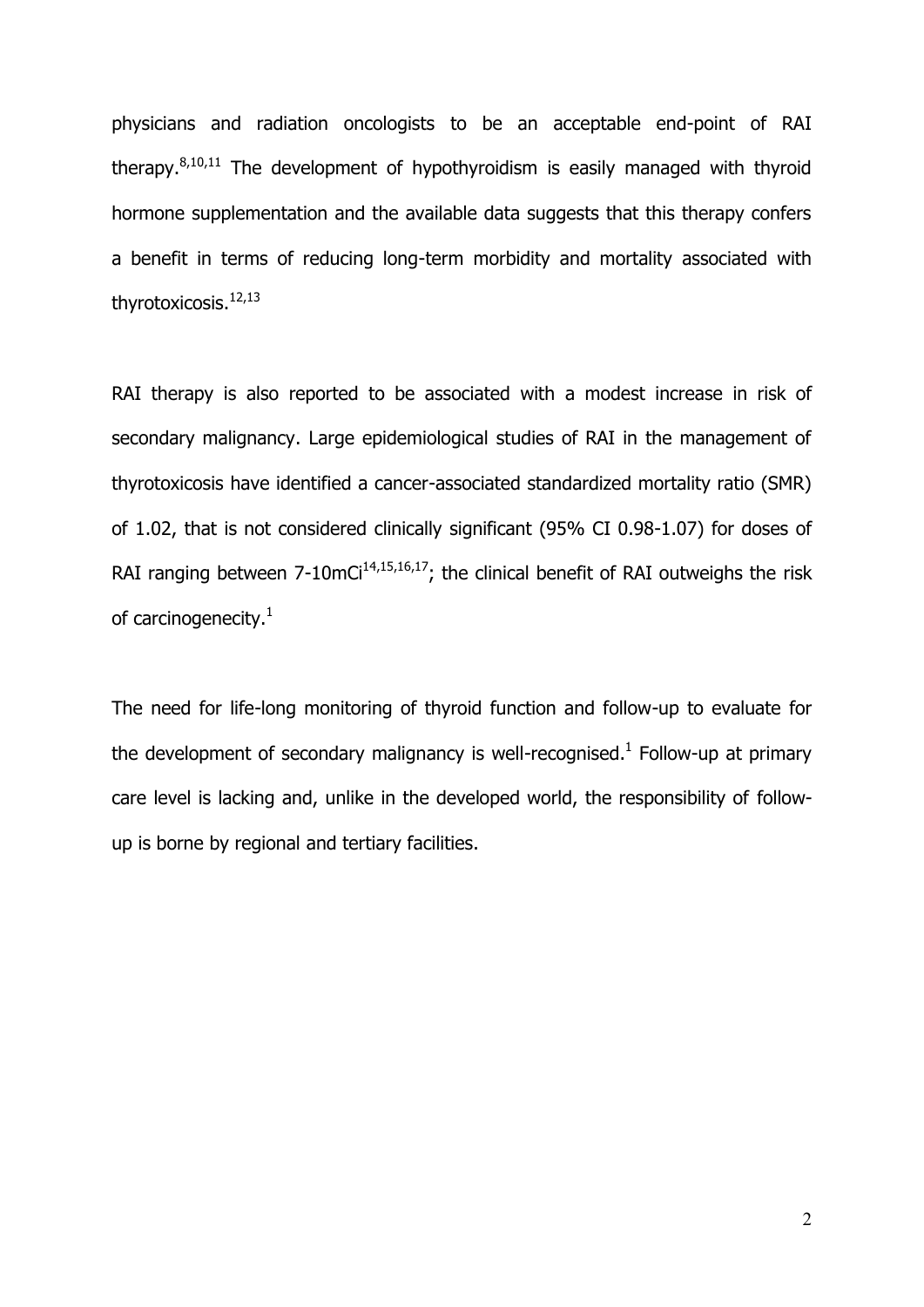physicians and radiation oncologists to be an acceptable end-point of RAI therapy.[8,10,11] The development of hypothyroidism is easily managed with thyroid hormone supplementation and the available data suggests that this therapy confers a benefit in terms of reducing long-term morbidity and mortality associated with thyrotoxicosis.[12,13]

RAI therapy is also reported to be associated with a modest increase in risk of secondary malignancy. Large epidemiological studies of RAI in the management of thyrotoxicosis have identified a cancer-associated standardized mortality ratio (SMR) of 1.02, that is not considered clinically significant (95% CI 0.98-1.07) for doses of RAI ranging between 7-10mCi[14,15,16,17]; the clinical benefit of RAI outweighs the risk of carcinogenecity.[1]

The need for life-long monitoring of thyroid function and follow-up to evaluate for the development of secondary malignancy is well-recognised.[1] Follow-up at primary care level is lacking and, unlike in the developed world, the responsibility of follow-up is borne by regional and tertiary facilities.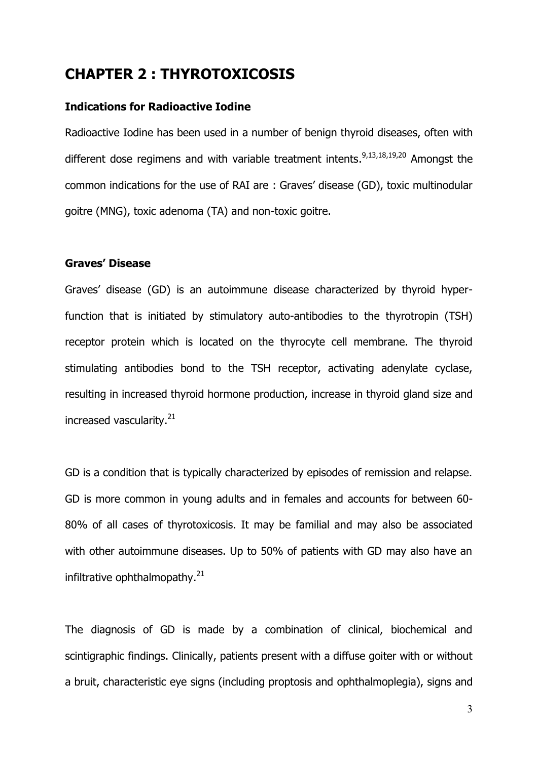# CHAPTER 2 : THYROTOXICOSIS

### Indications for Radioactive Iodine

Radioactive Iodine has been used in a number of benign thyroid diseases, often with different dose regimens and with variable treatment intents.[9,13,18,19,20] Amongst the common indications for the use of RAI are : Graves' disease (GD), toxic multinodular goitre (MNG), toxic adenoma (TA) and non-toxic goitre.

### Graves' Disease

Graves' disease (GD) is an autoimmune disease characterized by thyroid hyper-function that is initiated by stimulatory auto-antibodies to the thyrotropin (TSH) receptor protein which is located on the thyrocyte cell membrane. The thyroid stimulating antibodies bond to the TSH receptor, activating adenylate cyclase, resulting in increased thyroid hormone production, increase in thyroid gland size and increased vascularity.[21]

GD is a condition that is typically characterized by episodes of remission and relapse. GD is more common in young adults and in females and accounts for between 60-80% of all cases of thyrotoxicosis. It may be familial and may also be associated with other autoimmune diseases. Up to 50% of patients with GD may also have an infiltrative ophthalmopathy.[21]

The diagnosis of GD is made by a combination of clinical, biochemical and scintigraphic findings. Clinically, patients present with a diffuse goiter with or without a bruit, characteristic eye signs (including proptosis and ophthalmoplegia), signs and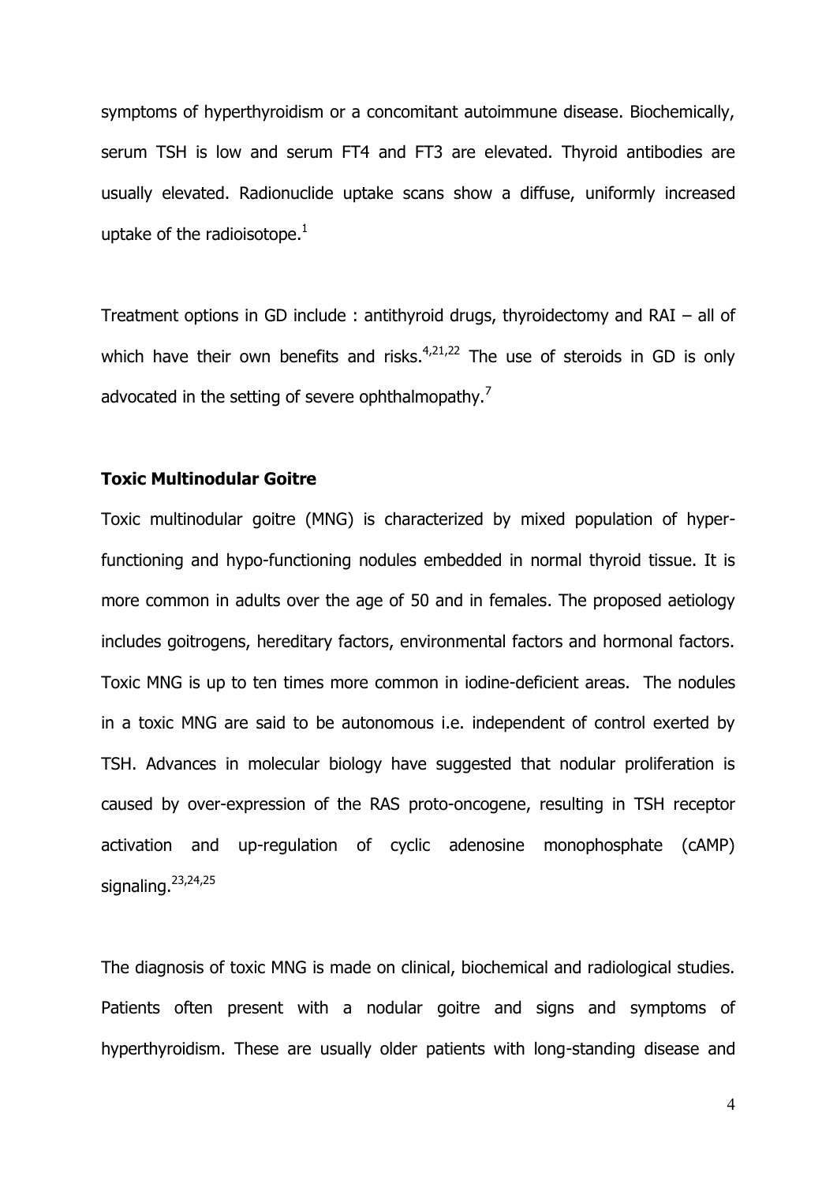symptoms of hyperthyroidism or a concomitant autoimmune disease. Biochemically, serum TSH is low and serum FT4 and FT3 are elevated. Thyroid antibodies are usually elevated. Radionuclide uptake scans show a diffuse, uniformly increased uptake of the radioisotope.[1]

Treatment options in GD include : antithyroid drugs, thyroidectomy and RAI – all of which have their own benefits and risks.[4,21,22] The use of steroids in GD is only advocated in the setting of severe ophthalmopathy.[7]

**Toxic Multinodular Goitre**

Toxic multinodular goitre (MNG) is characterized by mixed population of hyper-functioning and hypo-functioning nodules embedded in normal thyroid tissue. It is more common in adults over the age of 50 and in females. The proposed aetiology includes goitrogens, hereditary factors, environmental factors and hormonal factors. Toxic MNG is up to ten times more common in iodine-deficient areas. The nodules in a toxic MNG are said to be autonomous i.e. independent of control exerted by TSH. Advances in molecular biology have suggested that nodular proliferation is caused by over-expression of the RAS proto-oncogene, resulting in TSH receptor activation and up-regulation of cyclic adenosine monophosphate (cAMP) signaling.[23,24,25]

The diagnosis of toxic MNG is made on clinical, biochemical and radiological studies. Patients often present with a nodular goitre and signs and symptoms of hyperthyroidism. These are usually older patients with long-standing disease and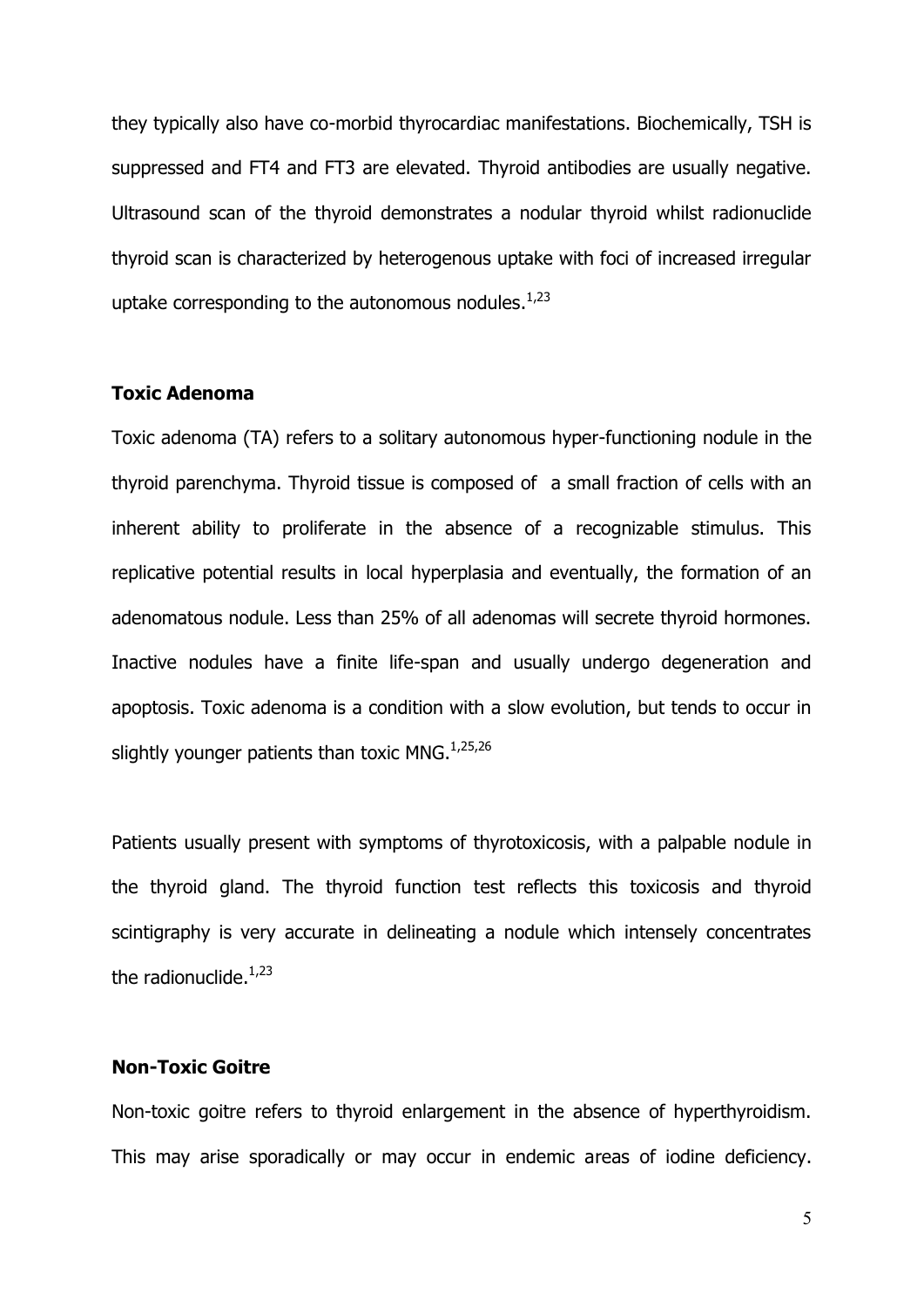they typically also have co-morbid thyrocardiac manifestations. Biochemically, TSH is suppressed and FT4 and FT3 are elevated. Thyroid antibodies are usually negative. Ultrasound scan of the thyroid demonstrates a nodular thyroid whilst radionuclide thyroid scan is characterized by heterogenous uptake with foci of increased irregular uptake corresponding to the autonomous nodules.[1,23]

**Toxic Adenoma**

Toxic adenoma (TA) refers to a solitary autonomous hyper-functioning nodule in the thyroid parenchyma. Thyroid tissue is composed of a small fraction of cells with an inherent ability to proliferate in the absence of a recognizable stimulus. This replicative potential results in local hyperplasia and eventually, the formation of an adenomatous nodule. Less than 25% of all adenomas will secrete thyroid hormones. Inactive nodules have a finite life-span and usually undergo degeneration and apoptosis. Toxic adenoma is a condition with a slow evolution, but tends to occur in slightly younger patients than toxic MNG.[1,25,26]

Patients usually present with symptoms of thyrotoxicosis, with a palpable nodule in the thyroid gland. The thyroid function test reflects this toxicosis and thyroid scintigraphy is very accurate in delineating a nodule which intensely concentrates the radionuclide.[1,23]

**Non-Toxic Goitre**

Non-toxic goitre refers to thyroid enlargement in the absence of hyperthyroidism. This may arise sporadically or may occur in endemic areas of iodine deficiency.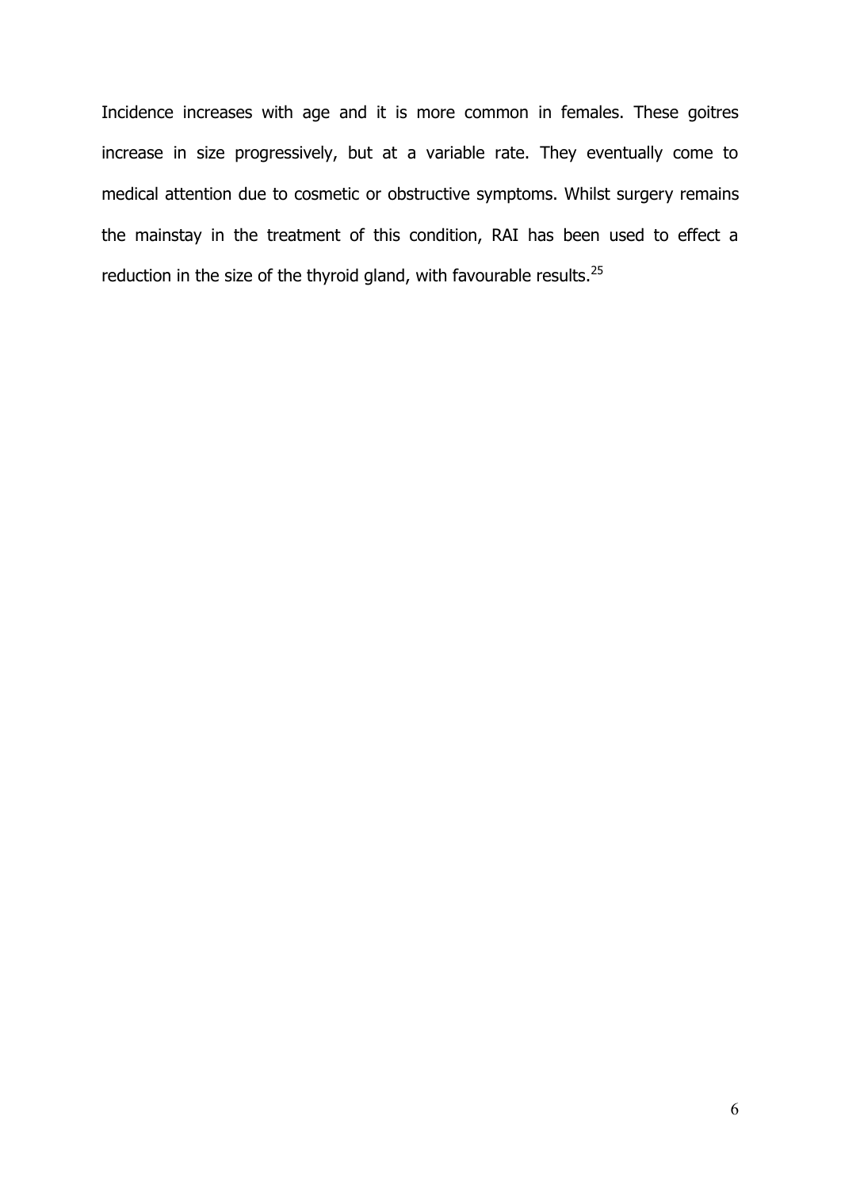Incidence increases with age and it is more common in females. These goitres increase in size progressively, but at a variable rate. They eventually come to medical attention due to cosmetic or obstructive symptoms. Whilst surgery remains the mainstay in the treatment of this condition, RAI has been used to effect a reduction in the size of the thyroid gland, with favourable results.[25]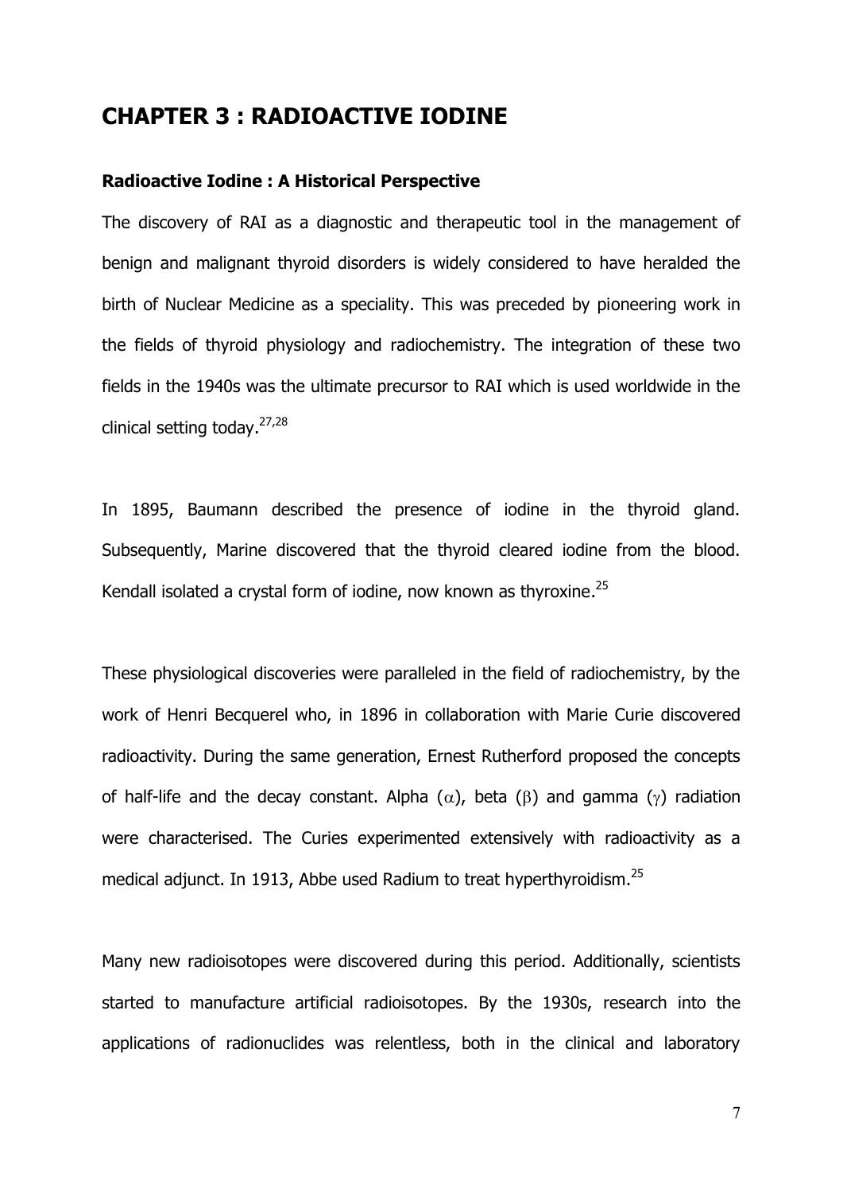# CHAPTER 3 : RADIOACTIVE IODINE

### Radioactive Iodine : A Historical Perspective

The discovery of RAI as a diagnostic and therapeutic tool in the management of benign and malignant thyroid disorders is widely considered to have heralded the birth of Nuclear Medicine as a speciality. This was preceded by pioneering work in the fields of thyroid physiology and radiochemistry. The integration of these two fields in the 1940s was the ultimate precursor to RAI which is used worldwide in the clinical setting today.[27,28]

In 1895, Baumann described the presence of iodine in the thyroid gland. Subsequently, Marine discovered that the thyroid cleared iodine from the blood. Kendall isolated a crystal form of iodine, now known as thyroxine.[25]

These physiological discoveries were paralleled in the field of radiochemistry, by the work of Henri Becquerel who, in 1896 in collaboration with Marie Curie discovered radioactivity. During the same generation, Ernest Rutherford proposed the concepts of half-life and the decay constant. Alpha ($\alpha$), beta ($\beta$) and gamma ($\gamma$) radiation were characterised. The Curies experimented extensively with radioactivity as a medical adjunct. In 1913, Abbe used Radium to treat hyperthyroidism.[25]

Many new radioisotopes were discovered during this period. Additionally, scientists started to manufacture artificial radioisotopes. By the 1930s, research into the applications of radionuclides was relentless, both in the clinical and laboratory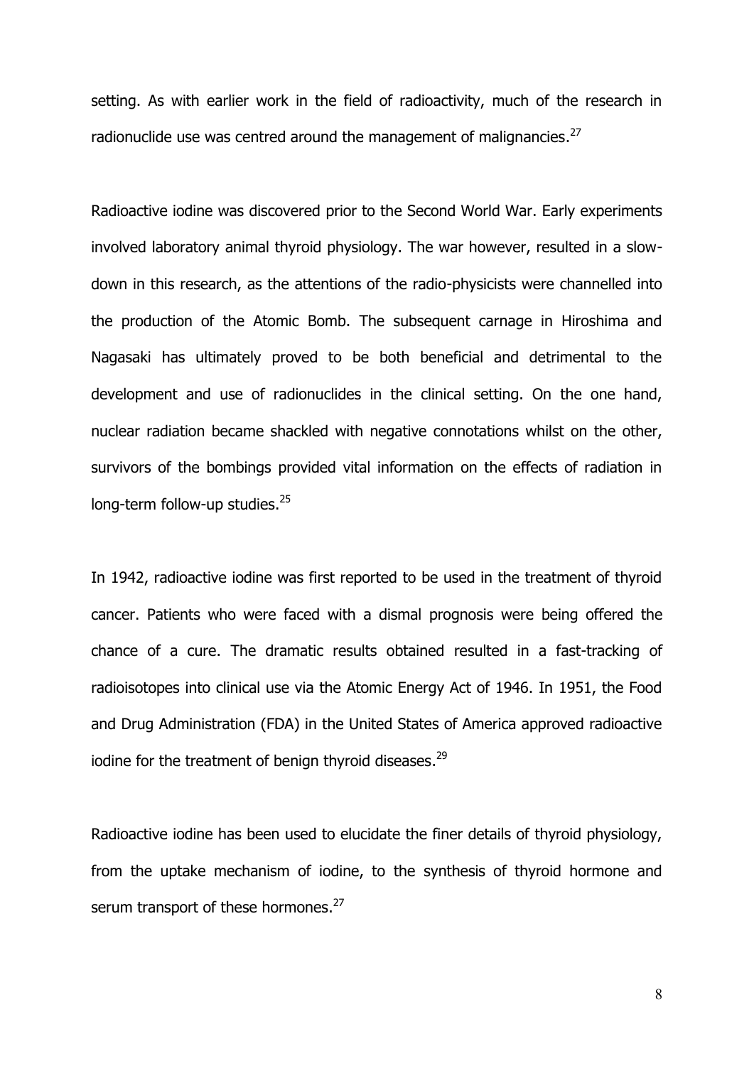setting. As with earlier work in the field of radioactivity, much of the research in radionuclide use was centred around the management of malignancies.[27]

Radioactive iodine was discovered prior to the Second World War. Early experiments involved laboratory animal thyroid physiology. The war however, resulted in a slow-down in this research, as the attentions of the radio-physicists were channelled into the production of the Atomic Bomb. The subsequent carnage in Hiroshima and Nagasaki has ultimately proved to be both beneficial and detrimental to the development and use of radionuclides in the clinical setting. On the one hand, nuclear radiation became shackled with negative connotations whilst on the other, survivors of the bombings provided vital information on the effects of radiation in long-term follow-up studies.[25]

In 1942, radioactive iodine was first reported to be used in the treatment of thyroid cancer. Patients who were faced with a dismal prognosis were being offered the chance of a cure. The dramatic results obtained resulted in a fast-tracking of radioisotopes into clinical use via the Atomic Energy Act of 1946. In 1951, the Food and Drug Administration (FDA) in the United States of America approved radioactive iodine for the treatment of benign thyroid diseases.[29]

Radioactive iodine has been used to elucidate the finer details of thyroid physiology, from the uptake mechanism of iodine, to the synthesis of thyroid hormone and serum transport of these hormones.[27]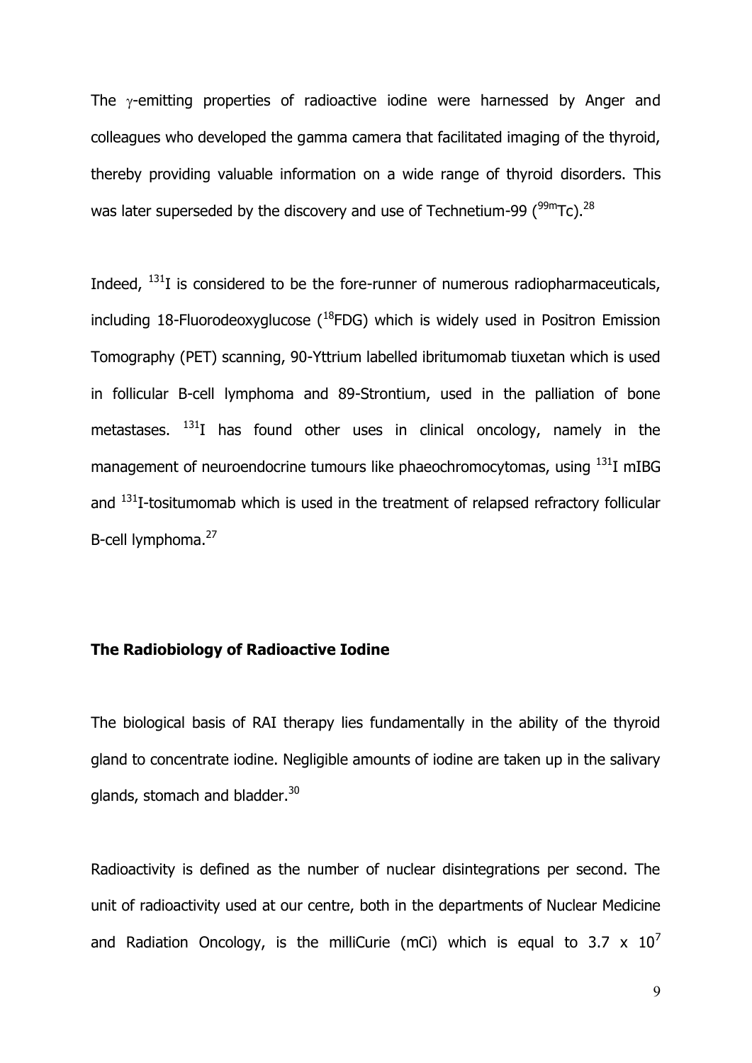The $\gamma$-emitting properties of radioactive iodine were harnessed by Anger and colleagues who developed the gamma camera that facilitated imaging of the thyroid, thereby providing valuable information on a wide range of thyroid disorders. This was later superseded by the discovery and use of Technetium-99 ($^{99m}Tc$).[28]

Indeed, $^{131}I$ is considered to be the fore-runner of numerous radiopharmaceuticals, including 18-Fluorodeoxyglucose ($^{18}FDG$) which is widely used in Positron Emission Tomography (PET) scanning, 90-Yttrium labelled ibritumomab tiuxetan which is used in follicular B-cell lymphoma and 89-Strontium, used in the palliation of bone metastases. $^{131}I$ has found other uses in clinical oncology, namely in the management of neuroendocrine tumours like phaeochromocytomas, using $^{131}I$ mIBG and $^{131}I$-tositumomab which is used in the treatment of relapsed refractory follicular B-cell lymphoma.[27]

## The Radiobiology of Radioactive Iodine

The biological basis of RAI therapy lies fundamentally in the ability of the thyroid gland to concentrate iodine. Negligible amounts of iodine are taken up in the salivary glands, stomach and bladder.[30]

Radioactivity is defined as the number of nuclear disintegrations per second. The unit of radioactivity used at our centre, both in the departments of Nuclear Medicine and Radiation Oncology, is the milliCurie (mCi) which is equal to $3.7 \times 10^7$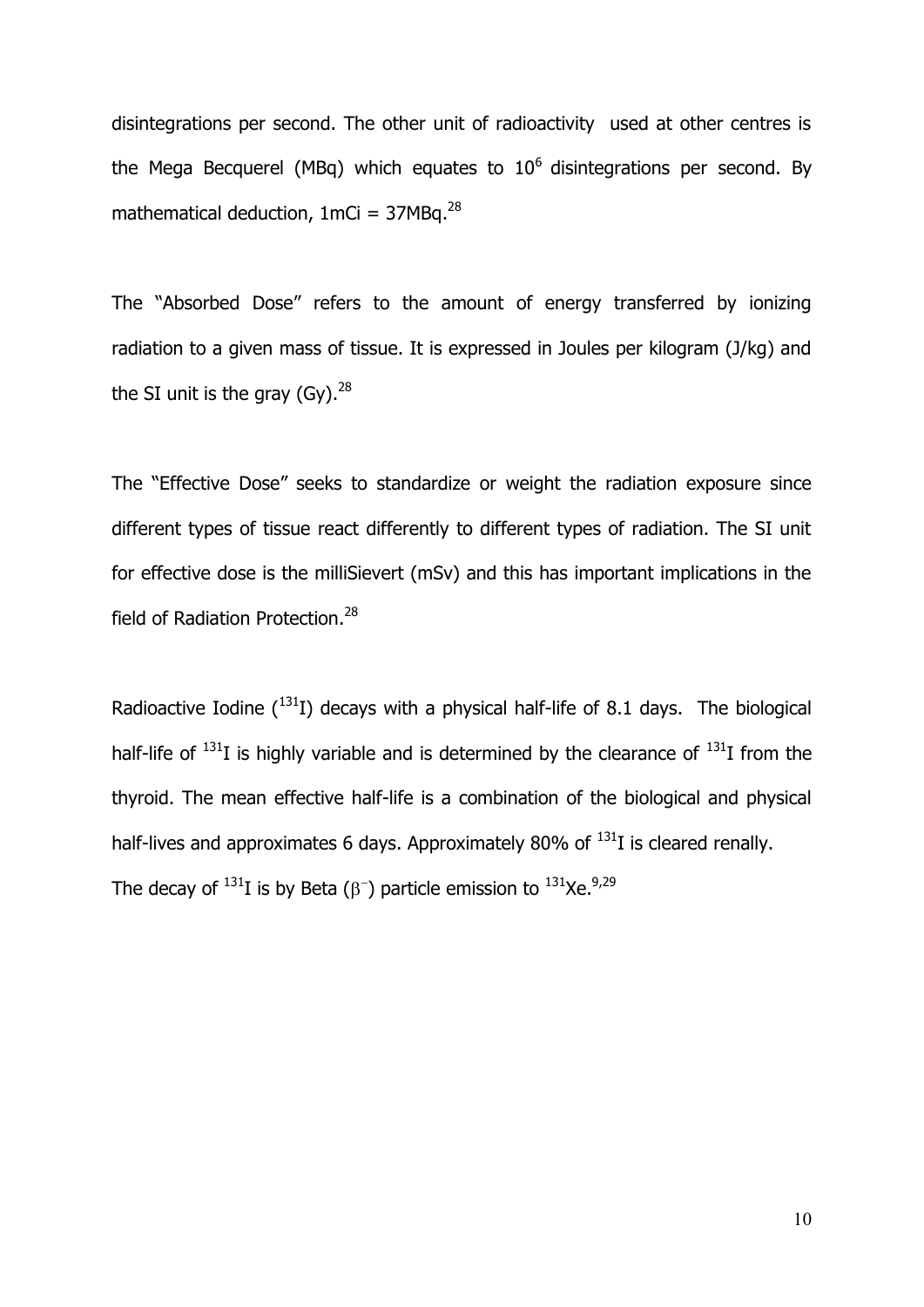disintegrations per second. The other unit of radioactivity used at other centres is the Mega Becquerel (MBq) which equates to $10^6$ disintegrations per second. By mathematical deduction, 1mCi = 37MBq.[28]

The "Absorbed Dose" refers to the amount of energy transferred by ionizing radiation to a given mass of tissue. It is expressed in Joules per kilogram (J/kg) and the SI unit is the gray (Gy).[28]

The "Effective Dose" seeks to standardize or weight the radiation exposure since different types of tissue react differently to different types of radiation. The SI unit for effective dose is the milliSievert (mSv) and this has important implications in the field of Radiation Protection.[28]

Radioactive Iodine ($^{131}I$) decays with a physical half-life of 8.1 days. The biological half-life of $^{131}I$ is highly variable and is determined by the clearance of $^{131}I$ from the thyroid. The mean effective half-life is a combination of the biological and physical half-lives and approximates 6 days. Approximately 80% of $^{131}I$ is cleared renally.
The decay of $^{131}I$ is by Beta ($\beta^-$) particle emission to $^{131}Xe$.[9,29]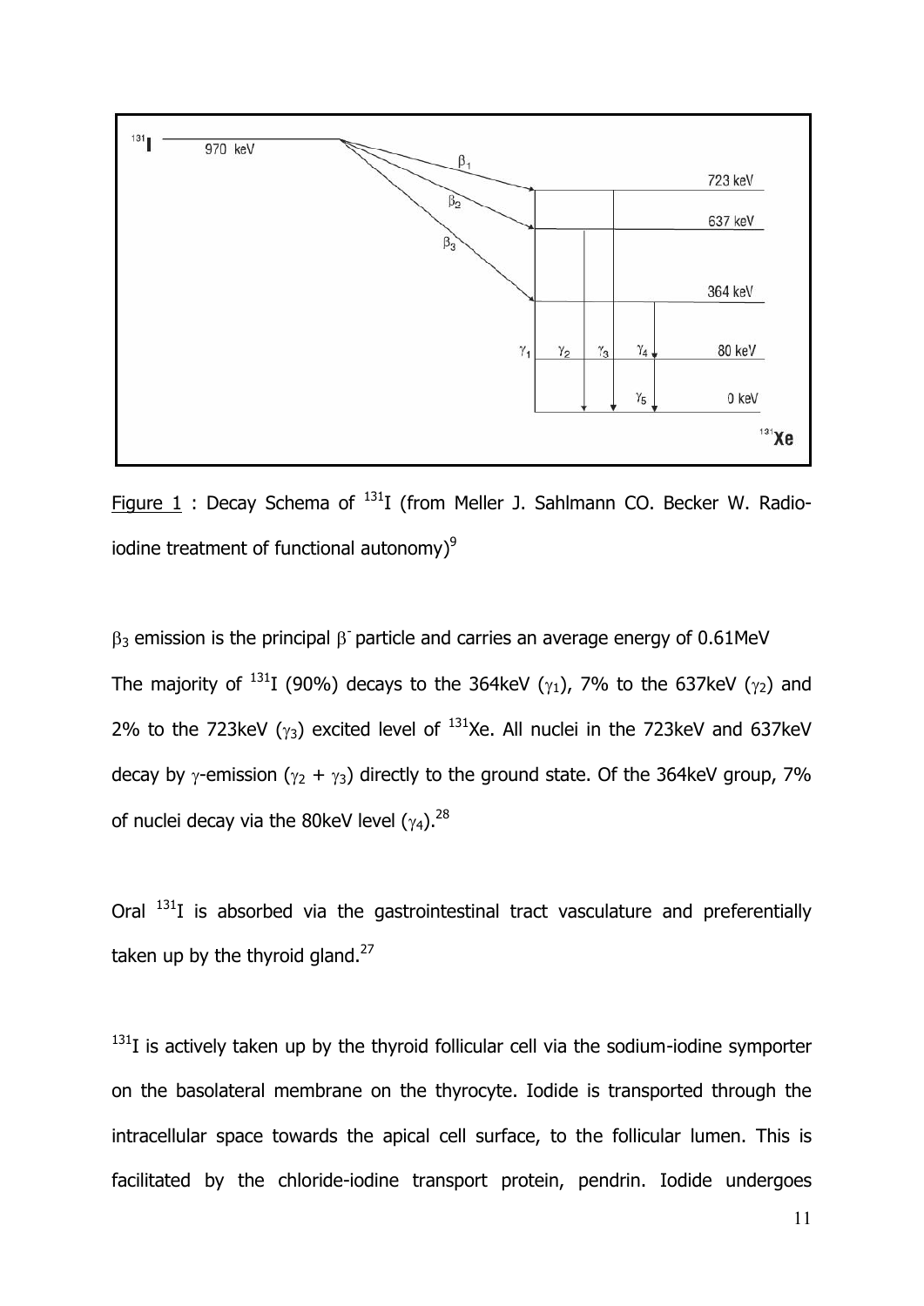Figure 1 : Decay Schema of $^{131}I$ (from Meller J. Sahlmann CO. Becker W. Radio-iodine treatment of functional autonomy)[9]

$\beta_3$ emission is the principal $\beta^-$ particle and carries an average energy of 0.61MeV

The majority of $^{131}I$ (90%) decays to the 364keV ($\gamma_1$), 7% to the 637keV ($\gamma_2$) and 2% to the 723keV ($\gamma_3$) excited level of $^{131}Xe$. All nuclei in the 723keV and 637keV decay by $\gamma$-emission ($\gamma_2$ + $\gamma_3$) directly to the ground state. Of the 364keV group, 7% of nuclei decay via the 80keV level ($\gamma_4$).[28]

Oral $^{131}I$ is absorbed via the gastrointestinal tract vasculature and preferentially taken up by the thyroid gland.[27]

$^{131}I$ is actively taken up by the thyroid follicular cell via the sodium-iodine symporter on the basolateral membrane on the thyrocyte. Iodide is transported through the intracellular space towards the apical cell surface, to the follicular lumen. This is facilitated by the chloride-iodine transport protein, pendrin. Iodide undergoes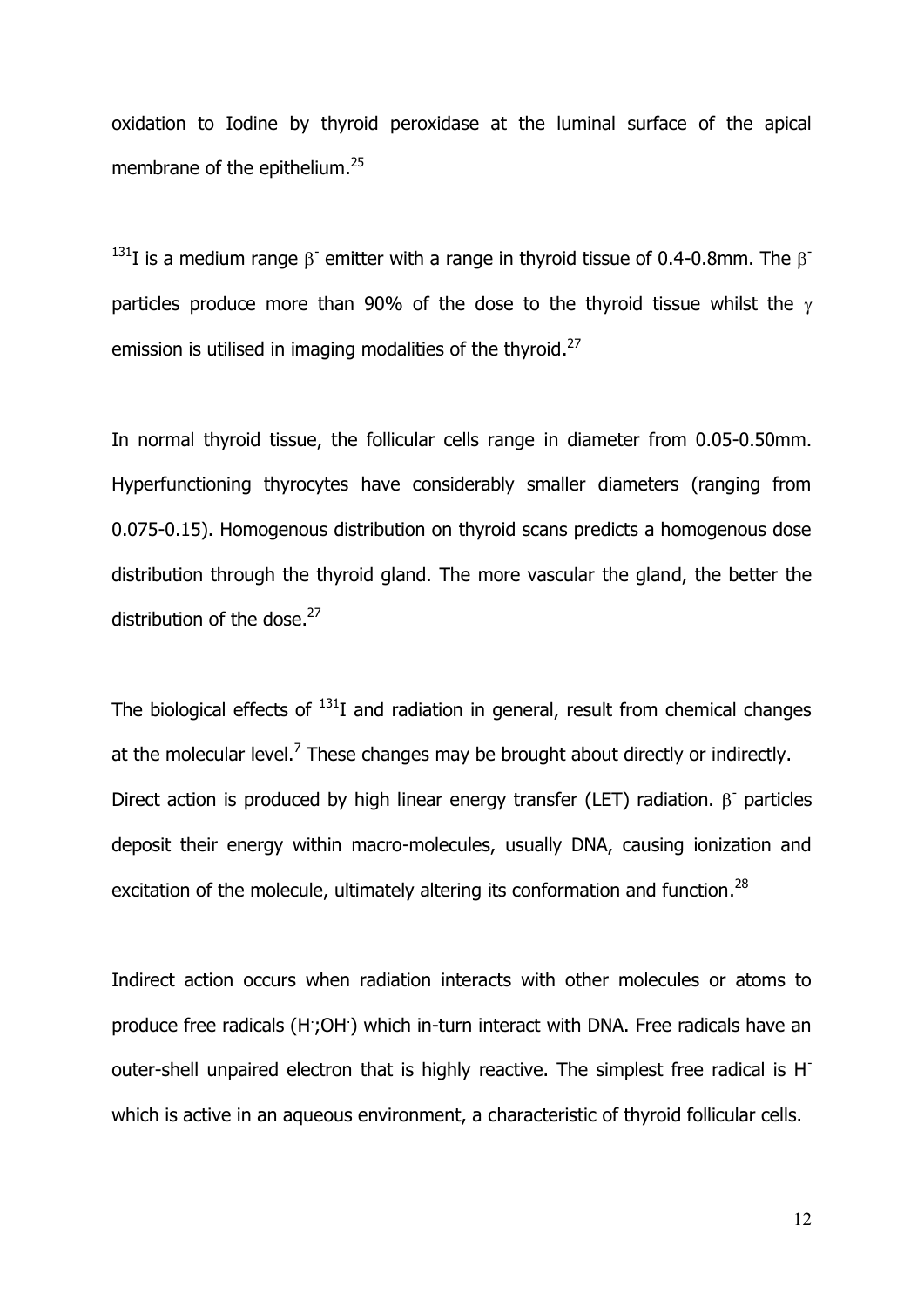oxidation to Iodine by thyroid peroxidase at the luminal surface of the apical membrane of the epithelium.[25]

$^{131}I$ is a medium range $\beta^-$ emitter with a range in thyroid tissue of 0.4-0.8mm. The $\beta^-$ particles produce more than 90% of the dose to the thyroid tissue whilst the $\gamma$ emission is utilised in imaging modalities of the thyroid.[27]

In normal thyroid tissue, the follicular cells range in diameter from 0.05-0.50mm. Hyperfunctioning thyrocytes have considerably smaller diameters (ranging from 0.075-0.15). Homogenous distribution on thyroid scans predicts a homogenous dose distribution through the thyroid gland. The more vascular the gland, the better the distribution of the dose.[27]

The biological effects of $^{131}I$ and radiation in general, result from chemical changes at the molecular level.[7] These changes may be brought about directly or indirectly. Direct action is produced by high linear energy transfer (LET) radiation. $\beta^-$ particles deposit their energy within macro-molecules, usually DNA, causing ionization and excitation of the molecule, ultimately altering its conformation and function.[28]

Indirect action occurs when radiation interacts with other molecules or atoms to produce free radicals ($H^{\cdot}$;$OH^{\cdot}$) which in-turn interact with DNA. Free radicals have an outer-shell unpaired electron that is highly reactive. The simplest free radical is $H^-$ which is active in an aqueous environment, a characteristic of thyroid follicular cells.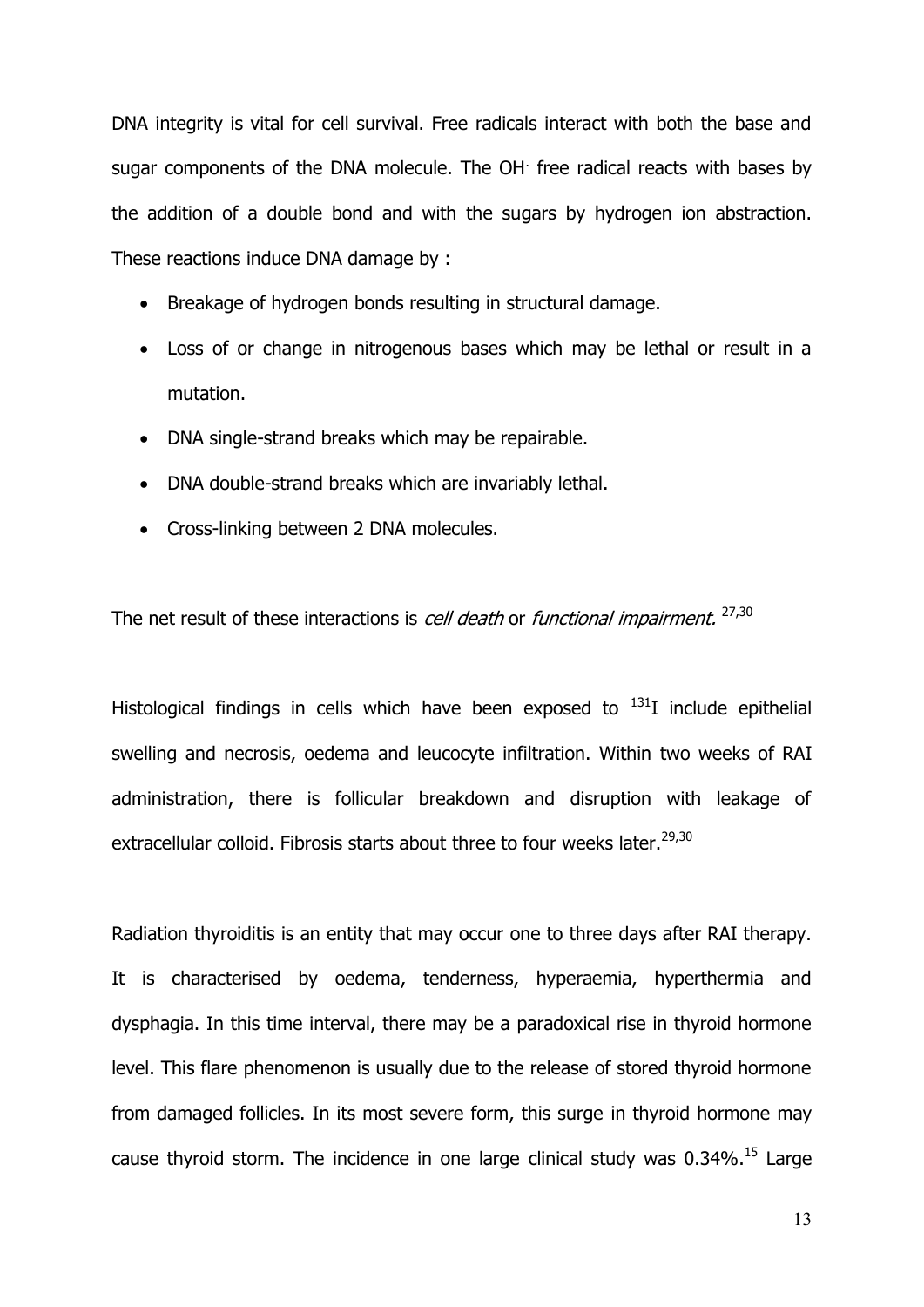DNA integrity is vital for cell survival. Free radicals interact with both the base and sugar components of the DNA molecule. The $OH^{\cdot}$ free radical reacts with bases by the addition of a double bond and with the sugars by hydrogen ion abstraction. These reactions induce DNA damage by :

- Breakage of hydrogen bonds resulting in structural damage.
- Loss of or change in nitrogenous bases which may be lethal or result in a mutation.
- DNA single-strand breaks which may be repairable.
- DNA double-strand breaks which are invariably lethal.
- Cross-linking between 2 DNA molecules.

The net result of these interactions is *cell death* or *functional impairment.* [27,30]

Histological findings in cells which have been exposed to $^{131}I$ include epithelial swelling and necrosis, oedema and leucocyte infiltration. Within two weeks of RAI administration, there is follicular breakdown and disruption with leakage of extracellular colloid. Fibrosis starts about three to four weeks later.[29,30]

Radiation thyroiditis is an entity that may occur one to three days after RAI therapy. It is characterised by oedema, tenderness, hyperaemia, hyperthermia and dysphagia. In this time interval, there may be a paradoxical rise in thyroid hormone level. This flare phenomenon is usually due to the release of stored thyroid hormone from damaged follicles. In its most severe form, this surge in thyroid hormone may cause thyroid storm. The incidence in one large clinical study was 0.34%.[15] Large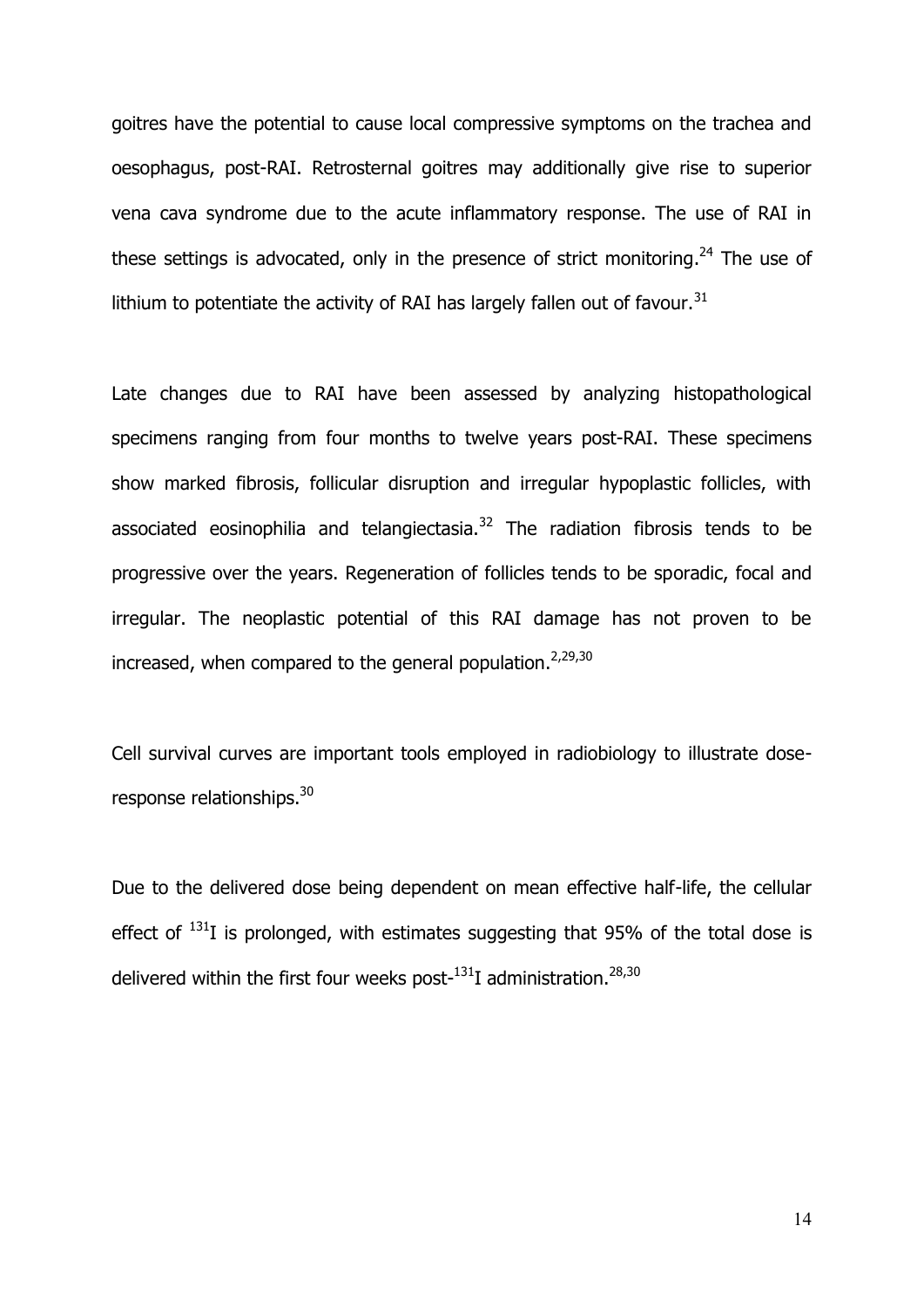goitres have the potential to cause local compressive symptoms on the trachea and oesophagus, post-RAI. Retrosternal goitres may additionally give rise to superior vena cava syndrome due to the acute inflammatory response. The use of RAI in these settings is advocated, only in the presence of strict monitoring.[24] The use of lithium to potentiate the activity of RAI has largely fallen out of favour.[31]

Late changes due to RAI have been assessed by analyzing histopathological specimens ranging from four months to twelve years post-RAI. These specimens show marked fibrosis, follicular disruption and irregular hypoplastic follicles, with associated eosinophilia and telangiectasia.[32] The radiation fibrosis tends to be progressive over the years. Regeneration of follicles tends to be sporadic, focal and irregular. The neoplastic potential of this RAI damage has not proven to be increased, when compared to the general population.[2,29,30]

Cell survival curves are important tools employed in radiobiology to illustrate dose-response relationships.[30]

Due to the delivered dose being dependent on mean effective half-life, the cellular effect of $^{131}I$ is prolonged, with estimates suggesting that 95% of the total dose is delivered within the first four weeks post-$^{131}I$ administration.[28,30]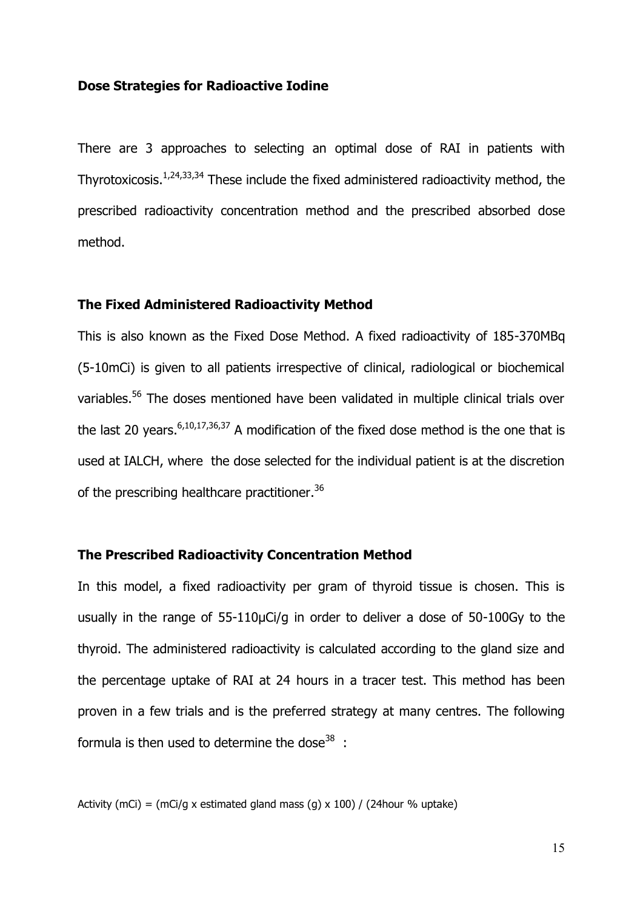## Dose Strategies for Radioactive Iodine

There are 3 approaches to selecting an optimal dose of RAI in patients with Thyrotoxicosis.[1,24,33,34] These include the fixed administered radioactivity method, the prescribed radioactivity concentration method and the prescribed absorbed dose method.

### The Fixed Administered Radioactivity Method

This is also known as the Fixed Dose Method. A fixed radioactivity of 185-370MBq (5-10mCi) is given to all patients irrespective of clinical, radiological or biochemical variables.[56] The doses mentioned have been validated in multiple clinical trials over the last 20 years.[6,10,17,36,37] A modification of the fixed dose method is the one that is used at IALCH, where the dose selected for the individual patient is at the discretion of the prescribing healthcare practitioner.[36]

### The Prescribed Radioactivity Concentration Method

In this model, a fixed radioactivity per gram of thyroid tissue is chosen. This is usually in the range of 55-110µCi/g in order to deliver a dose of 50-100Gy to the thyroid. The administered radioactivity is calculated according to the gland size and the percentage uptake of RAI at 24 hours in a tracer test. This method has been proven in a few trials and is the preferred strategy at many centres. The following formula is then used to determine the dose[38] :

Activity (mCi) = (mCi/g x estimated gland mass (g) x 100) / (24hour % uptake)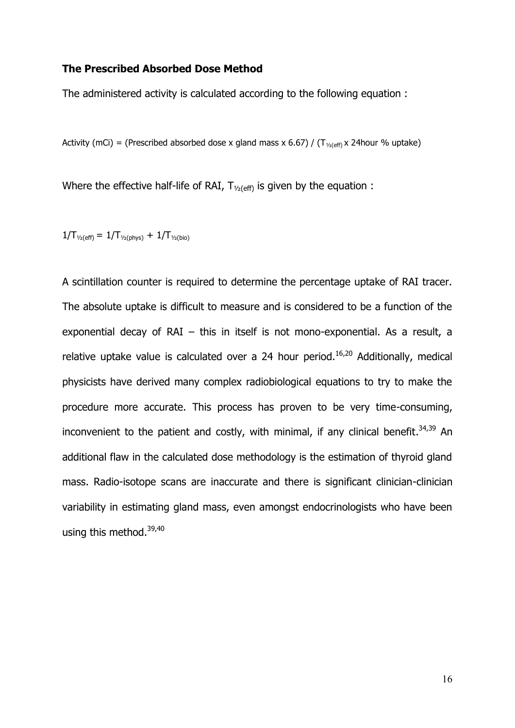**The Prescribed Absorbed Dose Method**

The administered activity is calculated according to the following equation :

$$\text{Activity (mCi)} = (\text{Prescribed absorbed dose} \times \text{gland mass} \times 6.67) / (T_{½(eff)} \times \text{24hour \% uptake})$$

Where the effective half-life of RAI, $T_{½(eff)}$ is given by the equation :

$$1/T_{½(eff)} = 1/T_{½(phys)} + 1/T_{½(bio)}$$

A scintillation counter is required to determine the percentage uptake of RAI tracer. The absolute uptake is difficult to measure and is considered to be a function of the exponential decay of RAI – this in itself is not mono-exponential. As a result, a relative uptake value is calculated over a 24 hour period.[16,20] Additionally, medical physicists have derived many complex radiobiological equations to try to make the procedure more accurate. This process has proven to be very time-consuming, inconvenient to the patient and costly, with minimal, if any clinical benefit.[34,39] An additional flaw in the calculated dose methodology is the estimation of thyroid gland mass. Radio-isotope scans are inaccurate and there is significant clinician-clinician variability in estimating gland mass, even amongst endocrinologists who have been using this method.[39,40]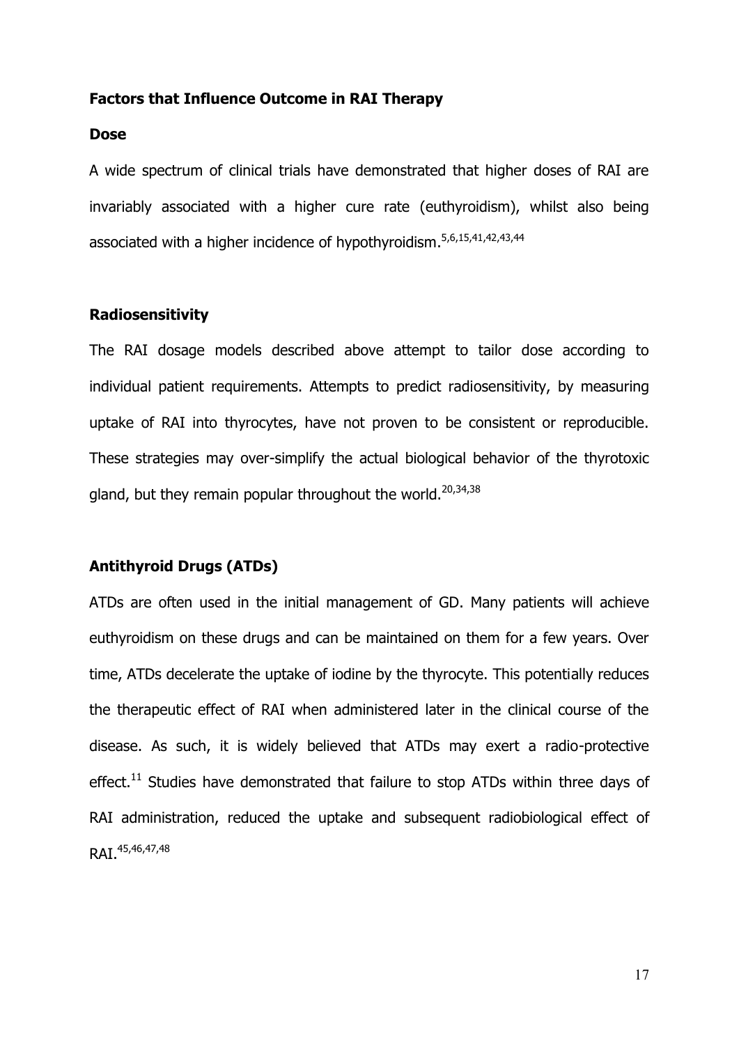## Factors that Influence Outcome in RAI Therapy

### Dose

A wide spectrum of clinical trials have demonstrated that higher doses of RAI are invariably associated with a higher cure rate (euthyroidism), whilst also being associated with a higher incidence of hypothyroidism.[5,6,15,41,42,43,44]

### Radiosensitivity

The RAI dosage models described above attempt to tailor dose according to individual patient requirements. Attempts to predict radiosensitivity, by measuring uptake of RAI into thyrocytes, have not proven to be consistent or reproducible. These strategies may over-simplify the actual biological behavior of the thyrotoxic gland, but they remain popular throughout the world.[20,34,38]

### Antithyroid Drugs (ATDs)

ATDs are often used in the initial management of GD. Many patients will achieve euthyroidism on these drugs and can be maintained on them for a few years. Over time, ATDs decelerate the uptake of iodine by the thyrocyte. This potentially reduces the therapeutic effect of RAI when administered later in the clinical course of the disease. As such, it is widely believed that ATDs may exert a radio-protective effect.[11] Studies have demonstrated that failure to stop ATDs within three days of RAI administration, reduced the uptake and subsequent radiobiological effect of RAI.[45,46,47,48]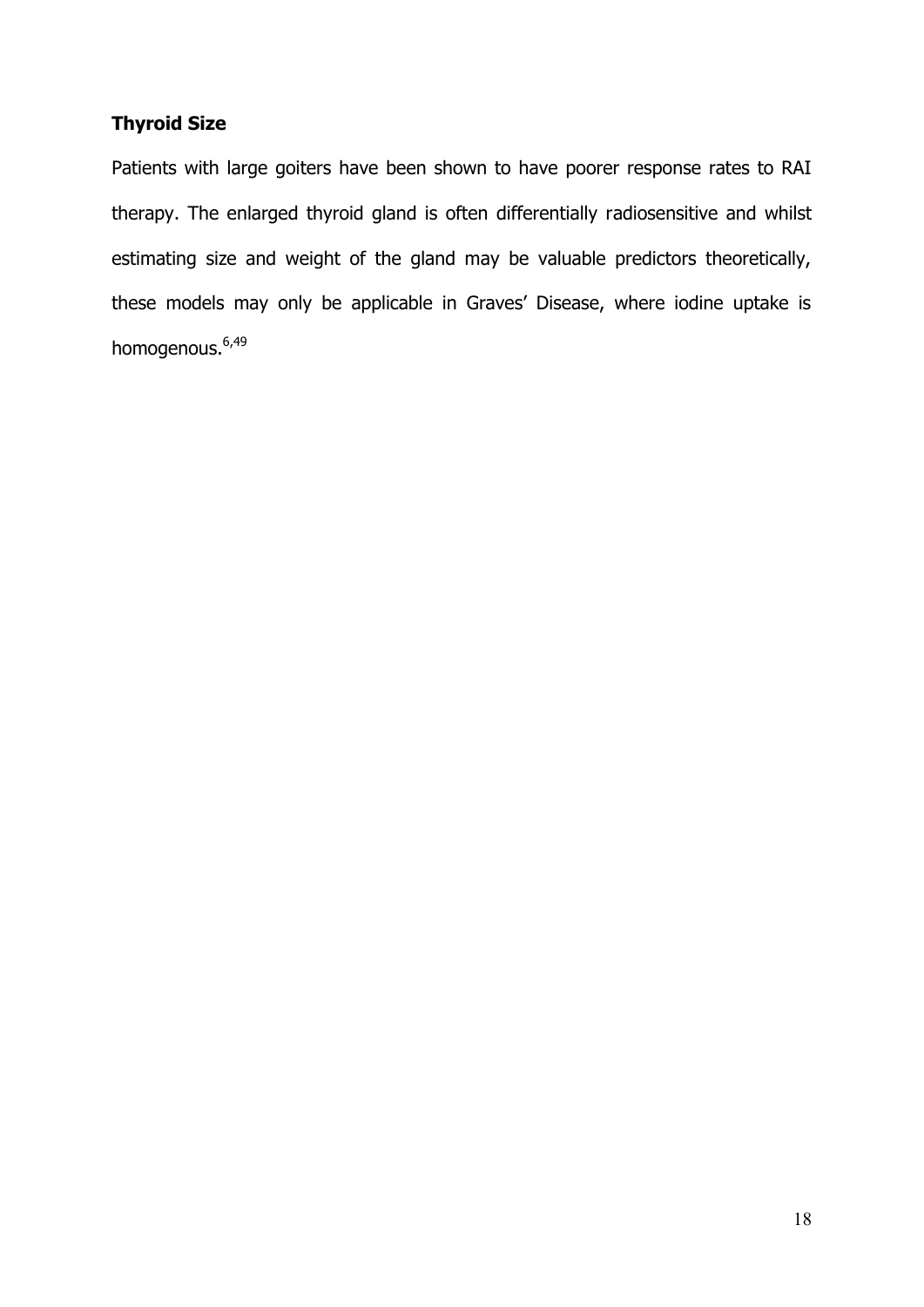**Thyroid Size**

Patients with large goiters have been shown to have poorer response rates to RAI therapy. The enlarged thyroid gland is often differentially radiosensitive and whilst estimating size and weight of the gland may be valuable predictors theoretically, these models may only be applicable in Graves' Disease, where iodine uptake is homogenous.[6,49]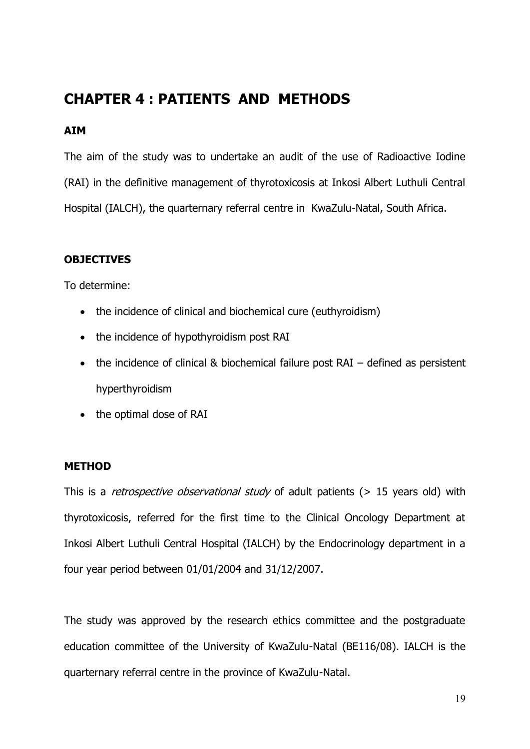# CHAPTER 4 : PATIENTS AND METHODS

### AIM

The aim of the study was to undertake an audit of the use of Radioactive Iodine (RAI) in the definitive management of thyrotoxicosis at Inkosi Albert Luthuli Central Hospital (IALCH), the quarternary referral centre in KwaZulu-Natal, South Africa.

### OBJECTIVES

To determine:

- the incidence of clinical and biochemical cure (euthyroidism)
- the incidence of hypothyroidism post RAI
- the incidence of clinical & biochemical failure post RAI – defined as persistent hyperthyroidism
- the optimal dose of RAI

### METHOD

This is a *retrospective observational study* of adult patients (> 15 years old) with thyrotoxicosis, referred for the first time to the Clinical Oncology Department at Inkosi Albert Luthuli Central Hospital (IALCH) by the Endocrinology department in a four year period between 01/01/2004 and 31/12/2007.

The study was approved by the research ethics committee and the postgraduate education committee of the University of KwaZulu-Natal (BE116/08). IALCH is the quarternary referral centre in the province of KwaZulu-Natal.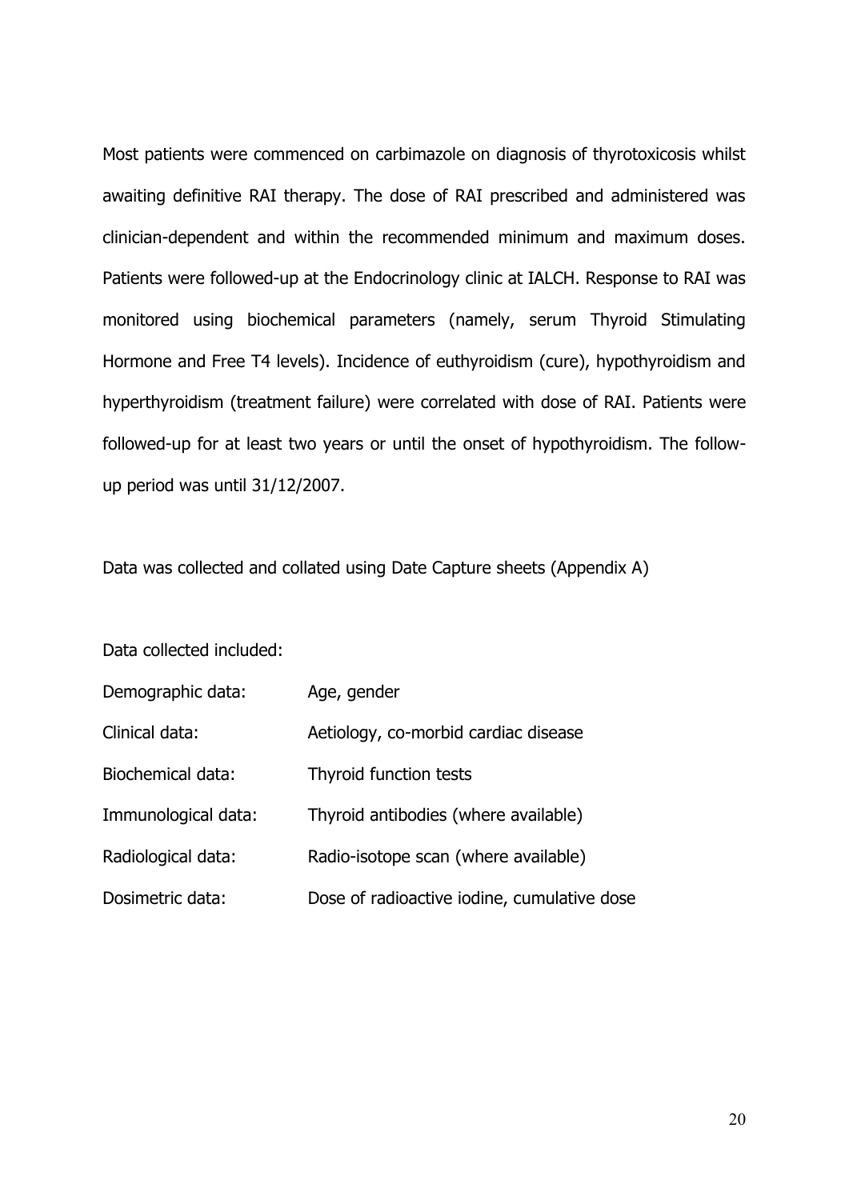Most patients were commenced on carbimazole on diagnosis of thyrotoxicosis whilst awaiting definitive RAI therapy. The dose of RAI prescribed and administered was clinician-dependent and within the recommended minimum and maximum doses. Patients were followed-up at the Endocrinology clinic at IALCH. Response to RAI was monitored using biochemical parameters (namely, serum Thyroid Stimulating Hormone and Free T4 levels). Incidence of euthyroidism (cure), hypothyroidism and hyperthyroidism (treatment failure) were correlated with dose of RAI. Patients were followed-up for at least two years or until the onset of hypothyroidism. The follow-up period was until 31/12/2007.

Data was collected and collated using Date Capture sheets (Appendix A)

Data collected included:

| | |
|---|---|
| Demographic data: | Age, gender |
| Clinical data: | Aetiology, co-morbid cardiac disease |
| Biochemical data: | Thyroid function tests |
| Immunological data: | Thyroid antibodies (where available) |
| Radiological data: | Radio-isotope scan (where available) |
| Dosimetric data: | Dose of radioactive iodine, cumulative dose |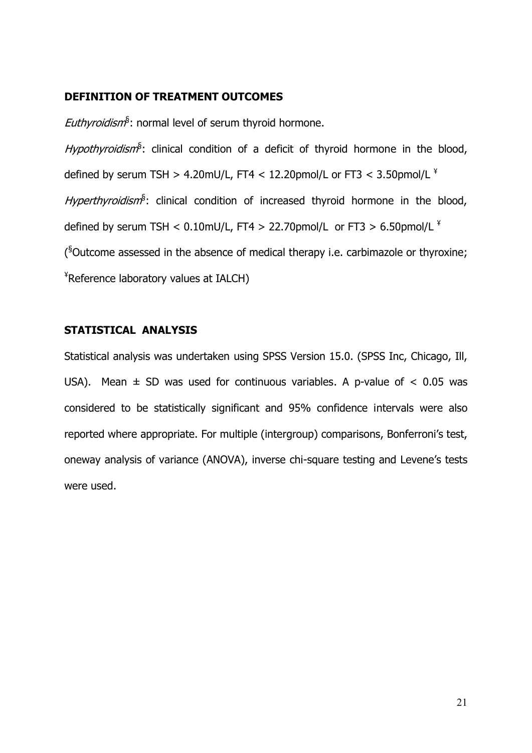## DEFINITION OF TREATMENT OUTCOMES

*Euthyroidism*[§]: normal level of serum thyroid hormone.

*Hypothyroidism*[§]: clinical condition of a deficit of thyroid hormone in the blood, defined by serum TSH > 4.20mU/L, FT4 < 12.20pmol/L or FT3 < 3.50pmol/L [¥]

*Hyperthyroidism*[§]: clinical condition of increased thyroid hormone in the blood, defined by serum TSH < 0.10mU/L, FT4 > 22.70pmol/L or FT3 > 6.50pmol/L [¥]

([§]Outcome assessed in the absence of medical therapy i.e. carbimazole or thyroxine; [¥]Reference laboratory values at IALCH)

## STATISTICAL ANALYSIS

Statistical analysis was undertaken using SPSS Version 15.0. (SPSS Inc, Chicago, Ill, USA). Mean ± SD was used for continuous variables. A p-value of $< 0.05$ was considered to be statistically significant and 95% confidence intervals were also reported where appropriate. For multiple (intergroup) comparisons, Bonferroni's test, oneway analysis of variance (ANOVA), inverse chi-square testing and Levene's tests were used.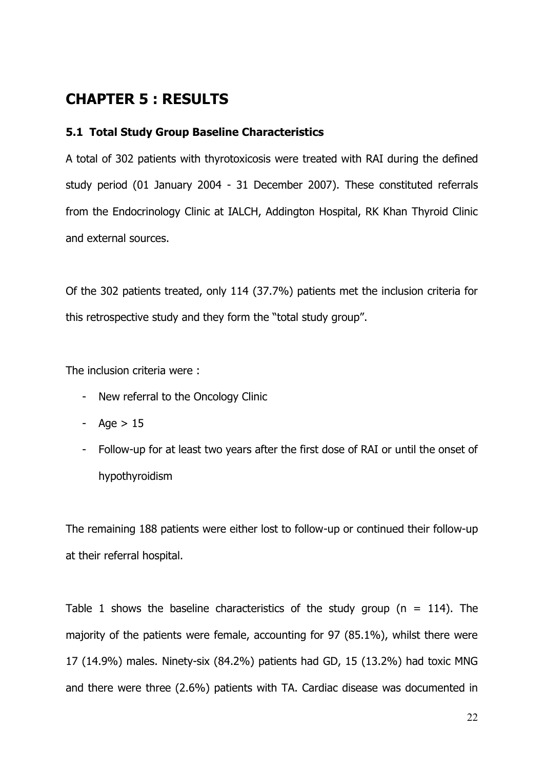# CHAPTER 5 : RESULTS

### 5.1 Total Study Group Baseline Characteristics

A total of 302 patients with thyrotoxicosis were treated with RAI during the defined study period (01 January 2004 - 31 December 2007). These constituted referrals from the Endocrinology Clinic at IALCH, Addington Hospital, RK Khan Thyroid Clinic and external sources.

Of the 302 patients treated, only 114 (37.7%) patients met the inclusion criteria for this retrospective study and they form the "total study group".

The inclusion criteria were :

- New referral to the Oncology Clinic
- Age > 15
- Follow-up for at least two years after the first dose of RAI or until the onset of hypothyroidism

The remaining 188 patients were either lost to follow-up or continued their follow-up at their referral hospital.

Table 1 shows the baseline characteristics of the study group (n = 114). The majority of the patients were female, accounting for 97 (85.1%), whilst there were 17 (14.9%) males. Ninety-six (84.2%) patients had GD, 15 (13.2%) had toxic MNG and there were three (2.6%) patients with TA. Cardiac disease was documented in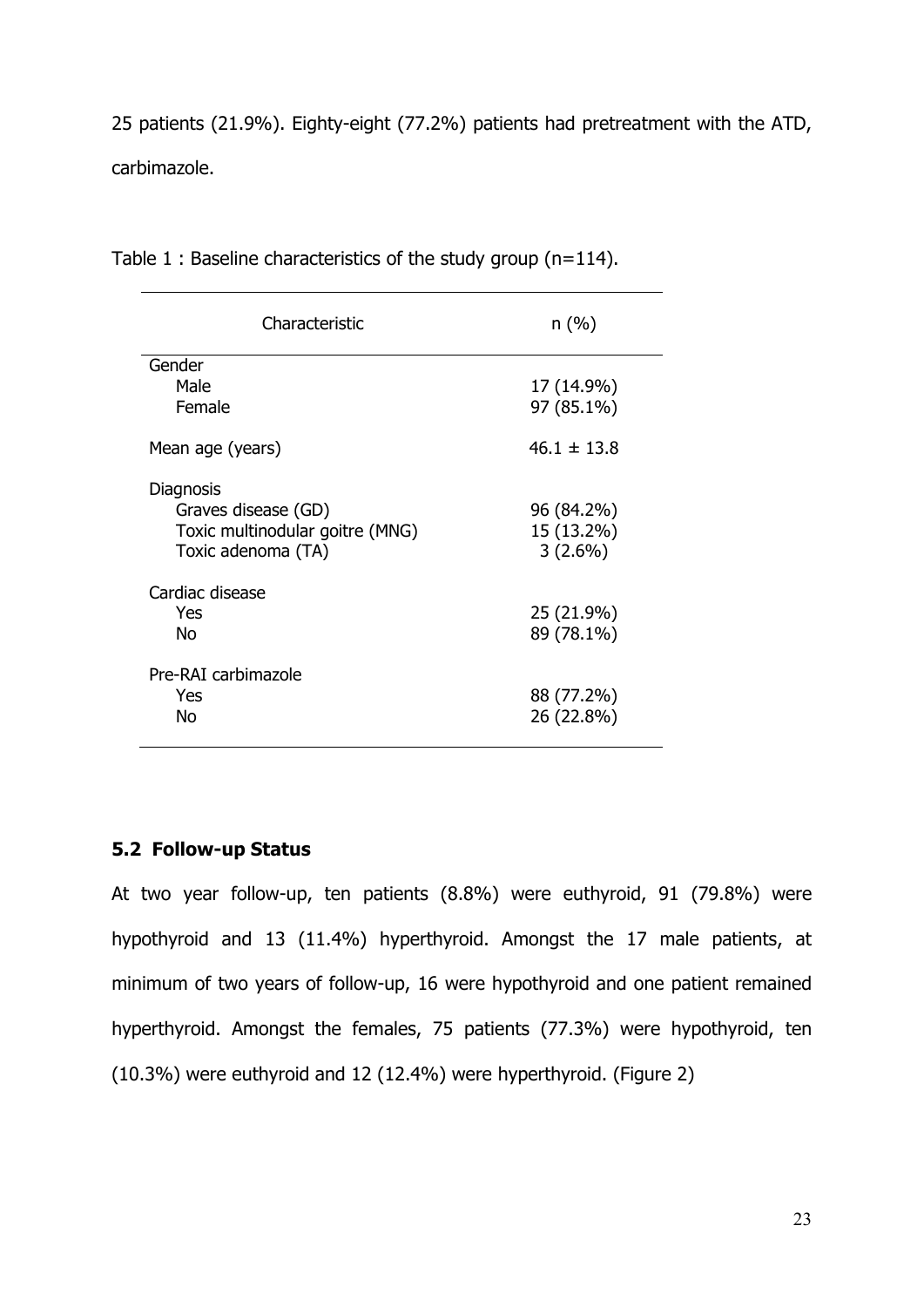25 patients (21.9%). Eighty-eight (77.2%) patients had pretreatment with the ATD, carbimazole.

Table 1 : Baseline characteristics of the study group (n=114).

| Characteristic | n (%) |
|---|---|
| Gender | |
| Male | 17 (14.9%) |
| Female | 97 (85.1%) |
| Mean age (years) | 46.1 ± 13.8 |
| Diagnosis | |
| Graves disease (GD) | 96 (84.2%) |
| Toxic multinodular goitre (MNG) | 15 (13.2%) |
| Toxic adenoma (TA) | 3 (2.6%) |
| Cardiac disease | |
| Yes | 25 (21.9%) |
| No | 89 (78.1%) |
| Pre-RAI carbimazole | |
| Yes | 88 (77.2%) |
| No | 26 (22.8%) |

### 5.2 Follow-up Status

At two year follow-up, ten patients (8.8%) were euthyroid, 91 (79.8%) were hypothyroid and 13 (11.4%) hyperthyroid. Amongst the 17 male patients, at minimum of two years of follow-up, 16 were hypothyroid and one patient remained hyperthyroid. Amongst the females, 75 patients (77.3%) were hypothyroid, ten (10.3%) were euthyroid and 12 (12.4%) were hyperthyroid. (Figure 2)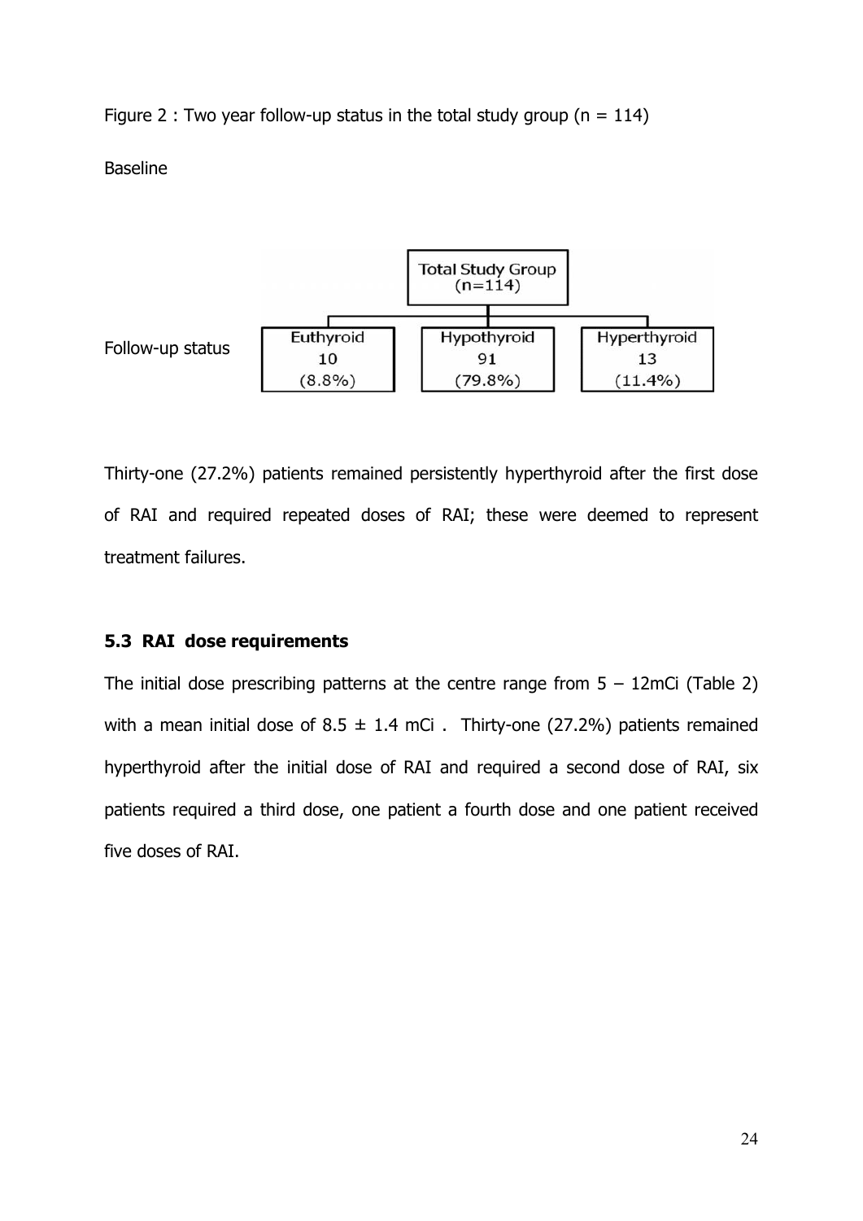Figure 2 : Two year follow-up status in the total study group (n = 114)

Baseline

Total Study Group (n=114)

Follow-up status

| Euthyroid | Hypothyroid | Hyperthyroid |
| --- | --- | --- |
| 10 | 91 | 13 |
| (8.8%) | (79.8%) | (11.4%) |

Thirty-one (27.2%) patients remained persistently hyperthyroid after the first dose of RAI and required repeated doses of RAI; these were deemed to represent treatment failures.

### 5.3 RAI dose requirements

The initial dose prescribing patterns at the centre range from 5 – 12mCi (Table 2) with a mean initial dose of 8.5 ± 1.4 mCi . Thirty-one (27.2%) patients remained hyperthyroid after the initial dose of RAI and required a second dose of RAI, six patients required a third dose, one patient a fourth dose and one patient received five doses of RAI.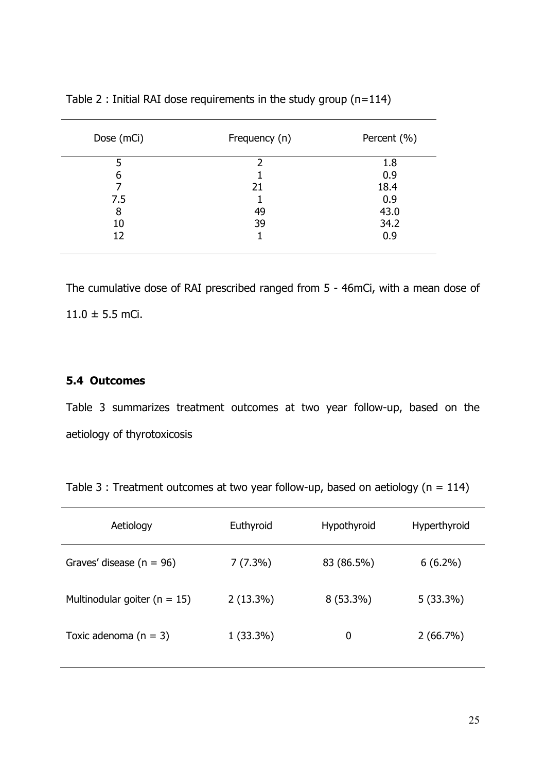Table 2 : Initial RAI dose requirements in the study group (n=114)

| Dose (mCi) | Frequency (n) | Percent (%) |
|---|---|---|
| 5 | 2 | 1.8 |
| 6 | 1 | 0.9 |
| 7 | 21 | 18.4 |
| 7.5 | 1 | 0.9 |
| 8 | 49 | 43.0 |
| 10 | 39 | 34.2 |
| 12 | 1 | 0.9 |

The cumulative dose of RAI prescribed ranged from 5 - 46mCi, with a mean dose of 11.0 ± 5.5 mCi.

### 5.4 Outcomes

Table 3 summarizes treatment outcomes at two year follow-up, based on the aetiology of thyrotoxicosis

Table 3 : Treatment outcomes at two year follow-up, based on aetiology (n = 114)

| Aetiology | Euthyroid | Hypothyroid | Hyperthyroid |
|---|---|---|---|
| Graves' disease (n = 96) | 7 (7.3%) | 83 (86.5%) | 6 (6.2%) |
| Multinodular goiter (n = 15) | 2 (13.3%) | 8 (53.3%) | 5 (33.3%) |
| Toxic adenoma (n = 3) | 1 (33.3%) | 0 | 2 (66.7%) |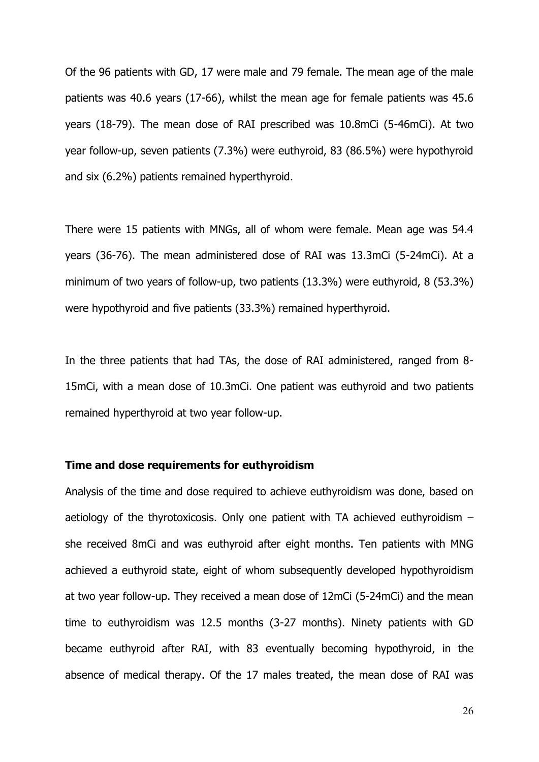Of the 96 patients with GD, 17 were male and 79 female. The mean age of the male patients was 40.6 years (17-66), whilst the mean age for female patients was 45.6 years (18-79). The mean dose of RAI prescribed was 10.8mCi (5-46mCi). At two year follow-up, seven patients (7.3%) were euthyroid, 83 (86.5%) were hypothyroid and six (6.2%) patients remained hyperthyroid.

There were 15 patients with MNGs, all of whom were female. Mean age was 54.4 years (36-76). The mean administered dose of RAI was 13.3mCi (5-24mCi). At a minimum of two years of follow-up, two patients (13.3%) were euthyroid, 8 (53.3%) were hypothyroid and five patients (33.3%) remained hyperthyroid.

In the three patients that had TAs, the dose of RAI administered, ranged from 8-15mCi, with a mean dose of 10.3mCi. One patient was euthyroid and two patients remained hyperthyroid at two year follow-up.

**Time and dose requirements for euthyroidism**

Analysis of the time and dose required to achieve euthyroidism was done, based on aetiology of the thyrotoxicosis. Only one patient with TA achieved euthyroidism – she received 8mCi and was euthyroid after eight months. Ten patients with MNG achieved a euthyroid state, eight of whom subsequently developed hypothyroidism at two year follow-up. They received a mean dose of 12mCi (5-24mCi) and the mean time to euthyroidism was 12.5 months (3-27 months). Ninety patients with GD became euthyroid after RAI, with 83 eventually becoming hypothyroid, in the absence of medical therapy. Of the 17 males treated, the mean dose of RAI was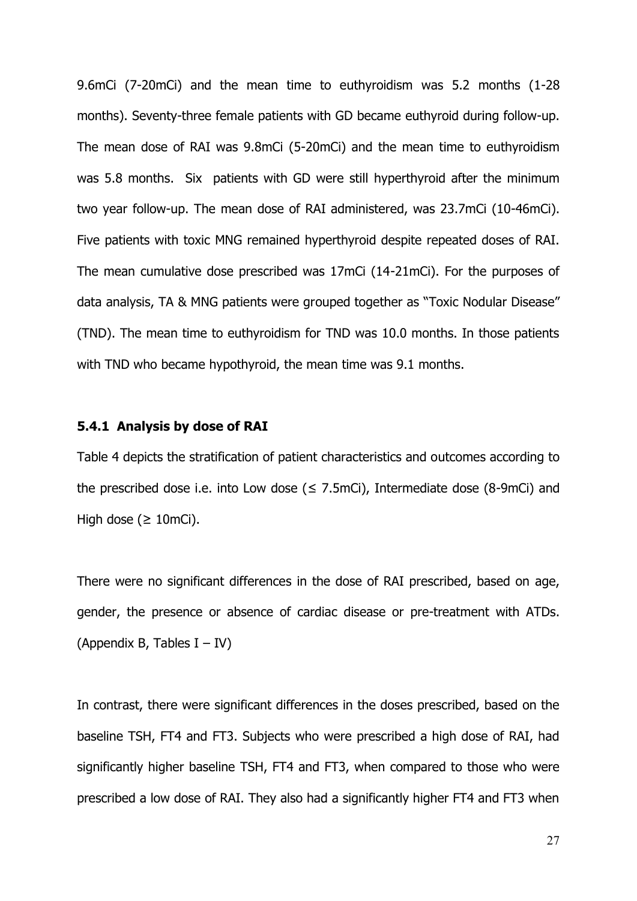9.6mCi (7-20mCi) and the mean time to euthyroidism was 5.2 months (1-28 months). Seventy-three female patients with GD became euthyroid during follow-up. The mean dose of RAI was 9.8mCi (5-20mCi) and the mean time to euthyroidism was 5.8 months. Six patients with GD were still hyperthyroid after the minimum two year follow-up. The mean dose of RAI administered, was 23.7mCi (10-46mCi). Five patients with toxic MNG remained hyperthyroid despite repeated doses of RAI. The mean cumulative dose prescribed was 17mCi (14-21mCi). For the purposes of data analysis, TA & MNG patients were grouped together as "Toxic Nodular Disease" (TND). The mean time to euthyroidism for TND was 10.0 months. In those patients with TND who became hypothyroid, the mean time was 9.1 months.

### 5.4.1 Analysis by dose of RAI

Table 4 depicts the stratification of patient characteristics and outcomes according to the prescribed dose i.e. into Low dose (≤ 7.5mCi), Intermediate dose (8-9mCi) and High dose (≥ 10mCi).

There were no significant differences in the dose of RAI prescribed, based on age, gender, the presence or absence of cardiac disease or pre-treatment with ATDs. (Appendix B, Tables I – IV)

In contrast, there were significant differences in the doses prescribed, based on the baseline TSH, FT4 and FT3. Subjects who were prescribed a high dose of RAI, had significantly higher baseline TSH, FT4 and FT3, when compared to those who were prescribed a low dose of RAI. They also had a significantly higher FT4 and FT3 when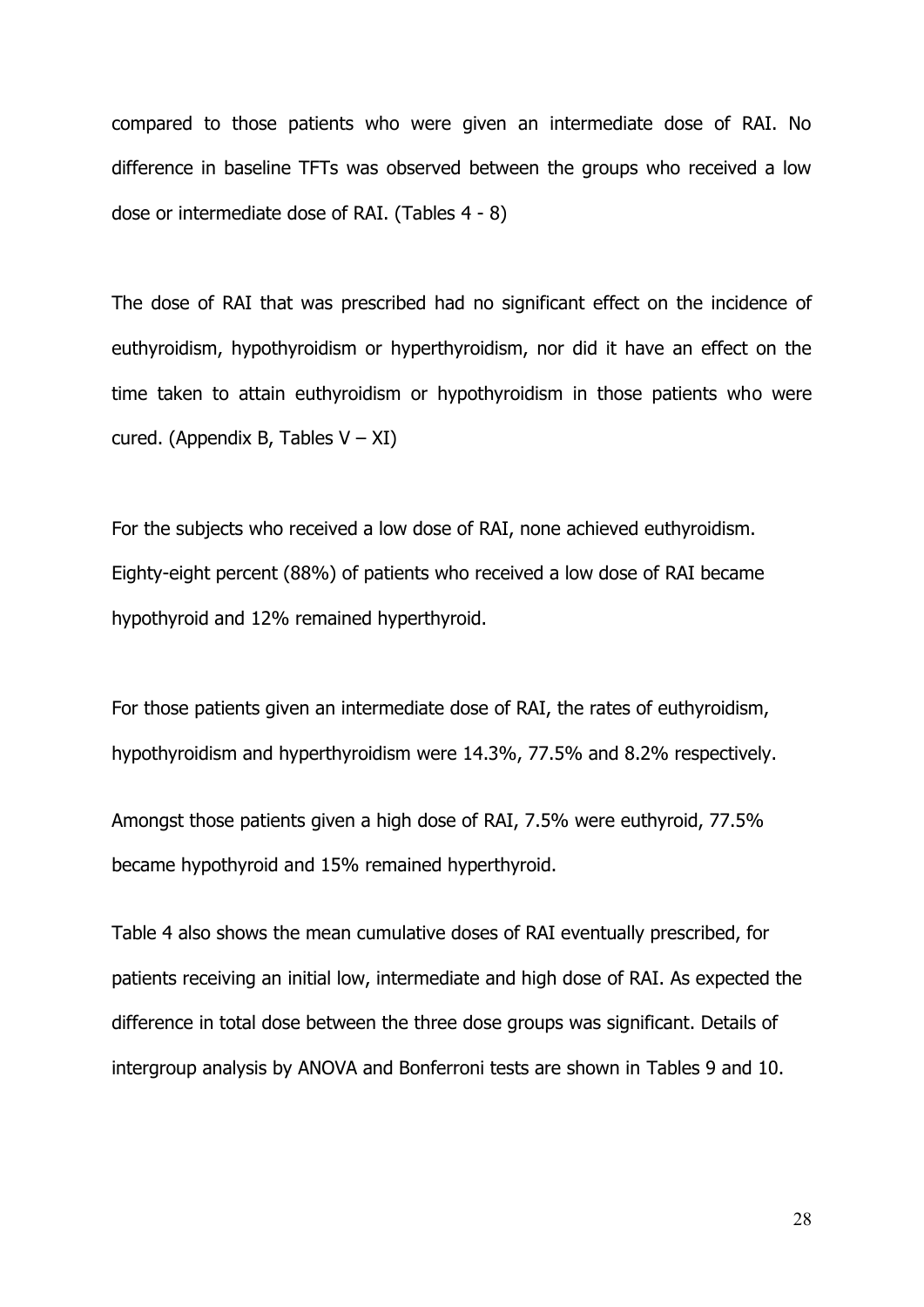compared to those patients who were given an intermediate dose of RAI. No difference in baseline TFTs was observed between the groups who received a low dose or intermediate dose of RAI. (Tables 4 - 8)

The dose of RAI that was prescribed had no significant effect on the incidence of euthyroidism, hypothyroidism or hyperthyroidism, nor did it have an effect on the time taken to attain euthyroidism or hypothyroidism in those patients who were cured. (Appendix B, Tables V – XI)

For the subjects who received a low dose of RAI, none achieved euthyroidism. Eighty-eight percent (88%) of patients who received a low dose of RAI became hypothyroid and 12% remained hyperthyroid.

For those patients given an intermediate dose of RAI, the rates of euthyroidism, hypothyroidism and hyperthyroidism were 14.3%, 77.5% and 8.2% respectively.

Amongst those patients given a high dose of RAI, 7.5% were euthyroid, 77.5% became hypothyroid and 15% remained hyperthyroid.

Table 4 also shows the mean cumulative doses of RAI eventually prescribed, for patients receiving an initial low, intermediate and high dose of RAI. As expected the difference in total dose between the three dose groups was significant. Details of intergroup analysis by ANOVA and Bonferroni tests are shown in Tables 9 and 10.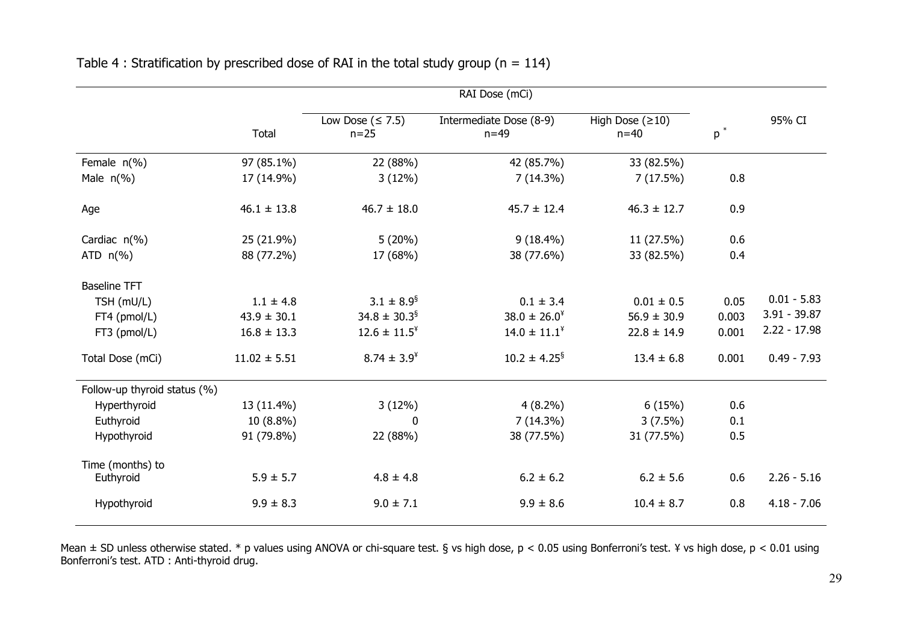Table 4 : Stratification by prescribed dose of RAI in the total study group (n = 114)

| | Total | RAI Dose (mCi) | | | p * | 95% CI |
|---|---|---|---|---|---|---|
| | | Low Dose (≤ 7.5) n=25 | Intermediate Dose (8-9) n=49 | High Dose (≥10) n=40 | | |
| Female n(%) | 97 (85.1%) | 22 (88%) | 42 (85.7%) | 33 (82.5%) | | |
| Male n(%) | 17 (14.9%) | 3 (12%) | 7 (14.3%) | 7 (17.5%) | 0.8 | |
| Age | 46.1 ± 13.8 | 46.7 ± 18.0 | 45.7 ± 12.4 | 46.3 ± 12.7 | 0.9 | |
| Cardiac n(%) | 25 (21.9%) | 5 (20%) | 9 (18.4%) | 11 (27.5%) | 0.6 | |
| ATD n(%) | 88 (77.2%) | 17 (68%) | 38 (77.6%) | 33 (82.5%) | 0.4 | |
| Baseline TFT | | | | | | |
| TSH (mU/L) | 1.1 ± 4.8 | 3.1 ± 8.9§ | 0.1 ± 3.4 | 0.01 ± 0.5 | 0.05 | 0.01 - 5.83 |
| FT4 (pmol/L) | 43.9 ± 30.1 | 34.8 ± 30.3§ | 38.0 ± 26.0¥ | 56.9 ± 30.9 | 0.003 | 3.91 - 39.87 |
| FT3 (pmol/L) | 16.8 ± 13.3 | 12.6 ± 11.5¥ | 14.0 ± 11.1¥ | 22.8 ± 14.9 | 0.001 | 2.22 - 17.98 |
| Total Dose (mCi) | 11.02 ± 5.51 | 8.74 ± 3.9¥ | 10.2 ± 4.25§ | 13.4 ± 6.8 | 0.001 | 0.49 - 7.93 |
| Follow-up thyroid status (%) | | | | | | |
| Hyperthyroid | 13 (11.4%) | 3 (12%) | 4 (8.2%) | 6 (15%) | 0.6 | |
| Euthyroid | 10 (8.8%) | 0 | 7 (14.3%) | 3 (7.5%) | 0.1 | |
| Hypothyroid | 91 (79.8%) | 22 (88%) | 38 (77.5%) | 31 (77.5%) | 0.5 | |
| Time (months) to Euthyroid | 5.9 ± 5.7 | 4.8 ± 4.8 | 6.2 ± 6.2 | 6.2 ± 5.6 | 0.6 | 2.26 - 5.16 |
| Hypothyroid | 9.9 ± 8.3 | 9.0 ± 7.1 | 9.9 ± 8.6 | 10.4 ± 8.7 | 0.8 | 4.18 - 7.06 |

Mean ± SD unless otherwise stated. * p values using ANOVA or chi-square test. § vs high dose, $p < 0.05$ using Bonferroni's test. ¥ vs high dose, $p < 0.01$ using Bonferroni's test. ATD : Anti-thyroid drug.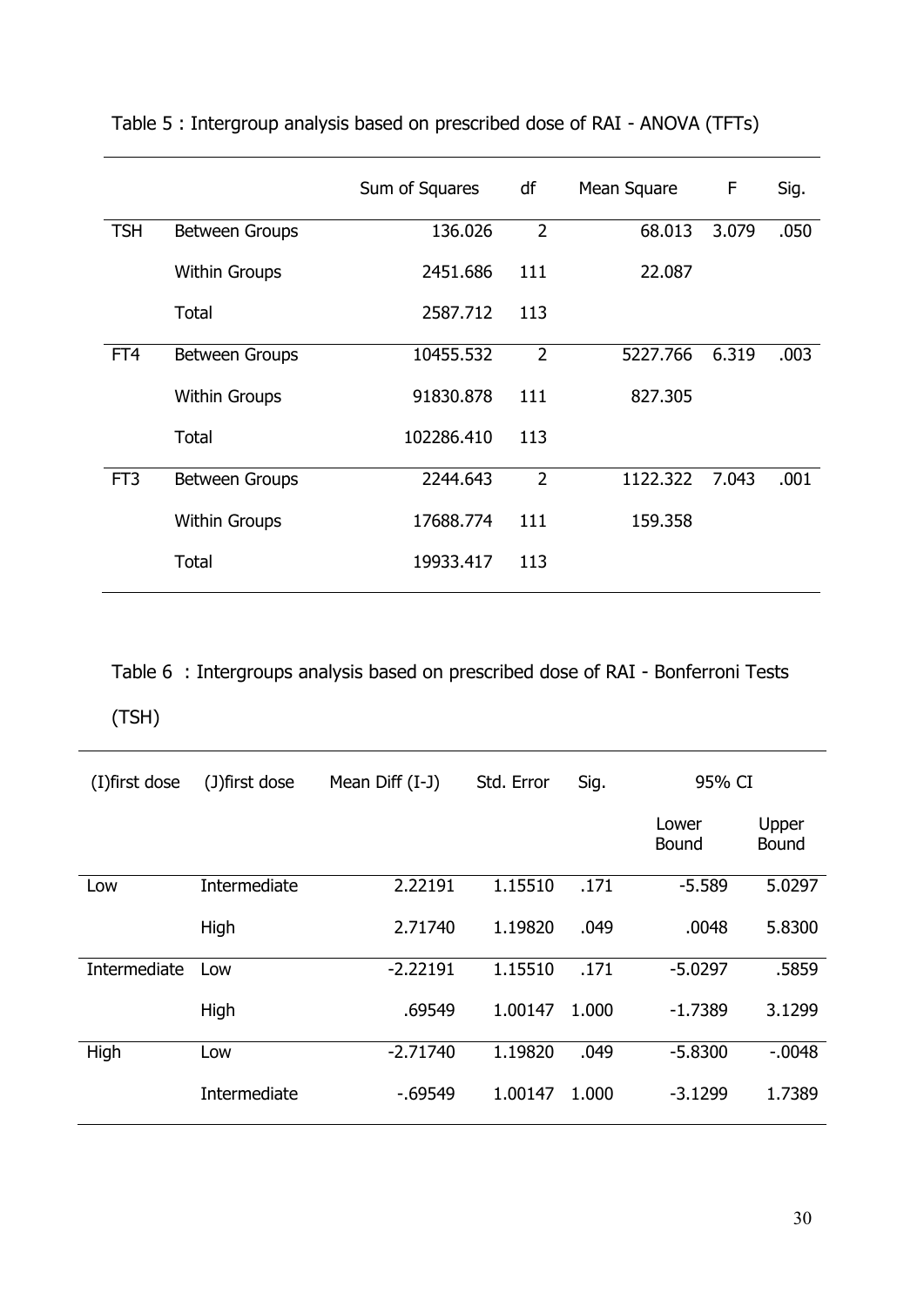Table 5 : Intergroup analysis based on prescribed dose of RAI - ANOVA (TFTs)

| | | Sum of Squares | df | Mean Square | F | Sig. |
|---|---|---|---|---|---|---|
| TSH | Between Groups | 136.026 | 2 | 68.013 | 3.079 | .050 |
| | Within Groups | 2451.686 | 111 | 22.087 | | |
| | Total | 2587.712 | 113 | | | |
| FT4 | Between Groups | 10455.532 | 2 | 5227.766 | 6.319 | .003 |
| | Within Groups | 91830.878 | 111 | 827.305 | | |
| | Total | 102286.410 | 113 | | | |
| FT3 | Between Groups | 2244.643 | 2 | 1122.322 | 7.043 | .001 |
| | Within Groups | 17688.774 | 111 | 159.358 | | |
| | Total | 19933.417 | 113 | | | |

Table 6 : Intergroups analysis based on prescribed dose of RAI - Bonferroni Tests (TSH)

| (I)first dose | (J)first dose | Mean Diff (I-J) | Std. Error | Sig. | 95% CI | |
|---|---|---|---|---|---|---|
| | | | | | Lower Bound | Upper Bound |
| Low | Intermediate | 2.22191 | 1.15510 | .171 | -5.589 | 5.0297 |
| | High | 2.71740 | 1.19820 | .049 | .0048 | 5.8300 |
| Intermediate | Low | -2.22191 | 1.15510 | .171 | -5.0297 | .5859 |
| | High | .69549 | 1.00147 | 1.000 | -1.7389 | 3.1299 |
| High | Low | -2.71740 | 1.19820 | .049 | -5.8300 | -.0048 |
| | Intermediate | -.69549 | 1.00147 | 1.000 | -3.1299 | 1.7389 |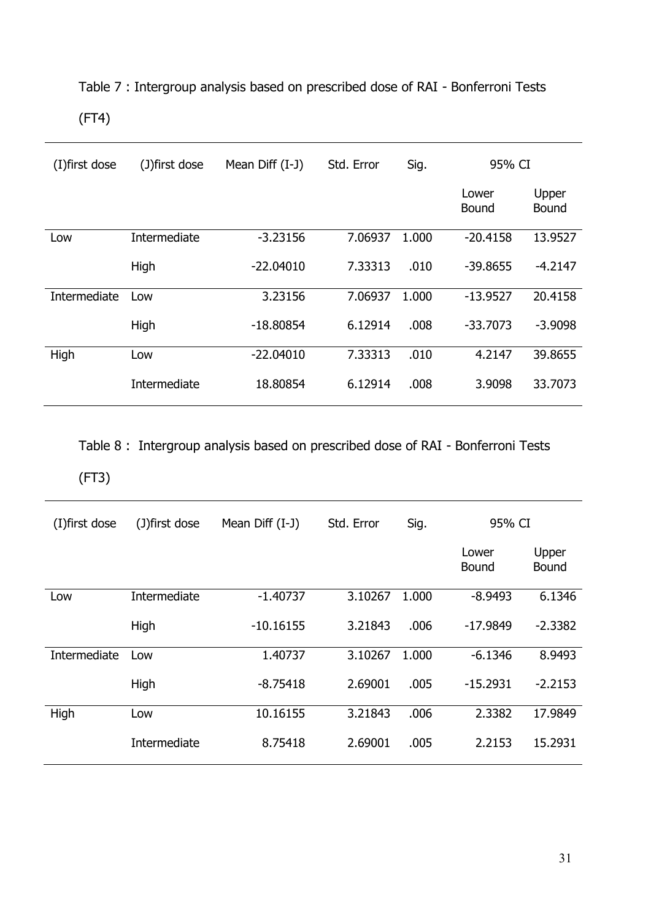Table 7 : Intergroup analysis based on prescribed dose of RAI - Bonferroni Tests (FT4)

| (I)first dose | (J)first dose | Mean Diff (I-J) | Std. Error | Sig. | 95% CI | |
|---|---|---|---|---|---|---|
| | | | | | Lower Bound | Upper Bound |
| Low | Intermediate | -3.23156 | 7.06937 | 1.000 | -20.4158 | 13.9527 |
| | High | -22.04010 | 7.33313 | .010 | -39.8655 | -4.2147 |
| Intermediate | Low | 3.23156 | 7.06937 | 1.000 | -13.9527 | 20.4158 |
| | High | -18.80854 | 6.12914 | .008 | -33.7073 | -3.9098 |
| High | Low | -22.04010 | 7.33313 | .010 | 4.2147 | 39.8655 |
| | Intermediate | 18.80854 | 6.12914 | .008 | 3.9098 | 33.7073 |

Table 8 : Intergroup analysis based on prescribed dose of RAI - Bonferroni Tests (FT3)

| (I)first dose | (J)first dose | Mean Diff (I-J) | Std. Error | Sig. | 95% CI | |
|---|---|---|---|---|---|---|
| | | | | | Lower Bound | Upper Bound |
| Low | Intermediate | -1.40737 | 3.10267 | 1.000 | -8.9493 | 6.1346 |
| | High | -10.16155 | 3.21843 | .006 | -17.9849 | -2.3382 |
| Intermediate | Low | 1.40737 | 3.10267 | 1.000 | -6.1346 | 8.9493 |
| | High | -8.75418 | 2.69001 | .005 | -15.2931 | -2.2153 |
| High | Low | 10.16155 | 3.21843 | .006 | 2.3382 | 17.9849 |
| | Intermediate | 8.75418 | 2.69001 | .005 | 2.2153 | 15.2931 |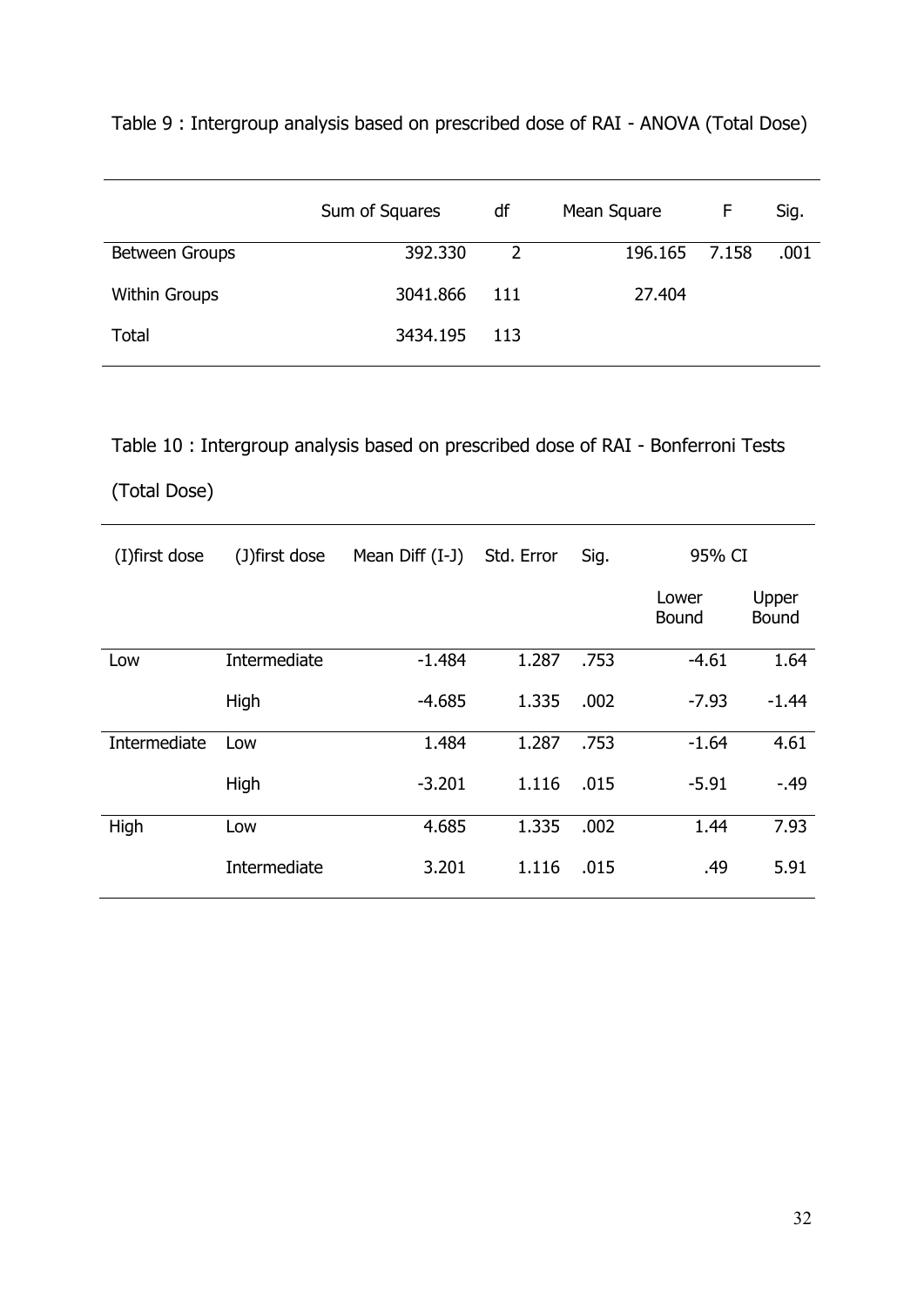Table 9 : Intergroup analysis based on prescribed dose of RAI - ANOVA (Total Dose)

| | Sum of Squares | df | Mean Square | F | Sig. |
|---|---|---|---|---|---|
| Between Groups | 392.330 | 2 | 196.165 | 7.158 | .001 |
| Within Groups | 3041.866 | 111 | 27.404 | | |
| Total | 3434.195 | 113 | | | |

Table 10 : Intergroup analysis based on prescribed dose of RAI - Bonferroni Tests (Total Dose)

| (I)first dose | (J)first dose | Mean Diff (I-J) | Std. Error | Sig. | 95% CI | |
|---|---|---|---|---|---|---|
| | | | | | Lower Bound | Upper Bound |
| Low | Intermediate | -1.484 | 1.287 | .753 | -4.61 | 1.64 |
| | High | -4.685 | 1.335 | .002 | -7.93 | -1.44 |
| Intermediate | Low | 1.484 | 1.287 | .753 | -1.64 | 4.61 |
| | High | -3.201 | 1.116 | .015 | -5.91 | -.49 |
| High | Low | 4.685 | 1.335 | .002 | 1.44 | 7.93 |
| | Intermediate | 3.201 | 1.116 | .015 | .49 | 5.91 |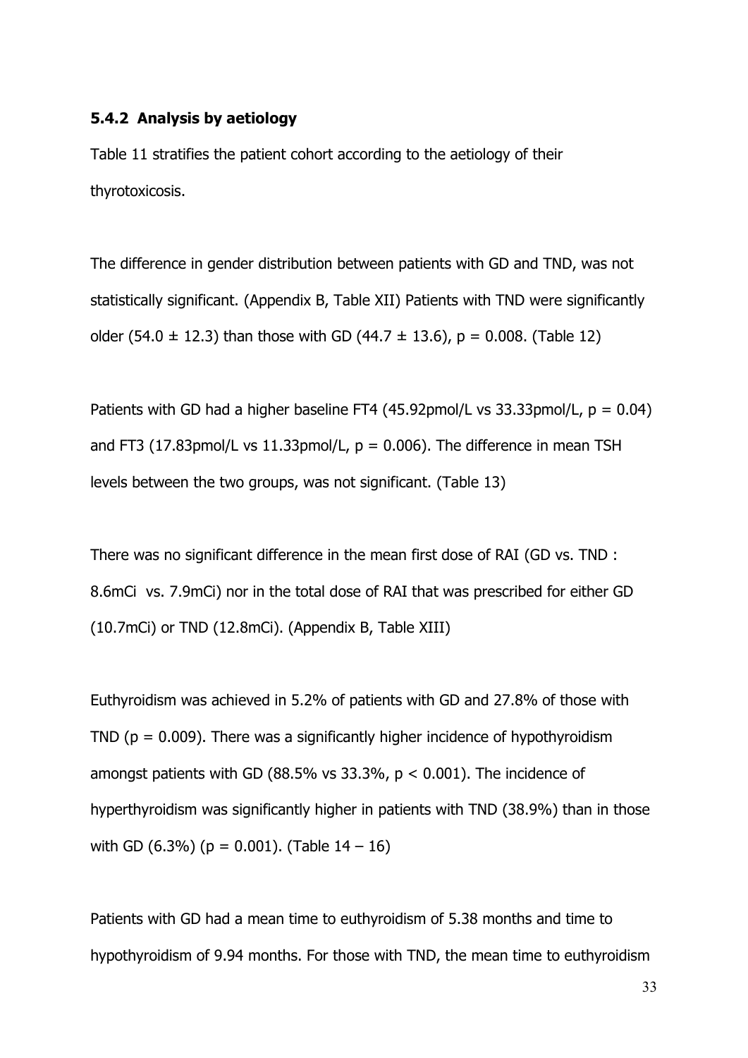### 5.4.2 Analysis by aetiology

Table 11 stratifies the patient cohort according to the aetiology of their thyrotoxicosis.

The difference in gender distribution between patients with GD and TND, was not statistically significant. (Appendix B, Table XII) Patients with TND were significantly older (54.0 ± 12.3) than those with GD (44.7 ± 13.6), $p = 0.008$. (Table 12)

Patients with GD had a higher baseline FT4 (45.92pmol/L vs 33.33pmol/L, $p = 0.04$) and FT3 (17.83pmol/L vs 11.33pmol/L, $p = 0.006$). The difference in mean TSH levels between the two groups, was not significant. (Table 13)

There was no significant difference in the mean first dose of RAI (GD vs. TND : 8.6mCi vs. 7.9mCi) nor in the total dose of RAI that was prescribed for either GD (10.7mCi) or TND (12.8mCi). (Appendix B, Table XIII)

Euthyroidism was achieved in 5.2% of patients with GD and 27.8% of those with TND ($p = 0.009$). There was a significantly higher incidence of hypothyroidism amongst patients with GD (88.5% vs 33.3%, $p < 0.001$). The incidence of hyperthyroidism was significantly higher in patients with TND (38.9%) than in those with GD (6.3%) ($p = 0.001$). (Table 14 – 16)

Patients with GD had a mean time to euthyroidism of 5.38 months and time to hypothyroidism of 9.94 months. For those with TND, the mean time to euthyroidism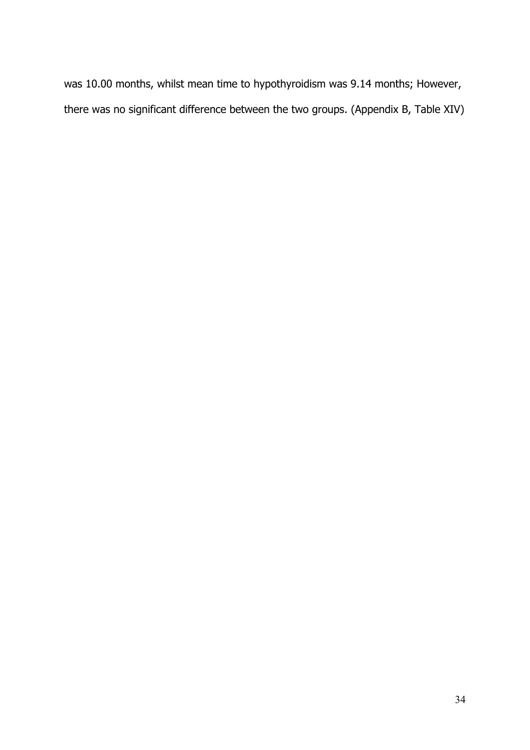was 10.00 months, whilst mean time to hypothyroidism was 9.14 months; However, there was no significant difference between the two groups. (Appendix B, Table XIV)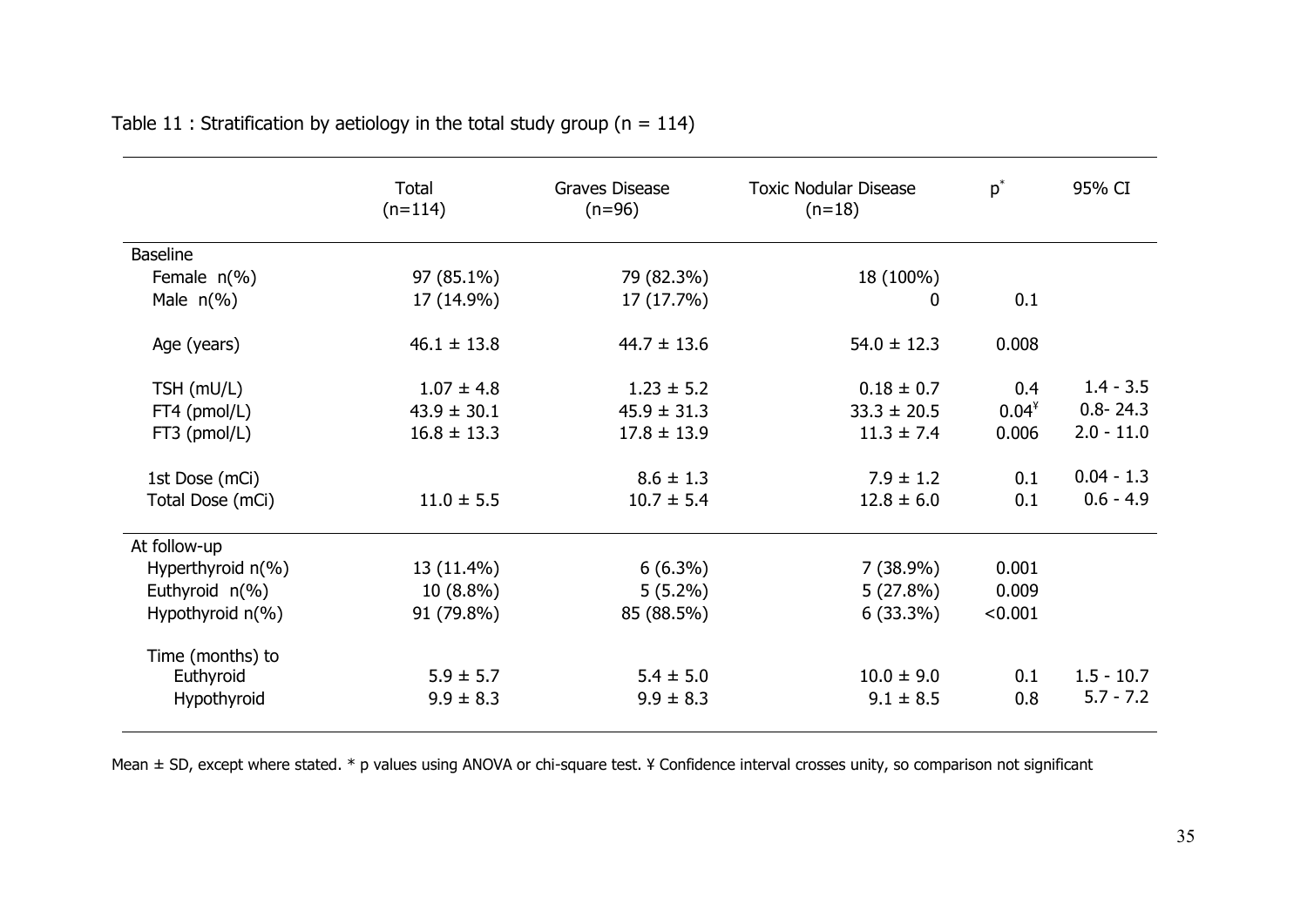Table 11 : Stratification by aetiology in the total study group (n = 114)

| | Total (n=114) | Graves Disease (n=96) | Toxic Nodular Disease (n=18) | p* | 95% CI |
|---|---|---|---|---|---|
| **Baseline** | | | | | |
| Female n(%) | 97 (85.1%) | 79 (82.3%) | 18 (100%) | | |
| Male n(%) | 17 (14.9%) | 17 (17.7%) | 0 | 0.1 | |
| Age (years) | 46.1 ± 13.8 | 44.7 ± 13.6 | 54.0 ± 12.3 | 0.008 | |
| TSH (mU/L) | 1.07 ± 4.8 | 1.23 ± 5.2 | 0.18 ± 0.7 | 0.4 | 1.4 - 3.5 |
| FT4 (pmol/L) | 43.9 ± 30.1 | 45.9 ± 31.3 | 33.3 ± 20.5 | 0.04¥ | 0.8- 24.3 |
| FT3 (pmol/L) | 16.8 ± 13.3 | 17.8 ± 13.9 | 11.3 ± 7.4 | 0.006 | 2.0 - 11.0 |
| 1st Dose (mCi) | | 8.6 ± 1.3 | 7.9 ± 1.2 | 0.1 | 0.04 - 1.3 |
| Total Dose (mCi) | 11.0 ± 5.5 | 10.7 ± 5.4 | 12.8 ± 6.0 | 0.1 | 0.6 - 4.9 |
| **At follow-up** | | | | | |
| Hyperthyroid n(%) | 13 (11.4%) | 6 (6.3%) | 7 (38.9%) | 0.001 | |
| Euthyroid n(%) | 10 (8.8%) | 5 (5.2%) | 5 (27.8%) | 0.009 | |
| Hypothyroid n(%) | 91 (79.8%) | 85 (88.5%) | 6 (33.3%) | <0.001 | |
| Time (months) to | | | | | |
| Euthyroid | 5.9 ± 5.7 | 5.4 ± 5.0 | 10.0 ± 9.0 | 0.1 | 1.5 - 10.7 |
| Hypothyroid | 9.9 ± 8.3 | 9.9 ± 8.3 | 9.1 ± 8.5 | 0.8 | 5.7 - 7.2 |

Mean ± SD, except where stated. * p values using ANOVA or chi-square test. ¥ Confidence interval crosses unity, so comparison not significant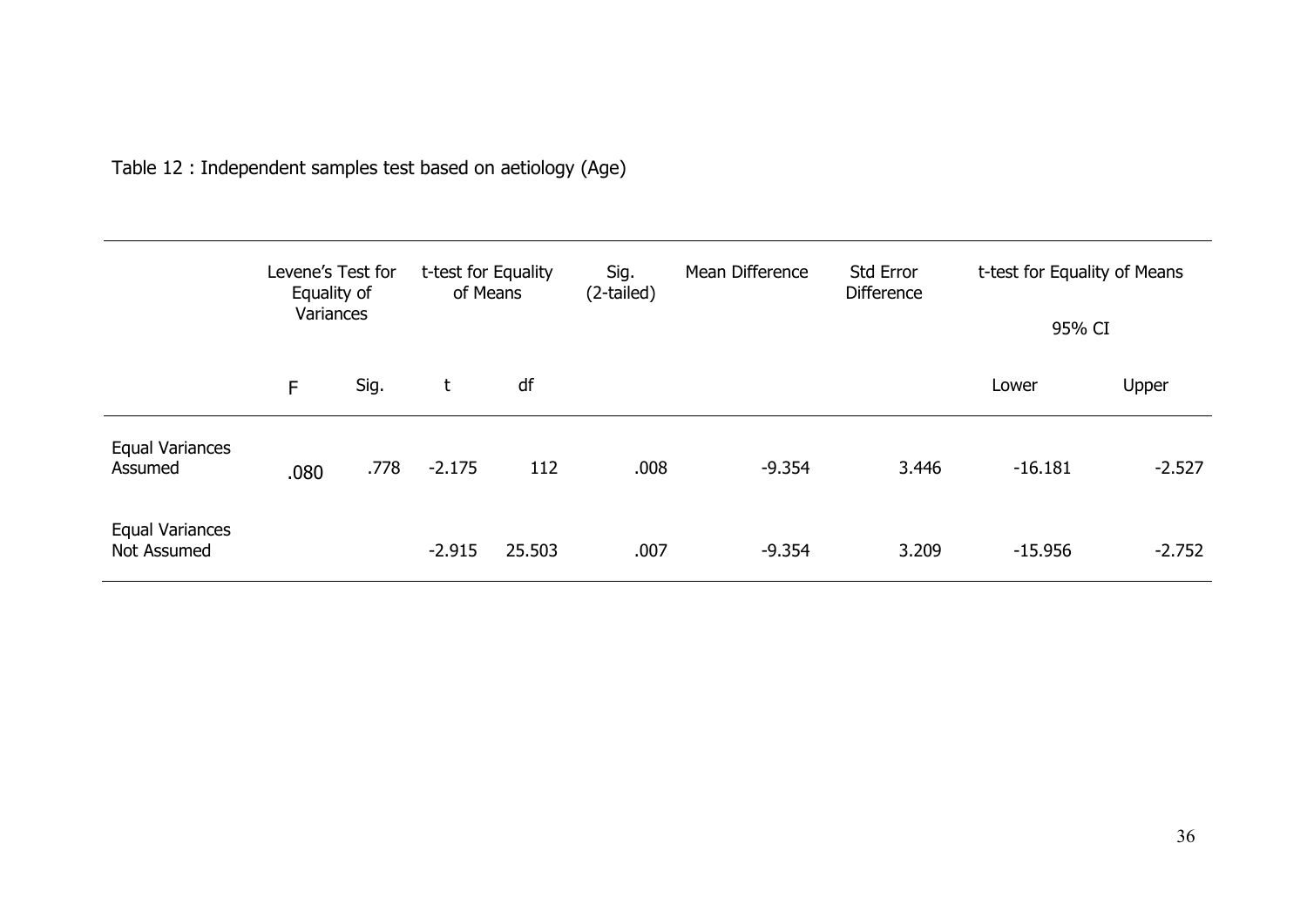Table 12 : Independent samples test based on aetiology (Age)

| | Levene's Test for Equality of Variances | | t-test for Equality of Means | | Sig. (2-tailed) | Mean Difference | Std Error Difference | t-test for Equality of Means 95% CI | |
|---|---|---|---|---|---|---|---|---|---|
| | F | Sig. | t | df | | | | Lower | Upper |
| Equal Variances Assumed | .080 | .778 | -2.175 | 112 | .008 | -9.354 | 3.446 | -16.181 | -2.527 |
| Equal Variances Not Assumed | | | -2.915 | 25.503 | .007 | -9.354 | 3.209 | -15.956 | -2.752 |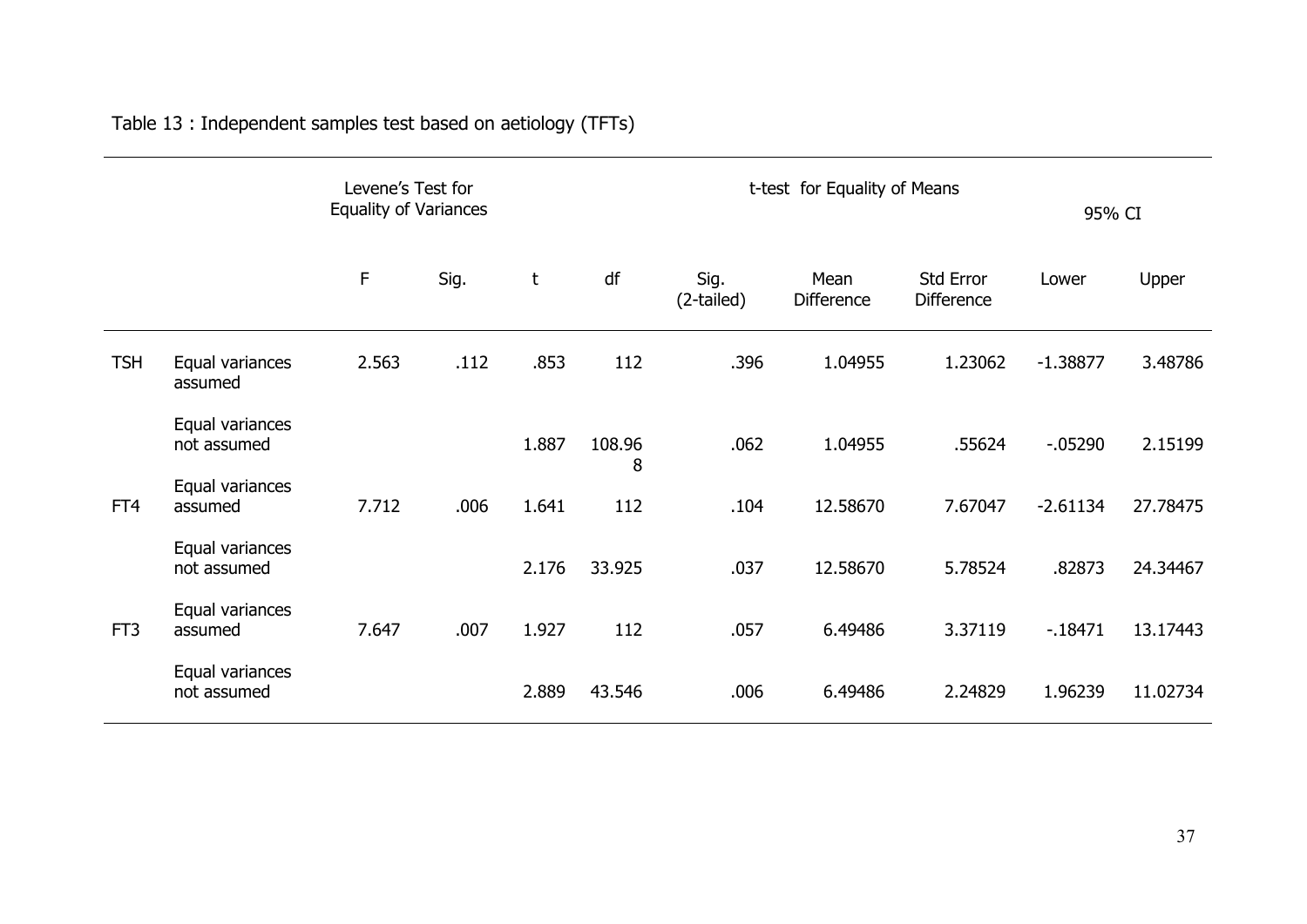Table 13 : Independent samples test based on aetiology (TFTs)

| | | Levene's Test for Equality of Variances | | t-test for Equality of Means | | | | | 95% CI | |
|---|---|---|---|---|---|---|---|---|---|---|
| | | F | Sig. | t | df | Sig. (2-tailed) | Mean Difference | Std Error Difference | Lower | Upper |
| TSH | Equal variances assumed | 2.563 | .112 | .853 | 112 | .396 | 1.04955 | 1.23062 | -1.38877 | 3.48786 |
| | Equal variances not assumed | | | 1.887 | 108.968 | .062 | 1.04955 | .55624 | -.05290 | 2.15199 |
| FT4 | Equal variances assumed | 7.712 | .006 | 1.641 | 112 | .104 | 12.58670 | 7.67047 | -2.61134 | 27.78475 |
| | Equal variances not assumed | | | 2.176 | 33.925 | .037 | 12.58670 | 5.78524 | .82873 | 24.34467 |
| FT3 | Equal variances assumed | 7.647 | .007 | 1.927 | 112 | .057 | 6.49486 | 3.37119 | -.18471 | 13.17443 |
| | Equal variances not assumed | | | 2.889 | 43.546 | .006 | 6.49486 | 2.24829 | 1.96239 | 11.02734 |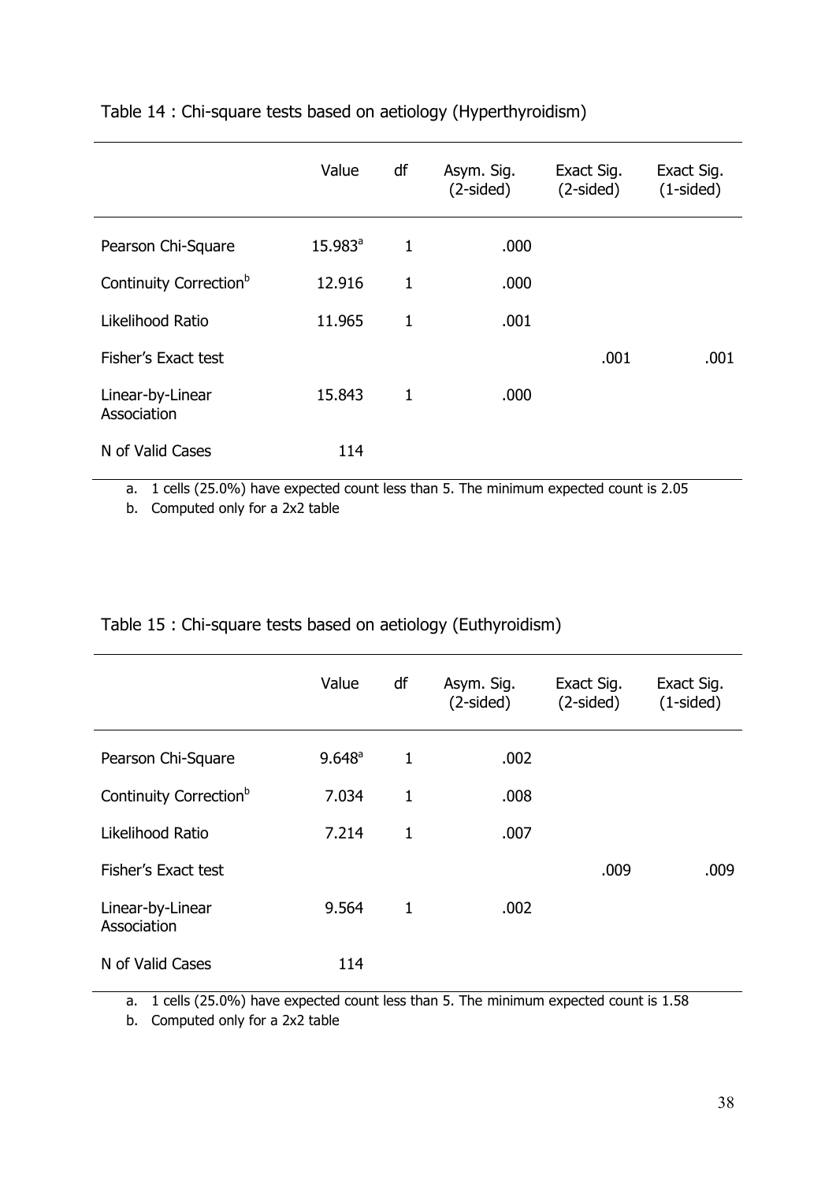Table 14 : Chi-square tests based on aetiology (Hyperthyroidism)

| | Value | df | Asym. Sig. (2-sided) | Exact Sig. (2-sided) | Exact Sig. (1-sided) |
|---|---|---|---|---|---|
| Pearson Chi-Square | 15.983[a] | 1 | .000 | | |
| Continuity Correction[b] | 12.916 | 1 | .000 | | |
| Likelihood Ratio | 11.965 | 1 | .001 | | |
| Fisher's Exact test | | | | .001 | .001 |
| Linear-by-Linear Association | 15.843 | 1 | .000 | | |
| N of Valid Cases | 114 | | | | |

a. 1 cells (25.0%) have expected count less than 5. The minimum expected count is 2.05

b. Computed only for a 2x2 table

Table 15 : Chi-square tests based on aetiology (Euthyroidism)

| | Value | df | Asym. Sig. (2-sided) | Exact Sig. (2-sided) | Exact Sig. (1-sided) |
|---|---|---|---|---|---|
| Pearson Chi-Square | 9.648[a] | 1 | .002 | | |
| Continuity Correction[b] | 7.034 | 1 | .008 | | |
| Likelihood Ratio | 7.214 | 1 | .007 | | |
| Fisher's Exact test | | | | .009 | .009 |
| Linear-by-Linear Association | 9.564 | 1 | .002 | | |
| N of Valid Cases | 114 | | | | |

a. 1 cells (25.0%) have expected count less than 5. The minimum expected count is 1.58

b. Computed only for a 2x2 table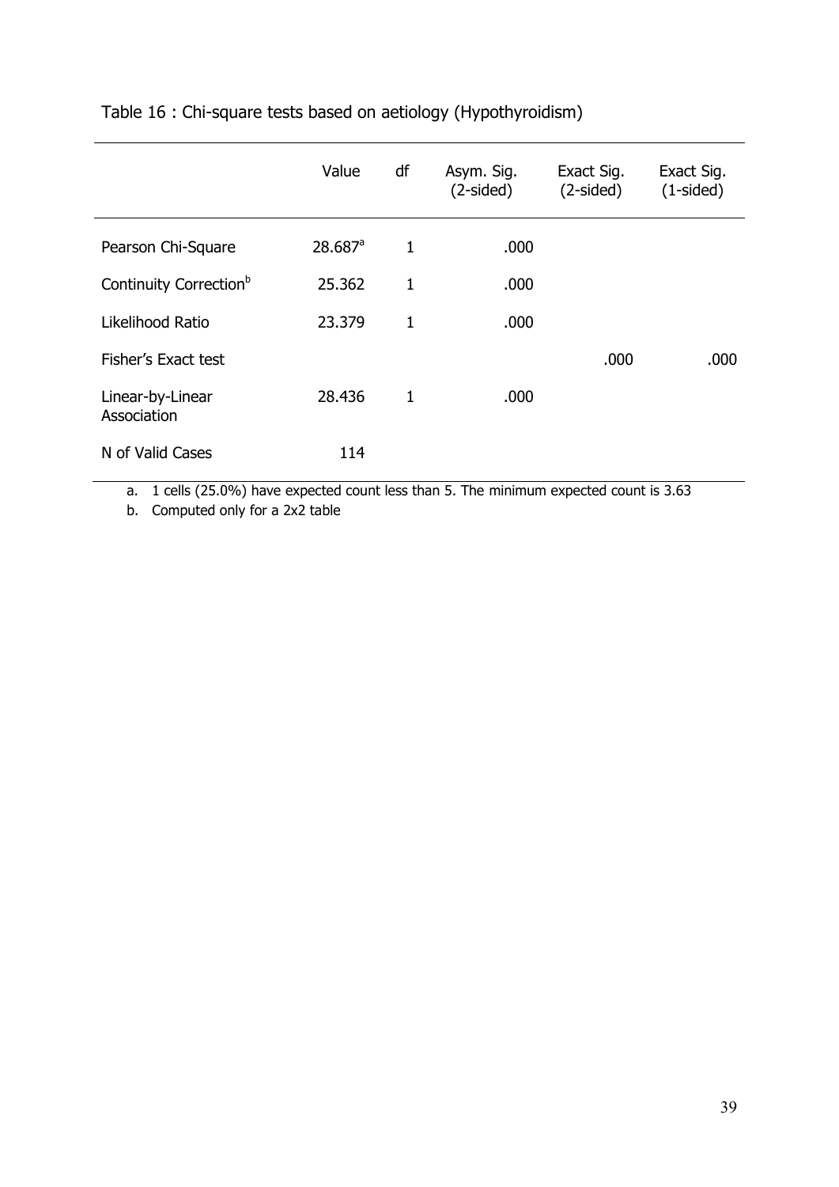Table 16 : Chi-square tests based on aetiology (Hypothyroidism)

| | Value | df | Asym. Sig. (2-sided) | Exact Sig. (2-sided) | Exact Sig. (1-sided) |
|---|---|---|---|---|---|
| Pearson Chi-Square | 28.687[a] | 1 | .000 | | |
| Continuity Correction[b] | 25.362 | 1 | .000 | | |
| Likelihood Ratio | 23.379 | 1 | .000 | | |
| Fisher's Exact test | | | | .000 | .000 |
| Linear-by-Linear Association | 28.436 | 1 | .000 | | |
| N of Valid Cases | 114 | | | | |

a. 1 cells (25.0%) have expected count less than 5. The minimum expected count is 3.63

b. Computed only for a 2x2 table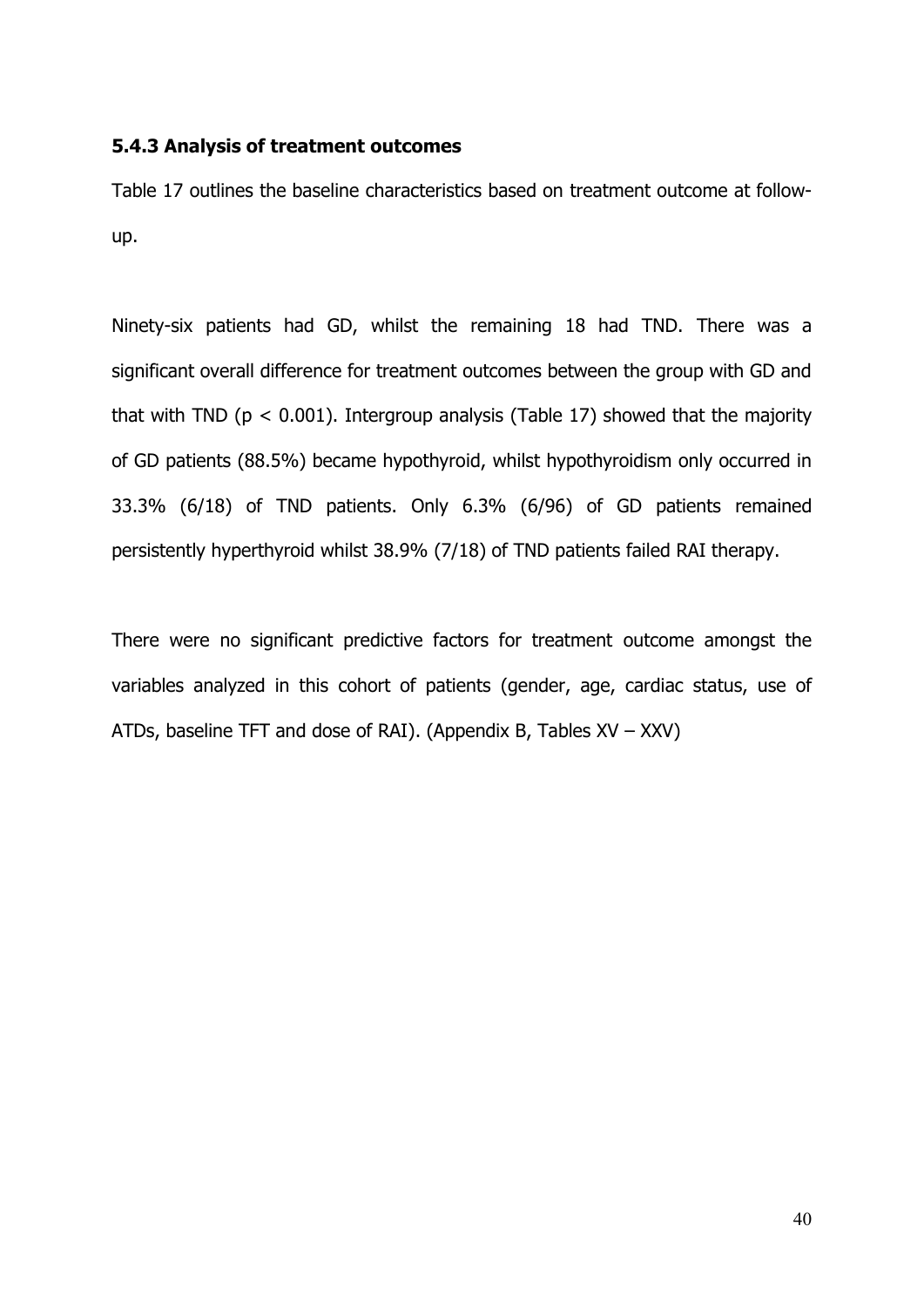### 5.4.3 Analysis of treatment outcomes

Table 17 outlines the baseline characteristics based on treatment outcome at follow-up.

Ninety-six patients had GD, whilst the remaining 18 had TND. There was a significant overall difference for treatment outcomes between the group with GD and that with TND ($p < 0.001$). Intergroup analysis (Table 17) showed that the majority of GD patients (88.5%) became hypothyroid, whilst hypothyroidism only occurred in 33.3% (6/18) of TND patients. Only 6.3% (6/96) of GD patients remained persistently hyperthyroid whilst 38.9% (7/18) of TND patients failed RAI therapy.

There were no significant predictive factors for treatment outcome amongst the variables analyzed in this cohort of patients (gender, age, cardiac status, use of ATDs, baseline TFT and dose of RAI). (Appendix B, Tables XV – XXV)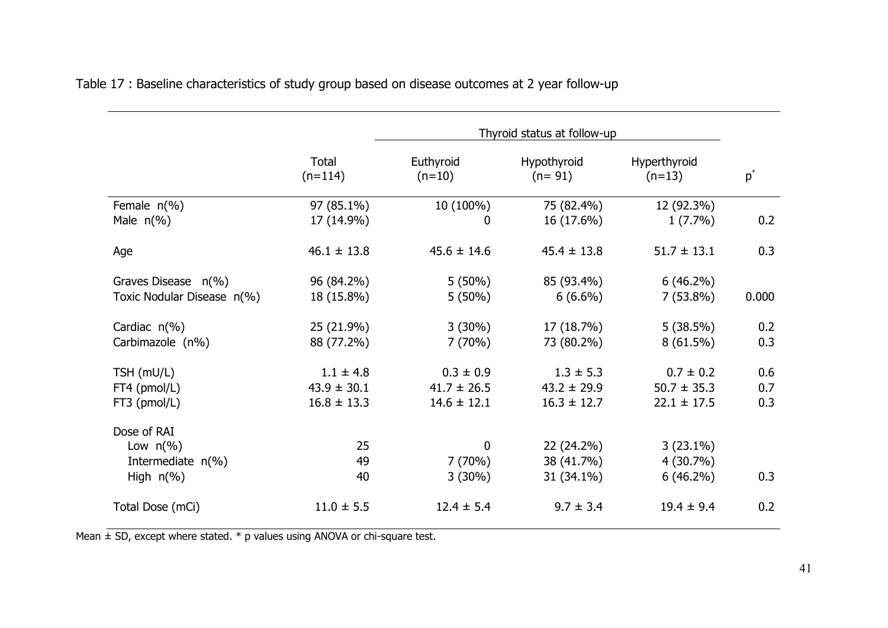Table 17 : Baseline characteristics of study group based on disease outcomes at 2 year follow-up

| | | Thyroid status at follow-up | | | |
|---|---|---|---|---|---|
| | Total (n=114) | Euthyroid (n=10) | Hypothyroid (n= 91) | Hyperthyroid (n=13) | p* |
| Female n(%) | 97 (85.1%) | 10 (100%) | 75 (82.4%) | 12 (92.3%) | |
| Male n(%) | 17 (14.9%) | 0 | 16 (17.6%) | 1 (7.7%) | 0.2 |
| Age | 46.1 ± 13.8 | 45.6 ± 14.6 | 45.4 ± 13.8 | 51.7 ± 13.1 | 0.3 |
| Graves Disease n(%) | 96 (84.2%) | 5 (50%) | 85 (93.4%) | 6 (46.2%) | |
| Toxic Nodular Disease n(%) | 18 (15.8%) | 5 (50%) | 6 (6.6%) | 7 (53.8%) | 0.000 |
| Cardiac n(%) | 25 (21.9%) | 3 (30%) | 17 (18.7%) | 5 (38.5%) | 0.2 |
| Carbimazole (n%) | 88 (77.2%) | 7 (70%) | 73 (80.2%) | 8 (61.5%) | 0.3 |
| TSH (mU/L) | 1.1 ± 4.8 | 0.3 ± 0.9 | 1.3 ± 5.3 | 0.7 ± 0.2 | 0.6 |
| FT4 (pmol/L) | 43.9 ± 30.1 | 41.7 ± 26.5 | 43.2 ± 29.9 | 50.7 ± 35.3 | 0.7 |
| FT3 (pmol/L) | 16.8 ± 13.3 | 14.6 ± 12.1 | 16.3 ± 12.7 | 22.1 ± 17.5 | 0.3 |
| Dose of RAI | | | | | |
| Low n(%) | 25 | 0 | 22 (24.2%) | 3 (23.1%) | |
| Intermediate n(%) | 49 | 7 (70%) | 38 (41.7%) | 4 (30.7%) | |
| High n(%) | 40 | 3 (30%) | 31 (34.1%) | 6 (46.2%) | 0.3 |
| Total Dose (mCi) | 11.0 ± 5.5 | 12.4 ± 5.4 | 9.7 ± 3.4 | 19.4 ± 9.4 | 0.2 |

Mean ± SD, except where stated. * p values using ANOVA or chi-square test.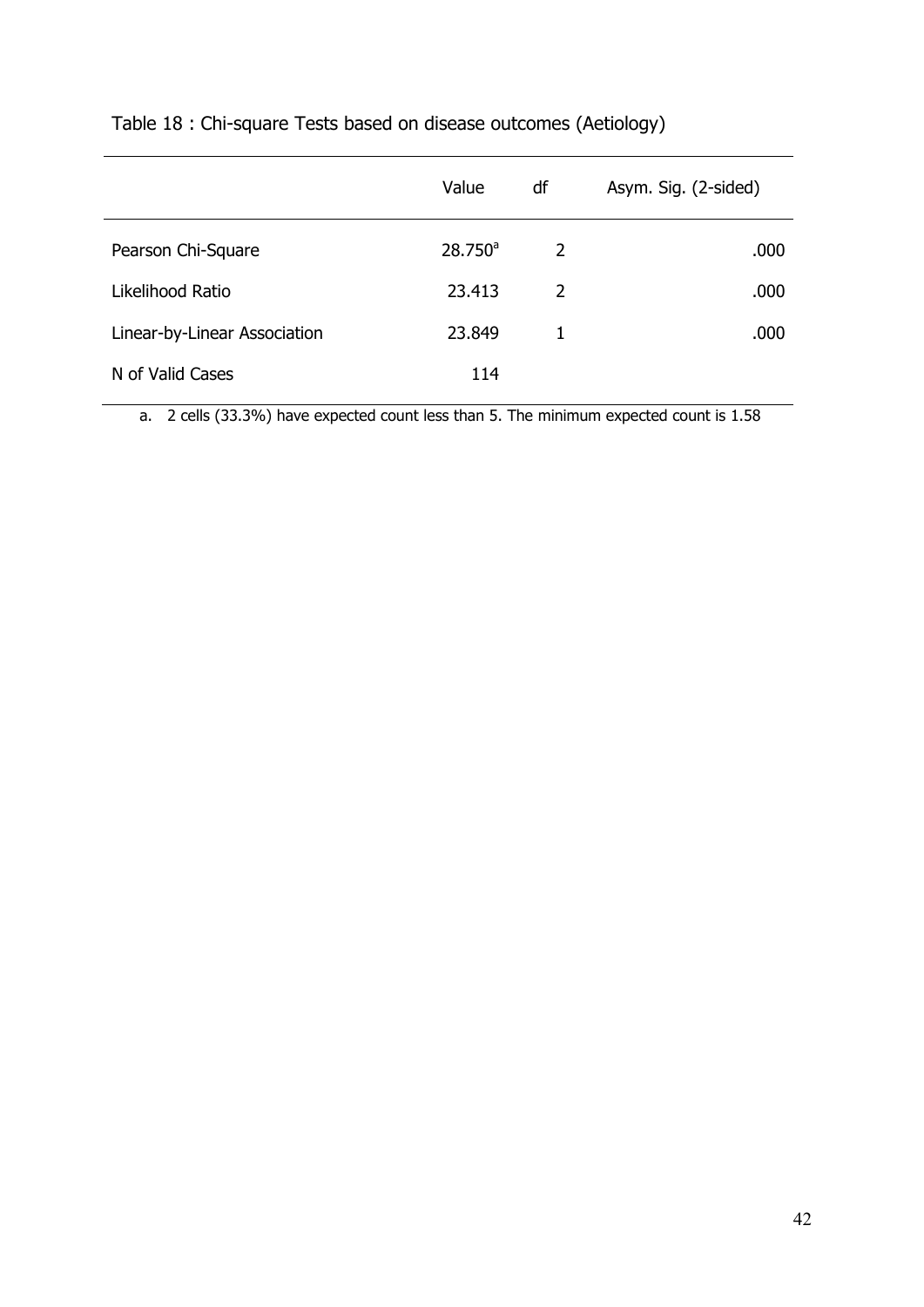Table 18 : Chi-square Tests based on disease outcomes (Aetiology)

| | Value | df | Asym. Sig. (2-sided) |
|---|---|---|---|
| Pearson Chi-Square | 28.750[a] | 2 | .000 |
| Likelihood Ratio | 23.413 | 2 | .000 |
| Linear-by-Linear Association | 23.849 | 1 | .000 |
| N of Valid Cases | 114 | | |

a. 2 cells (33.3%) have expected count less than 5. The minimum expected count is 1.58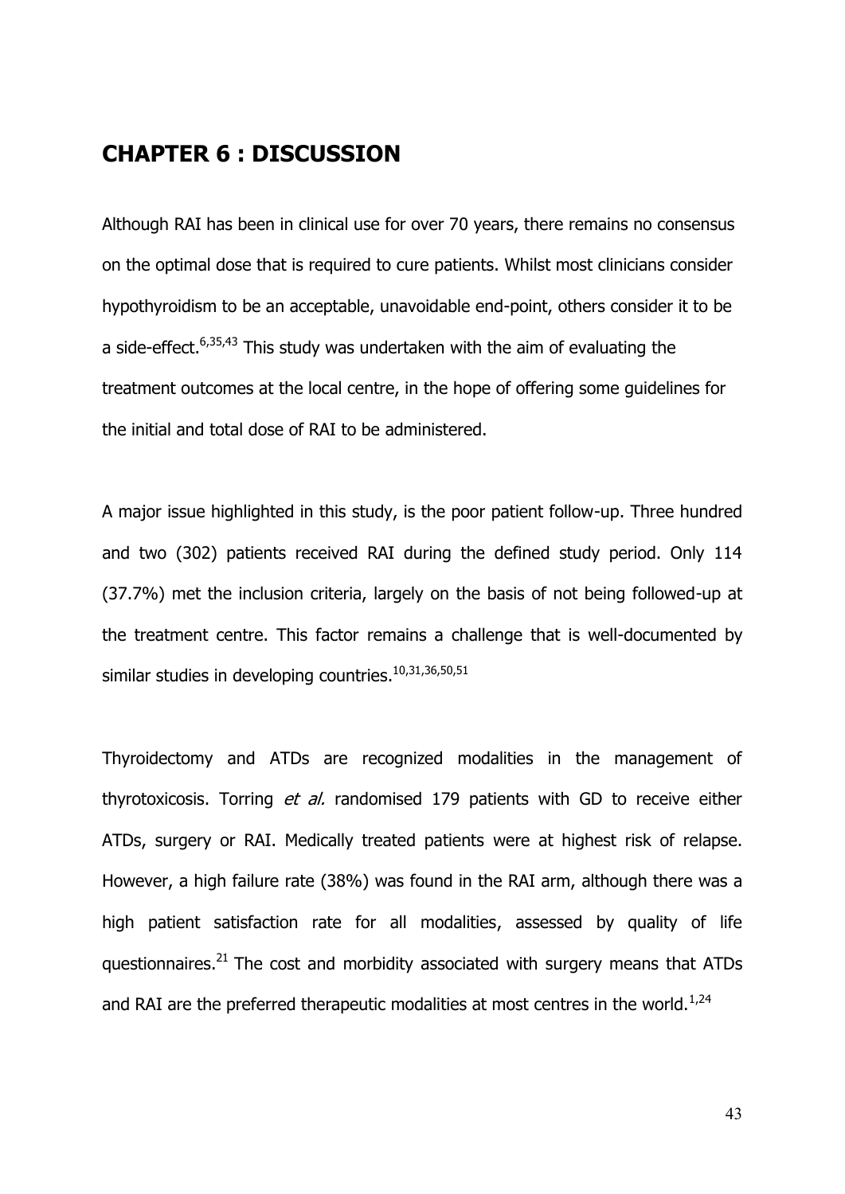# CHAPTER 6 : DISCUSSION

Although RAI has been in clinical use for over 70 years, there remains no consensus on the optimal dose that is required to cure patients. Whilst most clinicians consider hypothyroidism to be an acceptable, unavoidable end-point, others consider it to be a side-effect.[6,35,43] This study was undertaken with the aim of evaluating the treatment outcomes at the local centre, in the hope of offering some guidelines for the initial and total dose of RAI to be administered.

A major issue highlighted in this study, is the poor patient follow-up. Three hundred and two (302) patients received RAI during the defined study period. Only 114 (37.7%) met the inclusion criteria, largely on the basis of not being followed-up at the treatment centre. This factor remains a challenge that is well-documented by similar studies in developing countries.[10,31,36,50,51]

Thyroidectomy and ATDs are recognized modalities in the management of thyrotoxicosis. Torring *et al.* randomised 179 patients with GD to receive either ATDs, surgery or RAI. Medically treated patients were at highest risk of relapse. However, a high failure rate (38%) was found in the RAI arm, although there was a high patient satisfaction rate for all modalities, assessed by quality of life questionnaires.[21] The cost and morbidity associated with surgery means that ATDs and RAI are the preferred therapeutic modalities at most centres in the world.[1,24]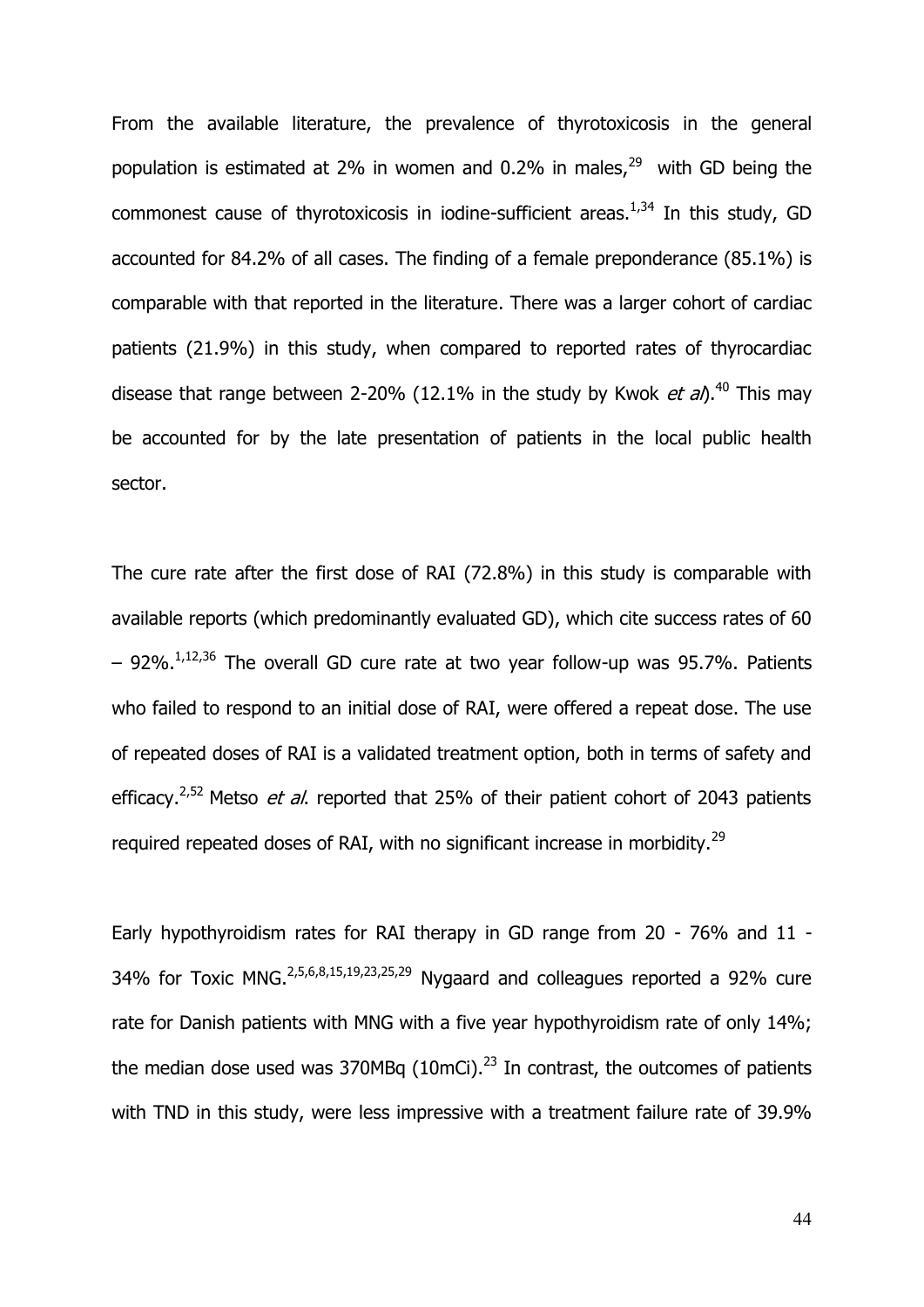From the available literature, the prevalence of thyrotoxicosis in the general population is estimated at 2% in women and 0.2% in males,[29] with GD being the commonest cause of thyrotoxicosis in iodine-sufficient areas.[1,34] In this study, GD accounted for 84.2% of all cases. The finding of a female preponderance (85.1%) is comparable with that reported in the literature. There was a larger cohort of cardiac patients (21.9%) in this study, when compared to reported rates of thyrocardiac disease that range between 2-20% (12.1% in the study by Kwok *et al*).[40] This may be accounted for by the late presentation of patients in the local public health sector.

The cure rate after the first dose of RAI (72.8%) in this study is comparable with available reports (which predominantly evaluated GD), which cite success rates of 60 – 92%.[1,12,36] The overall GD cure rate at two year follow-up was 95.7%. Patients who failed to respond to an initial dose of RAI, were offered a repeat dose. The use of repeated doses of RAI is a validated treatment option, both in terms of safety and efficacy.[2,52] Metso *et al*. reported that 25% of their patient cohort of 2043 patients required repeated doses of RAI, with no significant increase in morbidity.[29]

Early hypothyroidism rates for RAI therapy in GD range from 20 - 76% and 11 - 34% for Toxic MNG.[2,5,6,8,15,19,23,25,29] Nygaard and colleagues reported a 92% cure rate for Danish patients with MNG with a five year hypothyroidism rate of only 14%; the median dose used was 370MBq (10mCi).[23] In contrast, the outcomes of patients with TND in this study, were less impressive with a treatment failure rate of 39.9%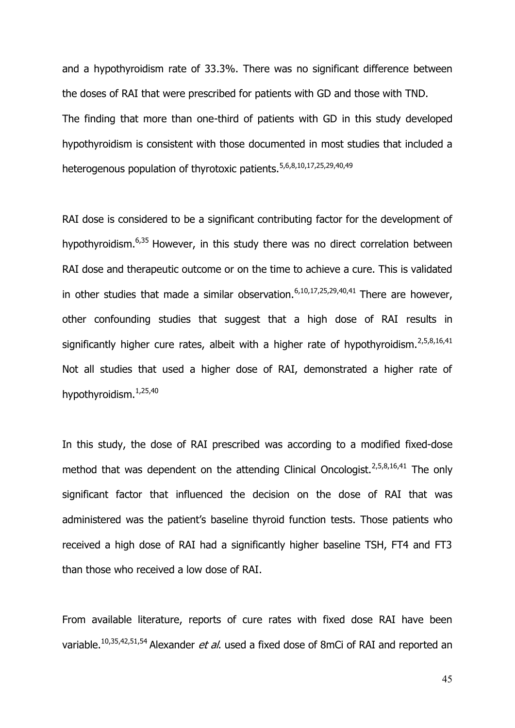and a hypothyroidism rate of 33.3%. There was no significant difference between the doses of RAI that were prescribed for patients with GD and those with TND.
The finding that more than one-third of patients with GD in this study developed hypothyroidism is consistent with those documented in most studies that included a heterogenous population of thyrotoxic patients.[5,6,8,10,17,25,29,40,49]

RAI dose is considered to be a significant contributing factor for the development of hypothyroidism.[6,35] However, in this study there was no direct correlation between RAI dose and therapeutic outcome or on the time to achieve a cure. This is validated in other studies that made a similar observation.[6,10,17,25,29,40,41] There are however, other confounding studies that suggest that a high dose of RAI results in significantly higher cure rates, albeit with a higher rate of hypothyroidism.[2,5,8,16,41] Not all studies that used a higher dose of RAI, demonstrated a higher rate of hypothyroidism.[1,25,40]

In this study, the dose of RAI prescribed was according to a modified fixed-dose method that was dependent on the attending Clinical Oncologist.[2,5,8,16,41] The only significant factor that influenced the decision on the dose of RAI that was administered was the patient's baseline thyroid function tests. Those patients who received a high dose of RAI had a significantly higher baseline TSH, FT4 and FT3 than those who received a low dose of RAI.

From available literature, reports of cure rates with fixed dose RAI have been variable.[10,35,42,51,54] Alexander *et al*. used a fixed dose of 8mCi of RAI and reported an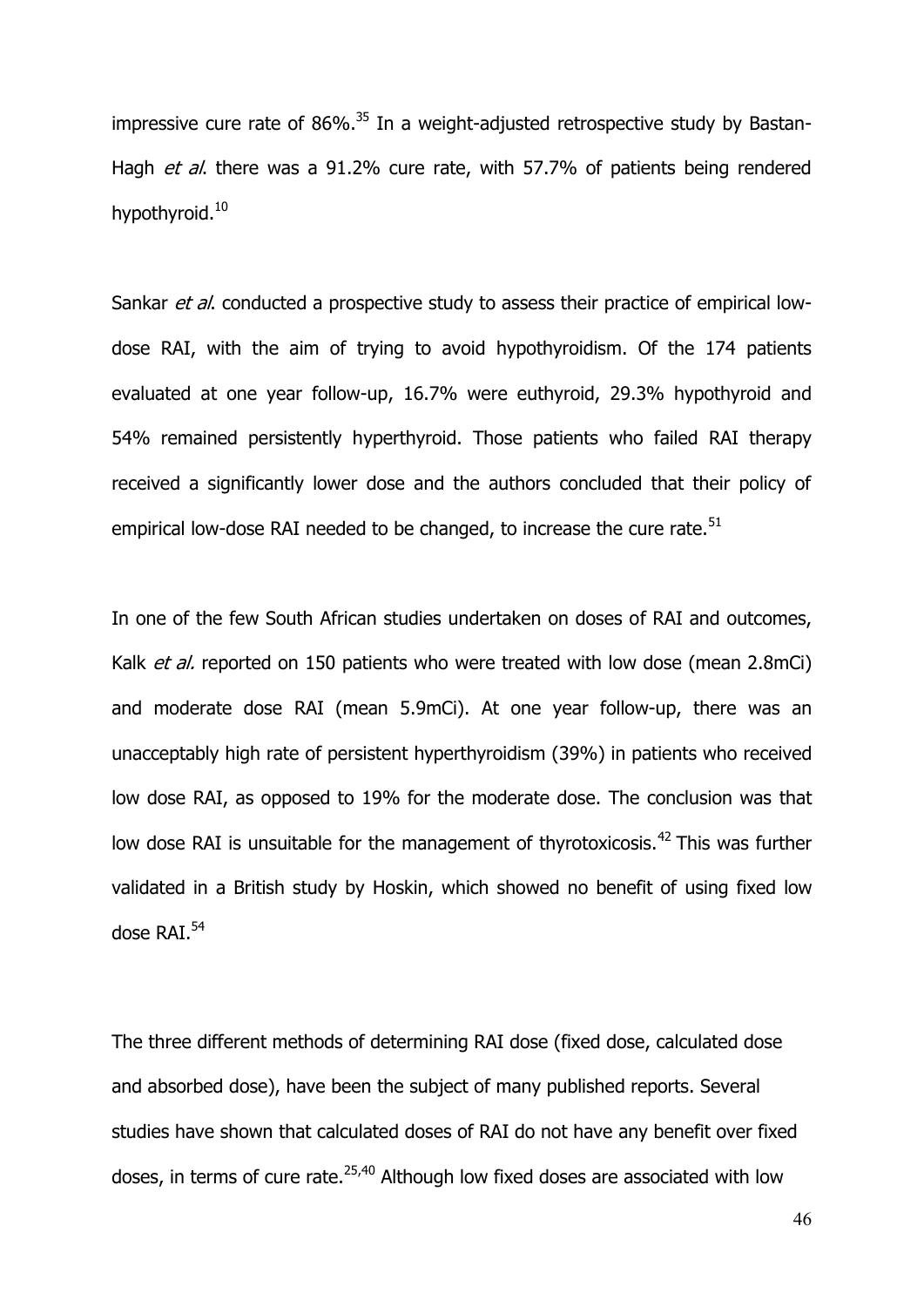impressive cure rate of 86%.[35] In a weight-adjusted retrospective study by Bastan-Hagh *et al*. there was a 91.2% cure rate, with 57.7% of patients being rendered hypothyroid.[10]

Sankar *et al*. conducted a prospective study to assess their practice of empirical low-dose RAI, with the aim of trying to avoid hypothyroidism. Of the 174 patients evaluated at one year follow-up, 16.7% were euthyroid, 29.3% hypothyroid and 54% remained persistently hyperthyroid. Those patients who failed RAI therapy received a significantly lower dose and the authors concluded that their policy of empirical low-dose RAI needed to be changed, to increase the cure rate.[51]

In one of the few South African studies undertaken on doses of RAI and outcomes, Kalk *et al.* reported on 150 patients who were treated with low dose (mean 2.8mCi) and moderate dose RAI (mean 5.9mCi). At one year follow-up, there was an unacceptably high rate of persistent hyperthyroidism (39%) in patients who received low dose RAI, as opposed to 19% for the moderate dose. The conclusion was that low dose RAI is unsuitable for the management of thyrotoxicosis.[42] This was further validated in a British study by Hoskin, which showed no benefit of using fixed low dose RAI.[54]

The three different methods of determining RAI dose (fixed dose, calculated dose and absorbed dose), have been the subject of many published reports. Several studies have shown that calculated doses of RAI do not have any benefit over fixed doses, in terms of cure rate.[25,40] Although low fixed doses are associated with low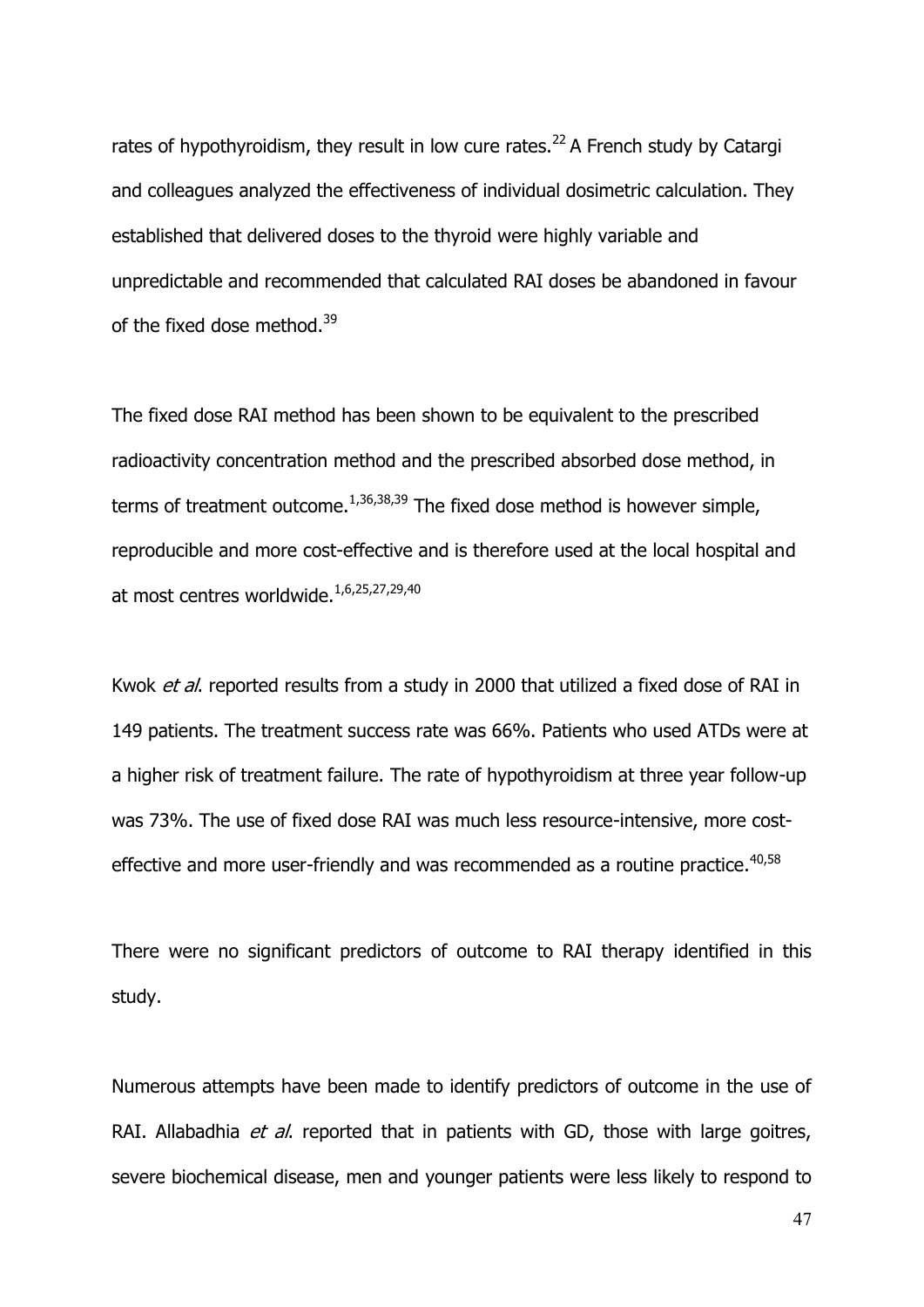rates of hypothyroidism, they result in low cure rates.[22] A French study by Catargi and colleagues analyzed the effectiveness of individual dosimetric calculation. They established that delivered doses to the thyroid were highly variable and unpredictable and recommended that calculated RAI doses be abandoned in favour of the fixed dose method.[39]

The fixed dose RAI method has been shown to be equivalent to the prescribed radioactivity concentration method and the prescribed absorbed dose method, in terms of treatment outcome.[1,36,38,39] The fixed dose method is however simple, reproducible and more cost-effective and is therefore used at the local hospital and at most centres worldwide.[1,6,25,27,29,40]

Kwok *et al*. reported results from a study in 2000 that utilized a fixed dose of RAI in 149 patients. The treatment success rate was 66%. Patients who used ATDs were at a higher risk of treatment failure. The rate of hypothyroidism at three year follow-up was 73%. The use of fixed dose RAI was much less resource-intensive, more cost-effective and more user-friendly and was recommended as a routine practice.[40,58]

There were no significant predictors of outcome to RAI therapy identified in this study.

Numerous attempts have been made to identify predictors of outcome in the use of RAI. Allabadhia *et al*. reported that in patients with GD, those with large goitres, severe biochemical disease, men and younger patients were less likely to respond to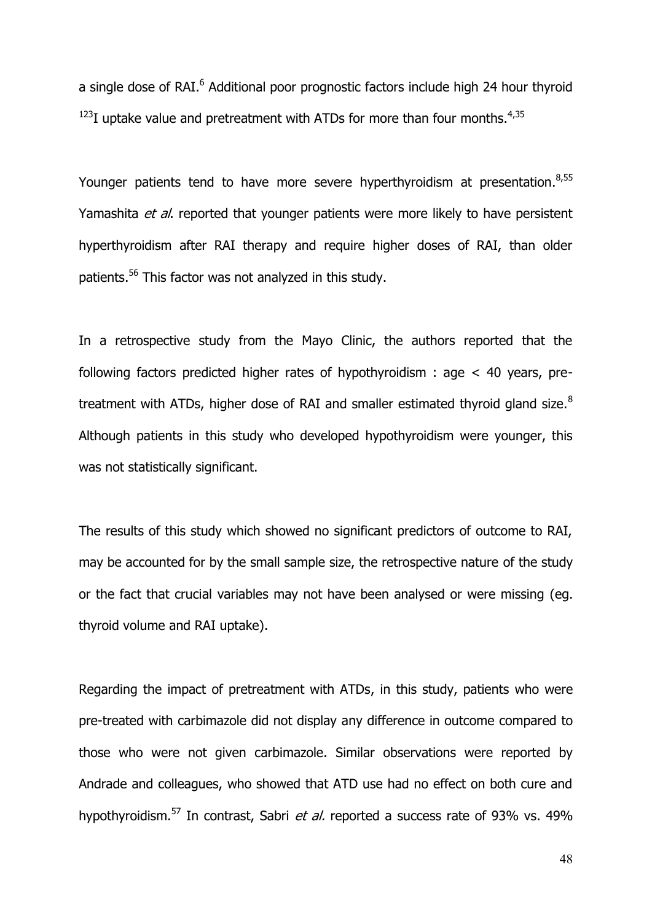a single dose of RAI.[6] Additional poor prognostic factors include high 24 hour thyroid $^{123}$I uptake value and pretreatment with ATDs for more than four months.[4,35]

Younger patients tend to have more severe hyperthyroidism at presentation.[8,55] Yamashita *et al.* reported that younger patients were more likely to have persistent hyperthyroidism after RAI therapy and require higher doses of RAI, than older patients.[56] This factor was not analyzed in this study.

In a retrospective study from the Mayo Clinic, the authors reported that the following factors predicted higher rates of hypothyroidism : age < 40 years, pre-treatment with ATDs, higher dose of RAI and smaller estimated thyroid gland size.[8] Although patients in this study who developed hypothyroidism were younger, this was not statistically significant.

The results of this study which showed no significant predictors of outcome to RAI, may be accounted for by the small sample size, the retrospective nature of the study or the fact that crucial variables may not have been analysed or were missing (eg. thyroid volume and RAI uptake).

Regarding the impact of pretreatment with ATDs, in this study, patients who were pre-treated with carbimazole did not display any difference in outcome compared to those who were not given carbimazole. Similar observations were reported by Andrade and colleagues, who showed that ATD use had no effect on both cure and hypothyroidism.[57] In contrast, Sabri *et al.* reported a success rate of 93% vs. 49%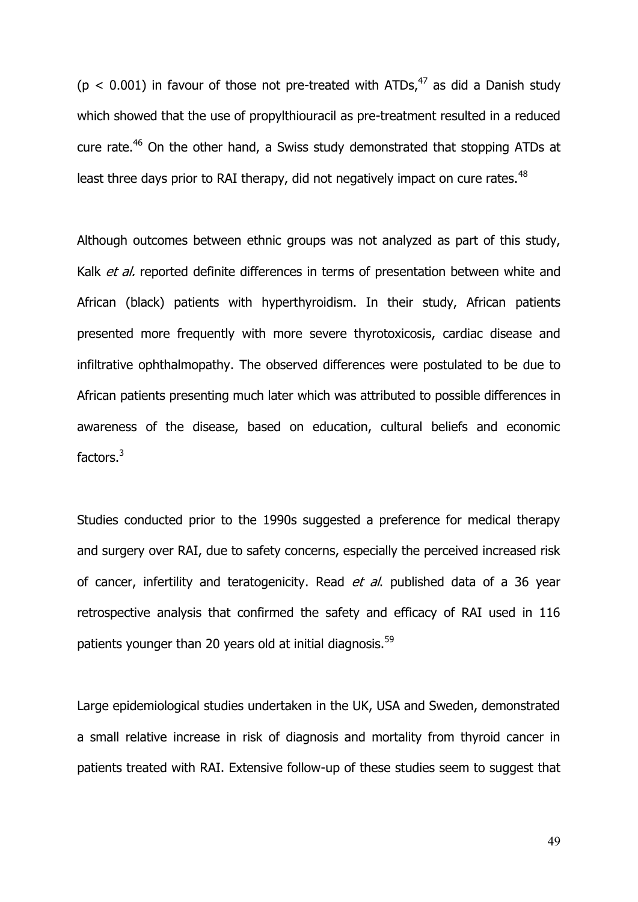($p < 0.001$) in favour of those not pre-treated with ATDs,[47] as did a Danish study which showed that the use of propylthiouracil as pre-treatment resulted in a reduced cure rate.[46] On the other hand, a Swiss study demonstrated that stopping ATDs at least three days prior to RAI therapy, did not negatively impact on cure rates.[48]

Although outcomes between ethnic groups was not analyzed as part of this study, Kalk *et al.* reported definite differences in terms of presentation between white and African (black) patients with hyperthyroidism. In their study, African patients presented more frequently with more severe thyrotoxicosis, cardiac disease and infiltrative ophthalmopathy. The observed differences were postulated to be due to African patients presenting much later which was attributed to possible differences in awareness of the disease, based on education, cultural beliefs and economic factors.[3]

Studies conducted prior to the 1990s suggested a preference for medical therapy and surgery over RAI, due to safety concerns, especially the perceived increased risk of cancer, infertility and teratogenicity. Read *et al*. published data of a 36 year retrospective analysis that confirmed the safety and efficacy of RAI used in 116 patients younger than 20 years old at initial diagnosis.[59]

Large epidemiological studies undertaken in the UK, USA and Sweden, demonstrated a small relative increase in risk of diagnosis and mortality from thyroid cancer in patients treated with RAI. Extensive follow-up of these studies seem to suggest that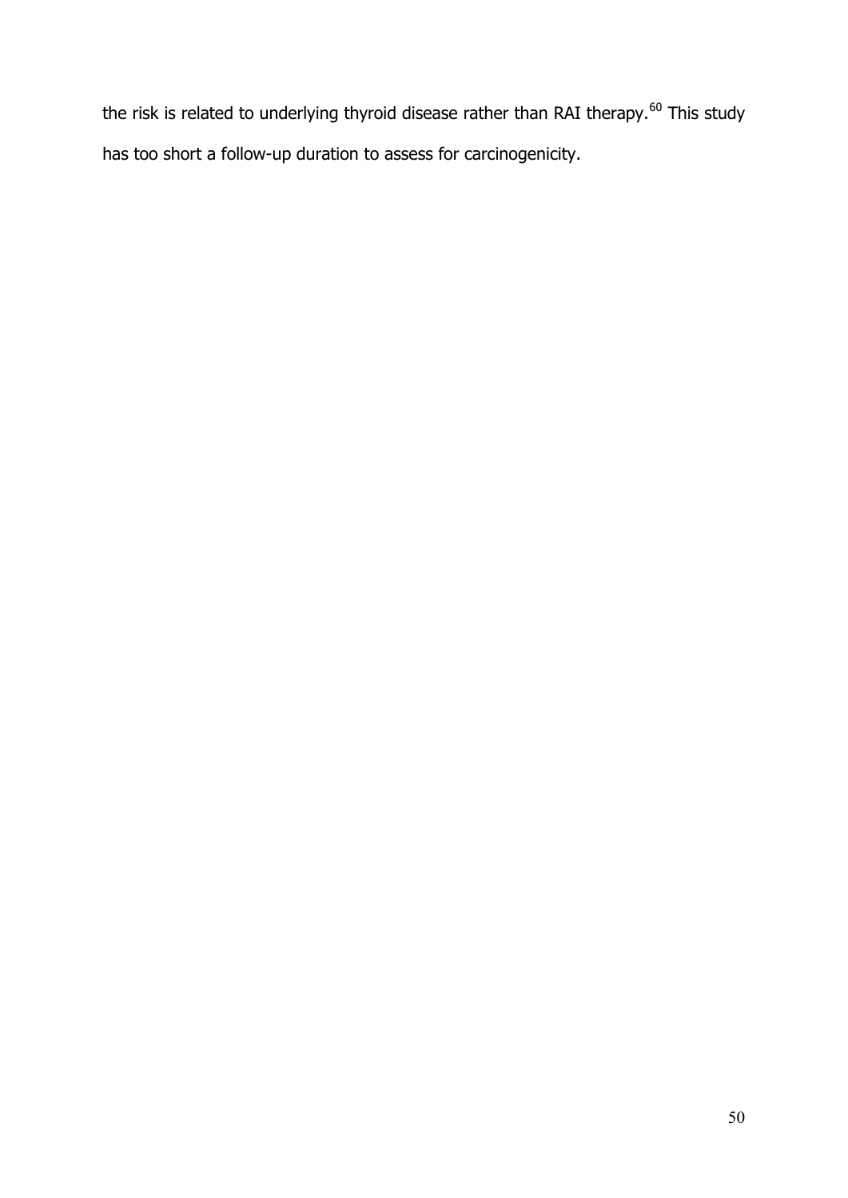the risk is related to underlying thyroid disease rather than RAI therapy.[60] This study has too short a follow-up duration to assess for carcinogenicity.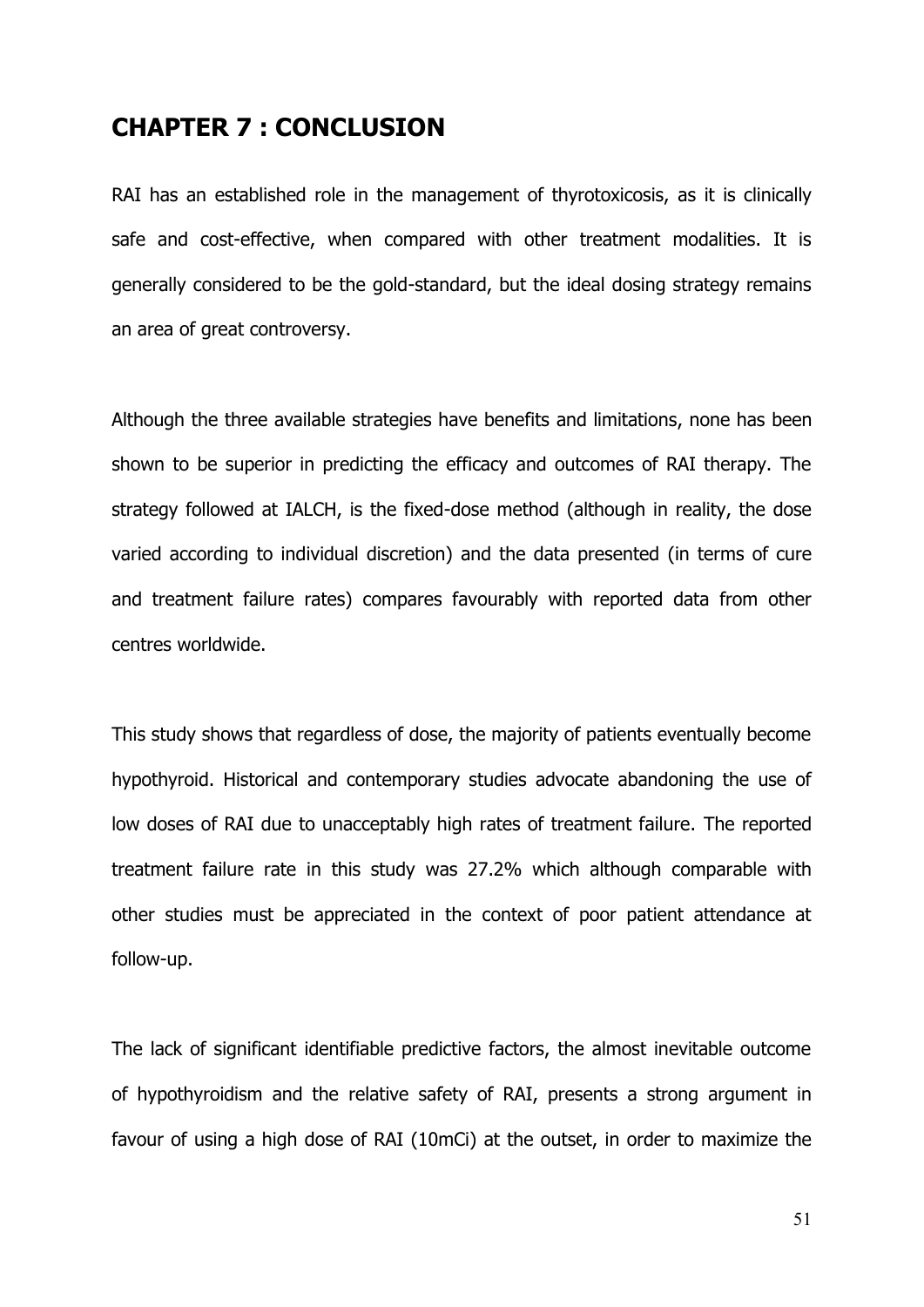# CHAPTER 7 : CONCLUSION

RAI has an established role in the management of thyrotoxicosis, as it is clinically safe and cost-effective, when compared with other treatment modalities. It is generally considered to be the gold-standard, but the ideal dosing strategy remains an area of great controversy.

Although the three available strategies have benefits and limitations, none has been shown to be superior in predicting the efficacy and outcomes of RAI therapy. The strategy followed at IALCH, is the fixed-dose method (although in reality, the dose varied according to individual discretion) and the data presented (in terms of cure and treatment failure rates) compares favourably with reported data from other centres worldwide.

This study shows that regardless of dose, the majority of patients eventually become hypothyroid. Historical and contemporary studies advocate abandoning the use of low doses of RAI due to unacceptably high rates of treatment failure. The reported treatment failure rate in this study was 27.2% which although comparable with other studies must be appreciated in the context of poor patient attendance at follow-up.

The lack of significant identifiable predictive factors, the almost inevitable outcome of hypothyroidism and the relative safety of RAI, presents a strong argument in favour of using a high dose of RAI (10mCi) at the outset, in order to maximize the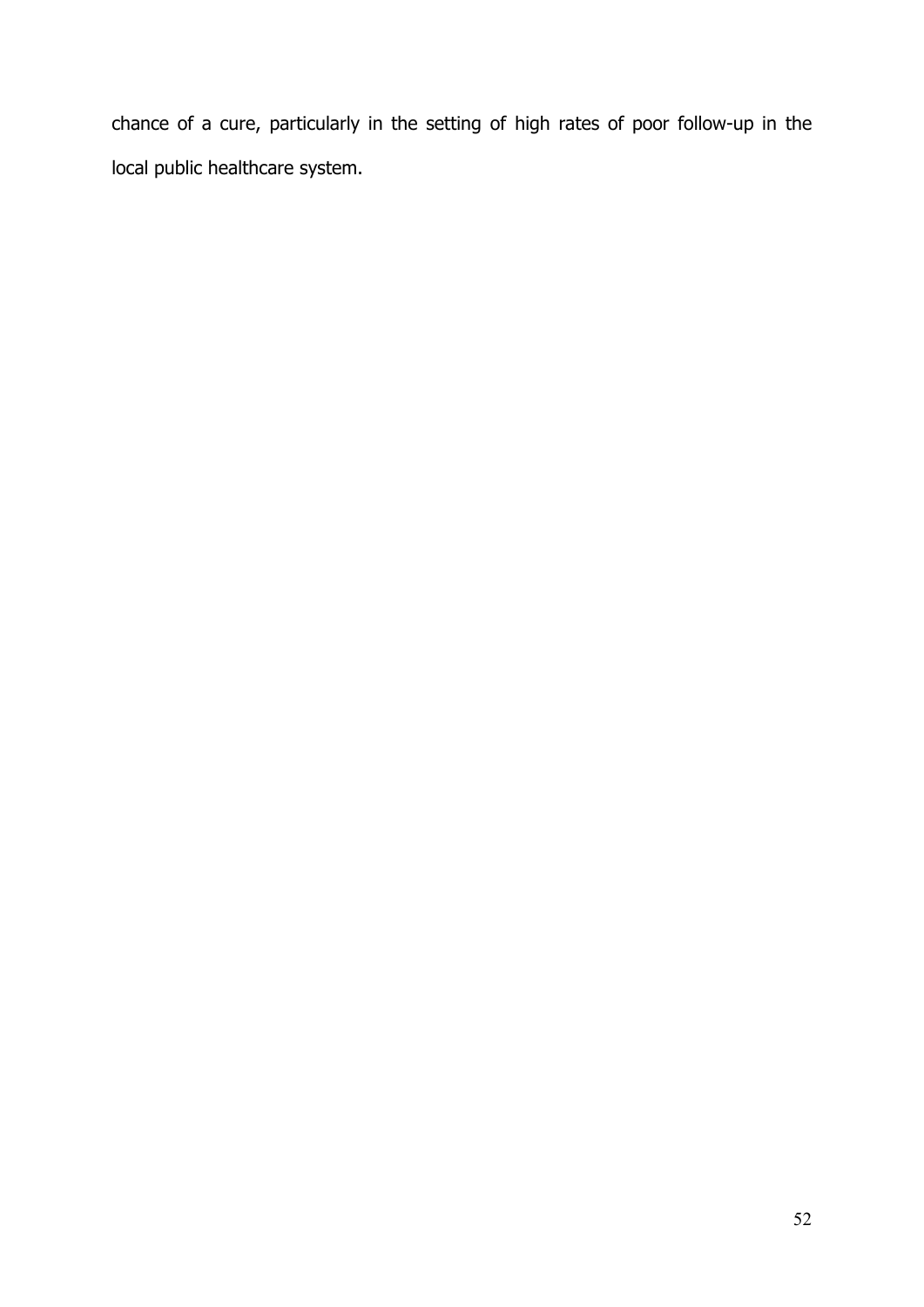chance of a cure, particularly in the setting of high rates of poor follow-up in the local public healthcare system.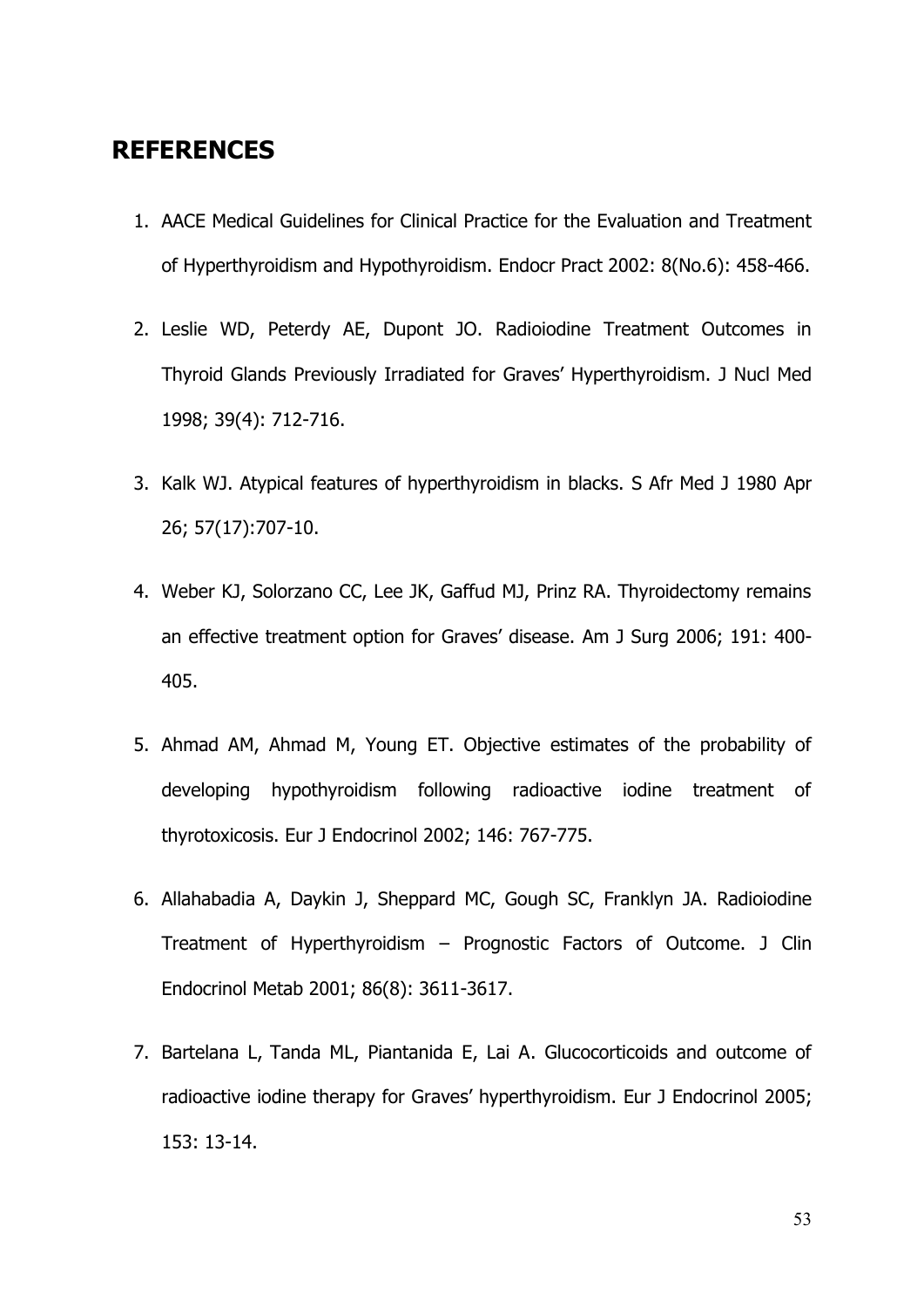## REFERENCES

1. AACE Medical Guidelines for Clinical Practice for the Evaluation and Treatment of Hyperthyroidism and Hypothyroidism. Endocr Pract 2002: 8(No.6): 458-466.
2. Leslie WD, Peterdy AE, Dupont JO. Radioiodine Treatment Outcomes in Thyroid Glands Previously Irradiated for Graves' Hyperthyroidism. J Nucl Med 1998; 39(4): 712-716.
3. Kalk WJ. Atypical features of hyperthyroidism in blacks. S Afr Med J 1980 Apr 26; 57(17):707-10.
4. Weber KJ, Solorzano CC, Lee JK, Gaffud MJ, Prinz RA. Thyroidectomy remains an effective treatment option for Graves' disease. Am J Surg 2006; 191: 400-405.
5. Ahmad AM, Ahmad M, Young ET. Objective estimates of the probability of developing hypothyroidism following radioactive iodine treatment of thyrotoxicosis. Eur J Endocrinol 2002; 146: 767-775.
6. Allahabadia A, Daykin J, Sheppard MC, Gough SC, Franklyn JA. Radioiodine Treatment of Hyperthyroidism – Prognostic Factors of Outcome. J Clin Endocrinol Metab 2001; 86(8): 3611-3617.
7. Bartelana L, Tanda ML, Piantanida E, Lai A. Glucocorticoids and outcome of radioactive iodine therapy for Graves' hyperthyroidism. Eur J Endocrinol 2005; 153: 13-14.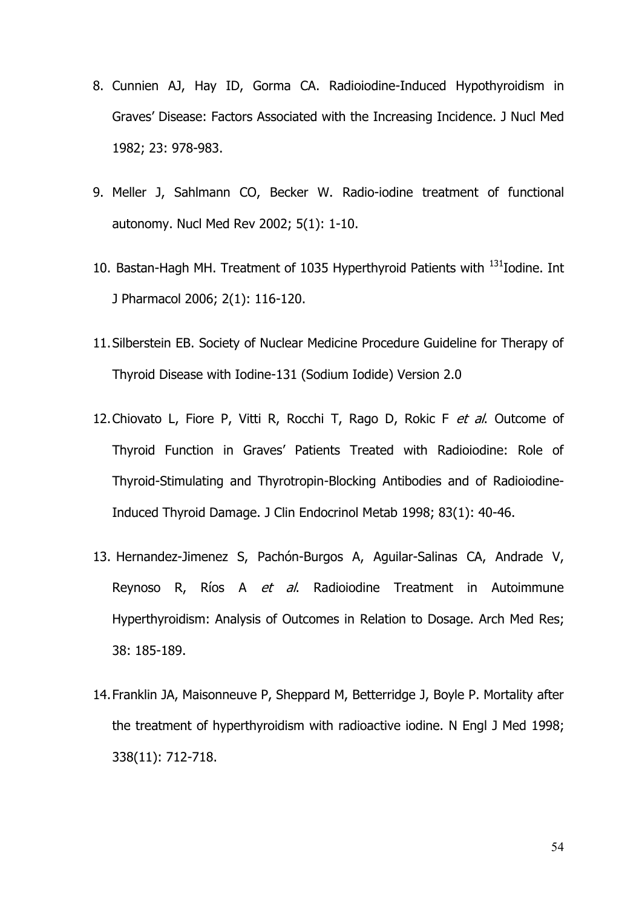8. Cunnien AJ, Hay ID, Gorma CA. Radioiodine-Induced Hypothyroidism in Graves' Disease: Factors Associated with the Increasing Incidence. J Nucl Med 1982; 23: 978-983.

9. Meller J, Sahlmann CO, Becker W. Radio-iodine treatment of functional autonomy. Nucl Med Rev 2002; 5(1): 1-10.

10. Bastan-Hagh MH. Treatment of 1035 Hyperthyroid Patients with $^{131}$Iodine. Int J Pharmacol 2006; 2(1): 116-120.

11. Silberstein EB. Society of Nuclear Medicine Procedure Guideline for Therapy of Thyroid Disease with Iodine-131 (Sodium Iodide) Version 2.0

12. Chiovato L, Fiore P, Vitti R, Rocchi T, Rago D, Rokic F *et al*. Outcome of Thyroid Function in Graves' Patients Treated with Radioiodine: Role of Thyroid-Stimulating and Thyrotropin-Blocking Antibodies and of Radioiodine-Induced Thyroid Damage. J Clin Endocrinol Metab 1998; 83(1): 40-46.

13. Hernandez-Jimenez S, Pachón-Burgos A, Aguilar-Salinas CA, Andrade V, Reynoso R, Ríos A *et al*. Radioiodine Treatment in Autoimmune Hyperthyroidism: Analysis of Outcomes in Relation to Dosage. Arch Med Res; 38: 185-189.

14. Franklin JA, Maisonneuve P, Sheppard M, Betteridge J, Boyle P. Mortality after the treatment of hyperthyroidism with radioactive iodine. N Engl J Med 1998; 338(11): 712-718.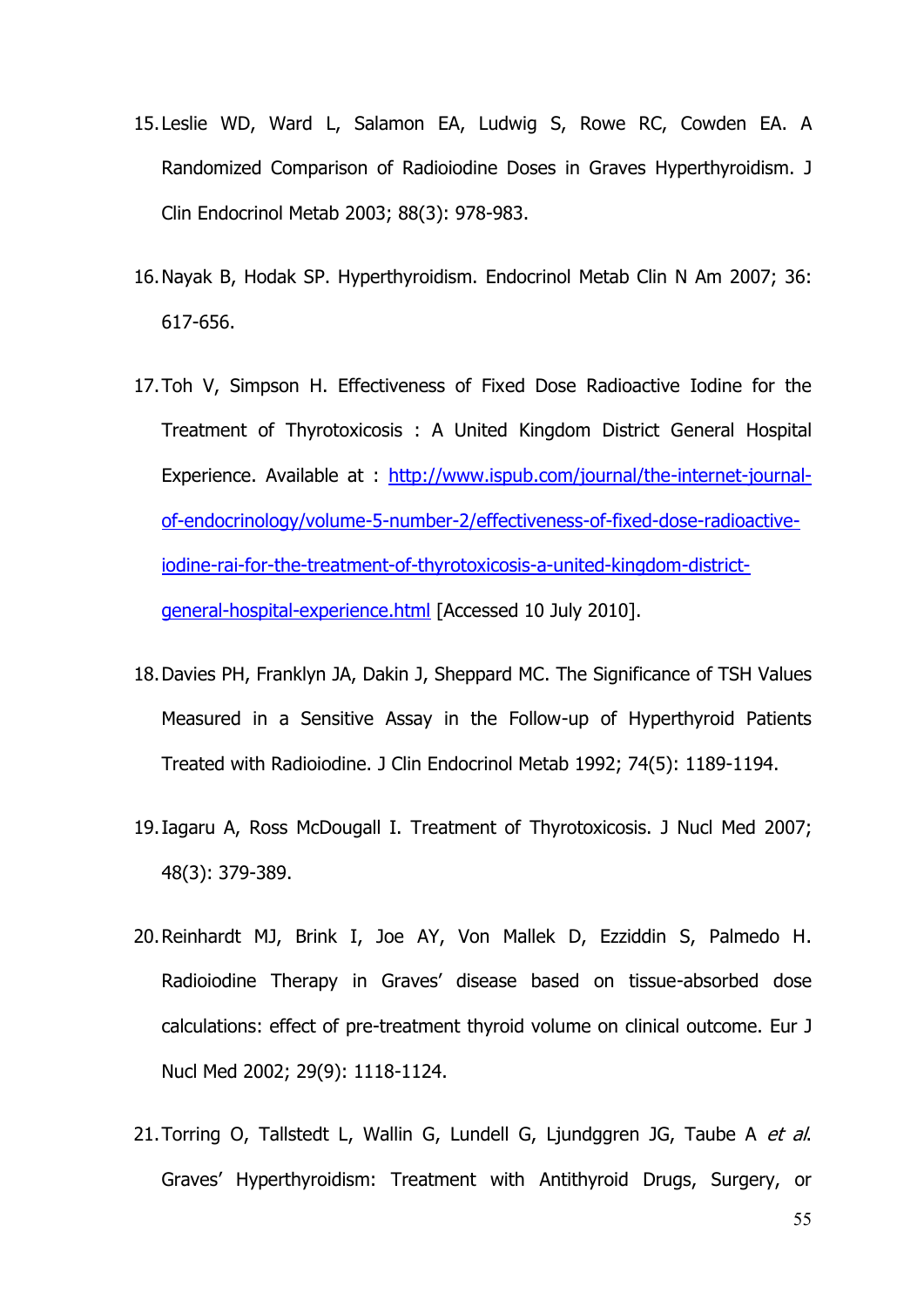15. Leslie WD, Ward L, Salamon EA, Ludwig S, Rowe RC, Cowden EA. A Randomized Comparison of Radioiodine Doses in Graves Hyperthyroidism. J Clin Endocrinol Metab 2003; 88(3): 978-983.

16. Nayak B, Hodak SP. Hyperthyroidism. Endocrinol Metab Clin N Am 2007; 36: 617-656.

17. Toh V, Simpson H. Effectiveness of Fixed Dose Radioactive Iodine for the Treatment of Thyrotoxicosis : A United Kingdom District General Hospital Experience. Available at : [http://www.ispub.com/journal/the-internet-journal-of-endocrinology/volume-5-number-2/effectiveness-of-fixed-dose-radioactive-iodine-rai-for-the-treatment-of-thyrotoxicosis-a-united-kingdom-district-general-hospital-experience.html](http://www.ispub.com/journal/the-internet-journal-of-endocrinology/volume-5-number-2/effectiveness-of-fixed-dose-radioactive-iodine-rai-for-the-treatment-of-thyrotoxicosis-a-united-kingdom-district-general-hospital-experience.html) [Accessed 10 July 2010].

18. Davies PH, Franklyn JA, Dakin J, Sheppard MC. The Significance of TSH Values Measured in a Sensitive Assay in the Follow-up of Hyperthyroid Patients Treated with Radioiodine. J Clin Endocrinol Metab 1992; 74(5): 1189-1194.

19. Iagaru A, Ross McDougall I. Treatment of Thyrotoxicosis. J Nucl Med 2007; 48(3): 379-389.

20. Reinhardt MJ, Brink I, Joe AY, Von Mallek D, Ezziddin S, Palmedo H. Radioiodine Therapy in Graves' disease based on tissue-absorbed dose calculations: effect of pre-treatment thyroid volume on clinical outcome. Eur J Nucl Med 2002; 29(9): 1118-1124.

21. Torring O, Tallstedt L, Wallin G, Lundell G, Ljundggren JG, Taube A *et al*. Graves' Hyperthyroidism: Treatment with Antithyroid Drugs, Surgery, or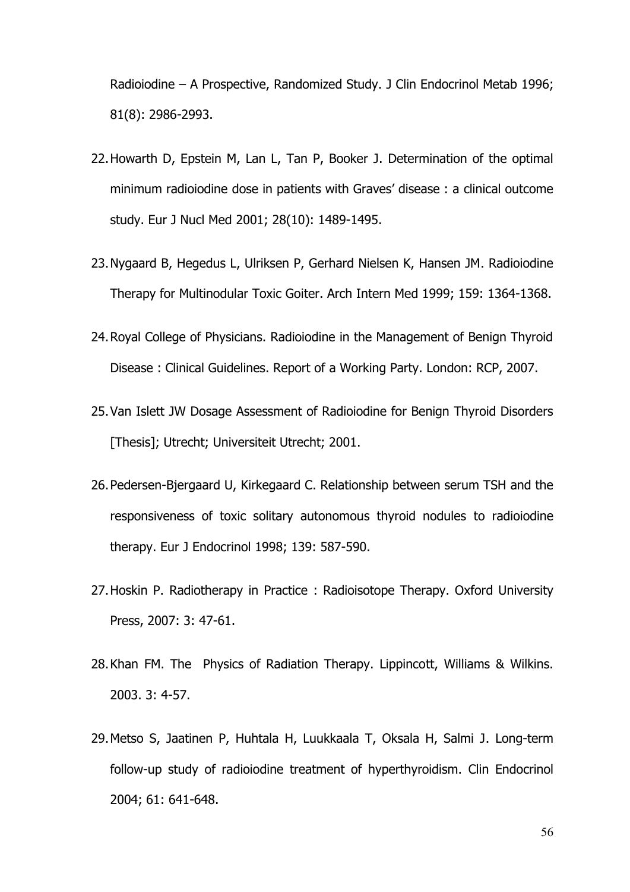Radioiodine – A Prospective, Randomized Study. J Clin Endocrinol Metab 1996; 81(8): 2986-2993.

22. Howarth D, Epstein M, Lan L, Tan P, Booker J. Determination of the optimal minimum radioiodine dose in patients with Graves' disease : a clinical outcome study. Eur J Nucl Med 2001; 28(10): 1489-1495.

23. Nygaard B, Hegedus L, Ulriksen P, Gerhard Nielsen K, Hansen JM. Radioiodine Therapy for Multinodular Toxic Goiter. Arch Intern Med 1999; 159: 1364-1368.

24. Royal College of Physicians. Radioiodine in the Management of Benign Thyroid Disease : Clinical Guidelines. Report of a Working Party. London: RCP, 2007.

25. Van Islett JW Dosage Assessment of Radioiodine for Benign Thyroid Disorders [Thesis]; Utrecht; Universiteit Utrecht; 2001.

26. Pedersen-Bjergaard U, Kirkegaard C. Relationship between serum TSH and the responsiveness of toxic solitary autonomous thyroid nodules to radioiodine therapy. Eur J Endocrinol 1998; 139: 587-590.

27. Hoskin P. Radiotherapy in Practice : Radioisotope Therapy. Oxford University Press, 2007: 3: 47-61.

28. Khan FM. The Physics of Radiation Therapy. Lippincott, Williams & Wilkins. 2003. 3: 4-57.

29. Metso S, Jaatinen P, Huhtala H, Luukkaala T, Oksala H, Salmi J. Long-term follow-up study of radioiodine treatment of hyperthyroidism. Clin Endocrinol 2004; 61: 641-648.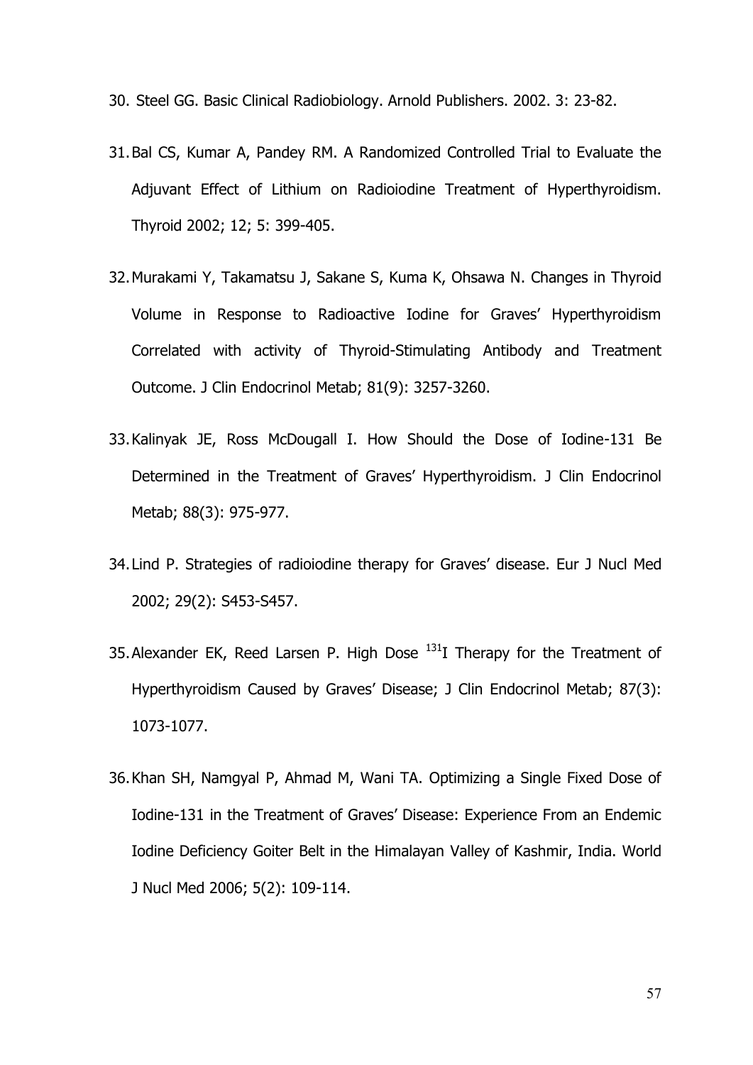30. Steel GG. Basic Clinical Radiobiology. Arnold Publishers. 2002. 3: 23-82.

31. Bal CS, Kumar A, Pandey RM. A Randomized Controlled Trial to Evaluate the Adjuvant Effect of Lithium on Radioiodine Treatment of Hyperthyroidism. Thyroid 2002; 12; 5: 399-405.

32. Murakami Y, Takamatsu J, Sakane S, Kuma K, Ohsawa N. Changes in Thyroid Volume in Response to Radioactive Iodine for Graves' Hyperthyroidism Correlated with activity of Thyroid-Stimulating Antibody and Treatment Outcome. J Clin Endocrinol Metab; 81(9): 3257-3260.

33. Kalinyak JE, Ross McDougall I. How Should the Dose of Iodine-131 Be Determined in the Treatment of Graves' Hyperthyroidism. J Clin Endocrinol Metab; 88(3): 975-977.

34. Lind P. Strategies of radioiodine therapy for Graves' disease. Eur J Nucl Med 2002; 29(2): S453-S457.

35. Alexander EK, Reed Larsen P. High Dose $^{131}$I Therapy for the Treatment of Hyperthyroidism Caused by Graves' Disease; J Clin Endocrinol Metab; 87(3): 1073-1077.

36. Khan SH, Namgyal P, Ahmad M, Wani TA. Optimizing a Single Fixed Dose of Iodine-131 in the Treatment of Graves' Disease: Experience From an Endemic Iodine Deficiency Goiter Belt in the Himalayan Valley of Kashmir, India. World J Nucl Med 2006; 5(2): 109-114.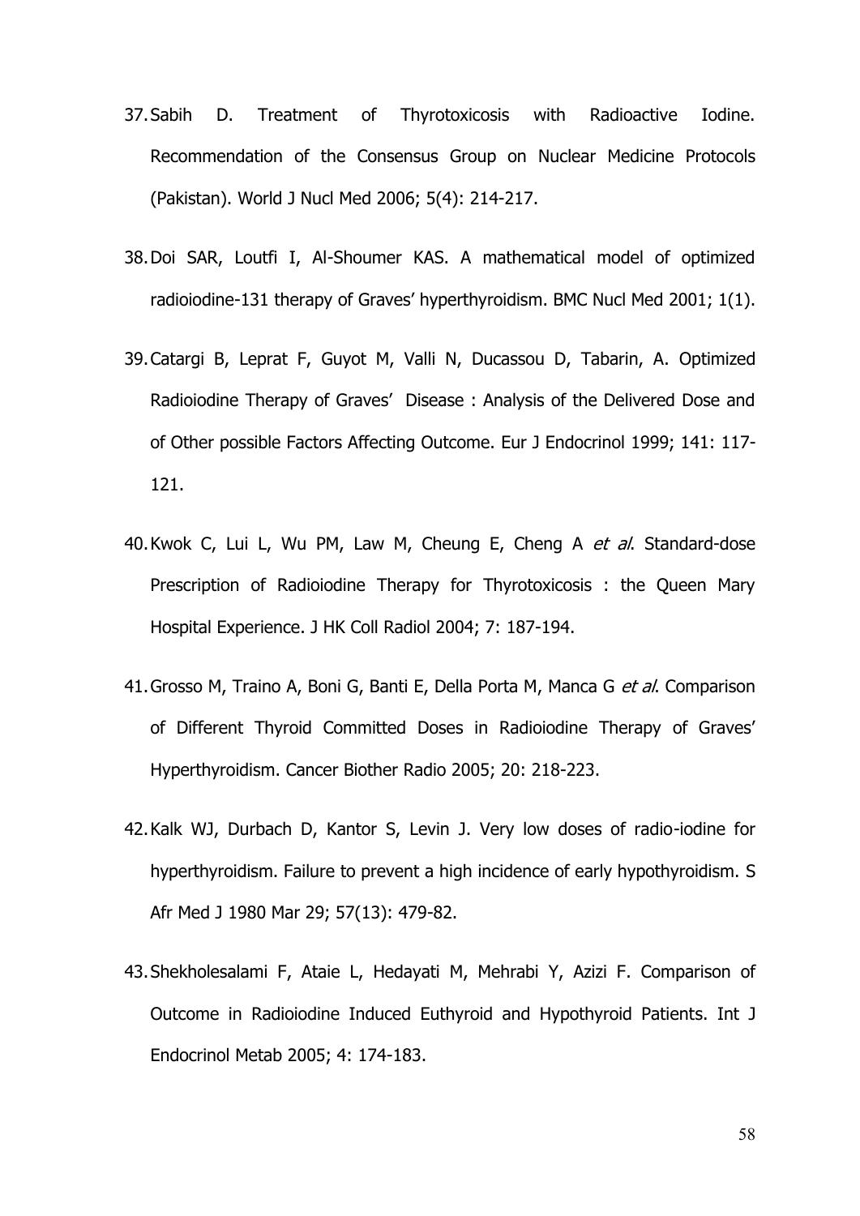37. Sabih D. Treatment of Thyrotoxicosis with Radioactive Iodine. Recommendation of the Consensus Group on Nuclear Medicine Protocols (Pakistan). World J Nucl Med 2006; 5(4): 214-217.

38. Doi SAR, Loutfi I, Al-Shoumer KAS. A mathematical model of optimized radioiodine-131 therapy of Graves' hyperthyroidism. BMC Nucl Med 2001; 1(1).

39. Catargi B, Leprat F, Guyot M, Valli N, Ducassou D, Tabarin, A. Optimized Radioiodine Therapy of Graves' Disease : Analysis of the Delivered Dose and of Other possible Factors Affecting Outcome. Eur J Endocrinol 1999; 141: 117-121.

40. Kwok C, Lui L, Wu PM, Law M, Cheung E, Cheng A *et al*. Standard-dose Prescription of Radioiodine Therapy for Thyrotoxicosis : the Queen Mary Hospital Experience. J HK Coll Radiol 2004; 7: 187-194.

41. Grosso M, Traino A, Boni G, Banti E, Della Porta M, Manca G *et al*. Comparison of Different Thyroid Committed Doses in Radioiodine Therapy of Graves' Hyperthyroidism. Cancer Biother Radio 2005; 20: 218-223.

42. Kalk WJ, Durbach D, Kantor S, Levin J. Very low doses of radio-iodine for hyperthyroidism. Failure to prevent a high incidence of early hypothyroidism. S Afr Med J 1980 Mar 29; 57(13): 479-82.

43. Shekholesalami F, Ataie L, Hedayati M, Mehrabi Y, Azizi F. Comparison of Outcome in Radioiodine Induced Euthyroid and Hypothyroid Patients. Int J Endocrinol Metab 2005; 4: 174-183.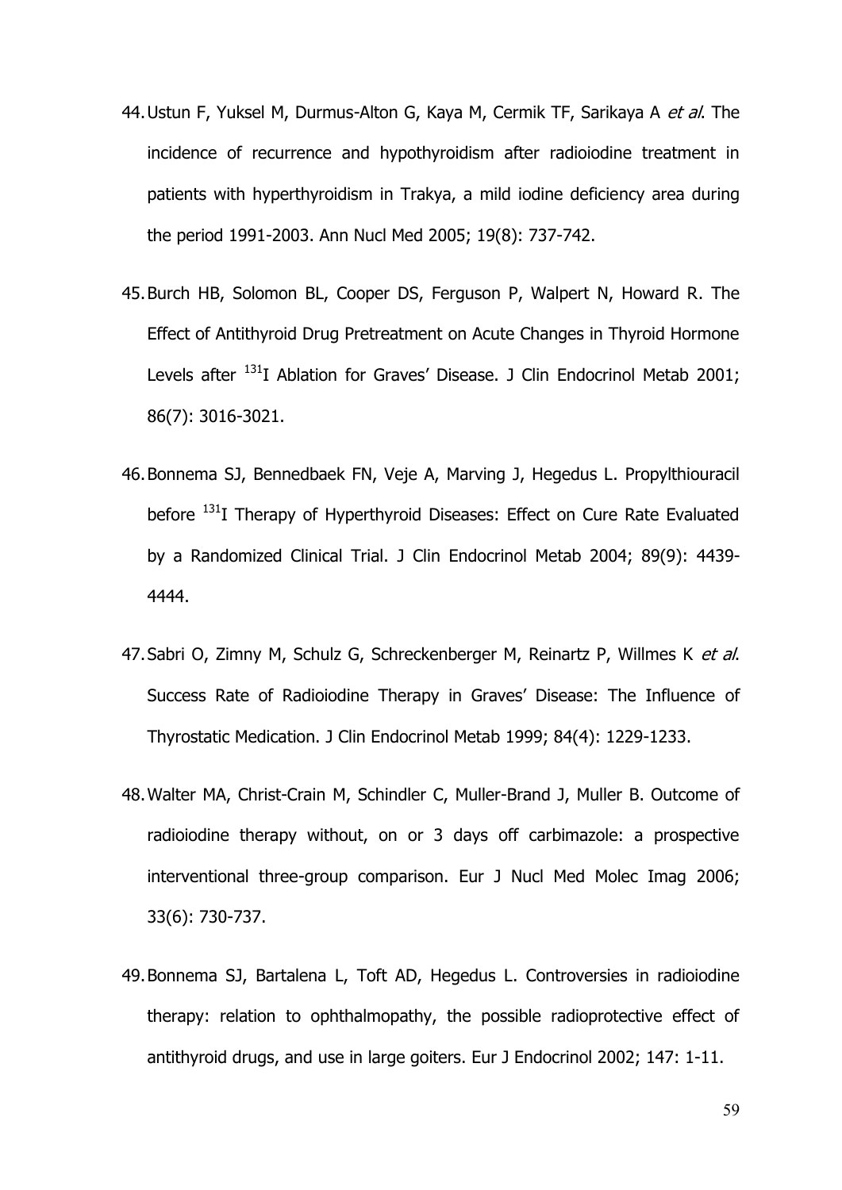44. Ustun F, Yuksel M, Durmus-Alton G, Kaya M, Cermik TF, Sarikaya A *et al*. The incidence of recurrence and hypothyroidism after radioiodine treatment in patients with hyperthyroidism in Trakya, a mild iodine deficiency area during the period 1991-2003. Ann Nucl Med 2005; 19(8): 737-742.

45. Burch HB, Solomon BL, Cooper DS, Ferguson P, Walpert N, Howard R. The Effect of Antithyroid Drug Pretreatment on Acute Changes in Thyroid Hormone Levels after $^{131}$I Ablation for Graves' Disease. J Clin Endocrinol Metab 2001; 86(7): 3016-3021.

46. Bonnema SJ, Bennedbaek FN, Veje A, Marving J, Hegedus L. Propylthiouracil before $^{131}$I Therapy of Hyperthyroid Diseases: Effect on Cure Rate Evaluated by a Randomized Clinical Trial. J Clin Endocrinol Metab 2004; 89(9): 4439-4444.

47. Sabri O, Zimny M, Schulz G, Schreckenberger M, Reinartz P, Willmes K *et al*. Success Rate of Radioiodine Therapy in Graves' Disease: The Influence of Thyrostatic Medication. J Clin Endocrinol Metab 1999; 84(4): 1229-1233.

48. Walter MA, Christ-Crain M, Schindler C, Muller-Brand J, Muller B. Outcome of radioiodine therapy without, on or 3 days off carbimazole: a prospective interventional three-group comparison. Eur J Nucl Med Molec Imag 2006; 33(6): 730-737.

49. Bonnema SJ, Bartalena L, Toft AD, Hegedus L. Controversies in radioiodine therapy: relation to ophthalmopathy, the possible radioprotective effect of antithyroid drugs, and use in large goiters. Eur J Endocrinol 2002; 147: 1-11.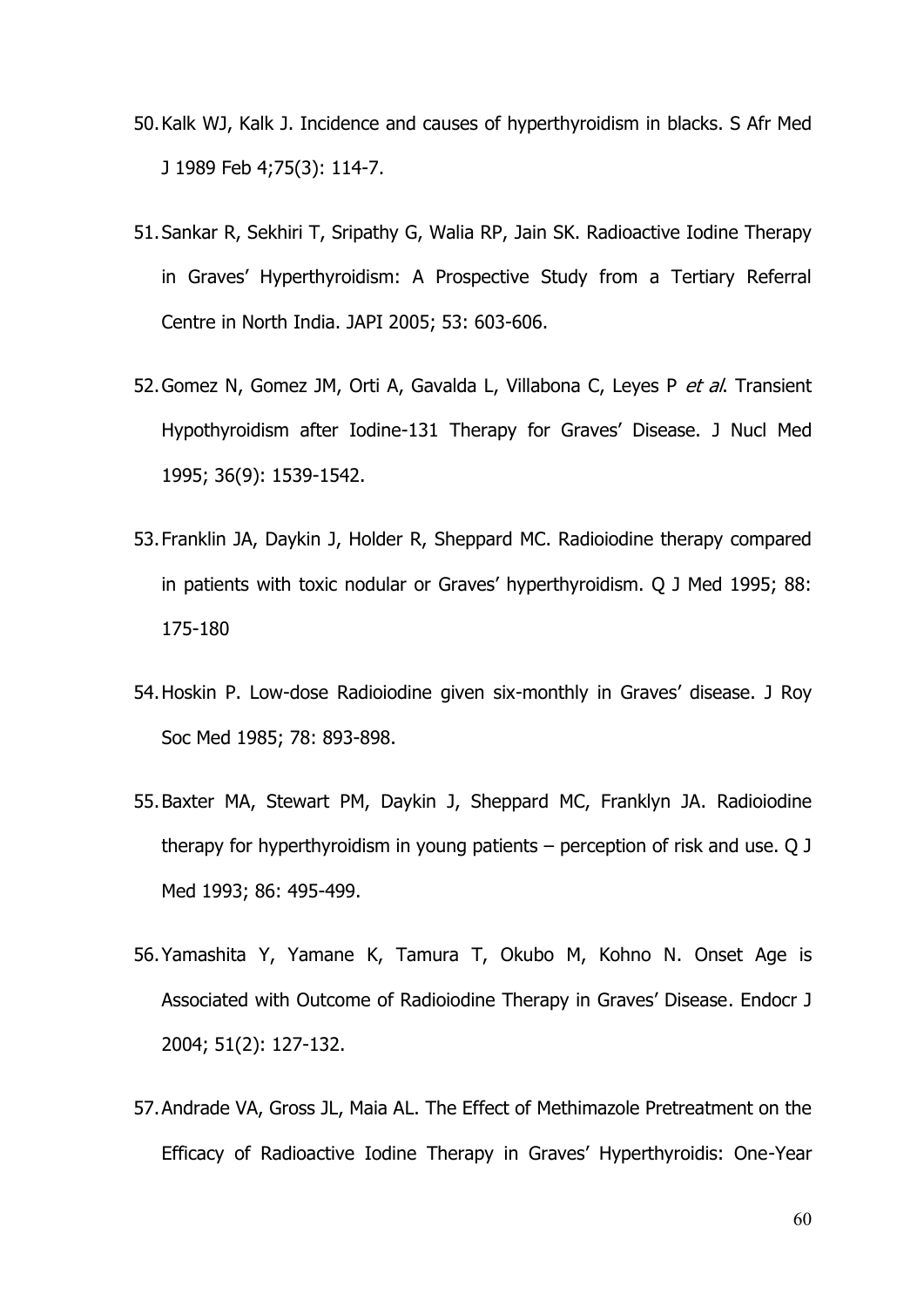50. Kalk WJ, Kalk J. Incidence and causes of hyperthyroidism in blacks. S Afr Med J 1989 Feb 4;75(3): 114-7.

51. Sankar R, Sekhiri T, Sripathy G, Walia RP, Jain SK. Radioactive Iodine Therapy in Graves' Hyperthyroidism: A Prospective Study from a Tertiary Referral Centre in North India. JAPI 2005; 53: 603-606.

52. Gomez N, Gomez JM, Orti A, Gavalda L, Villabona C, Leyes P *et al*. Transient Hypothyroidism after Iodine-131 Therapy for Graves' Disease. J Nucl Med 1995; 36(9): 1539-1542.

53. Franklin JA, Daykin J, Holder R, Sheppard MC. Radioiodine therapy compared in patients with toxic nodular or Graves' hyperthyroidism. Q J Med 1995; 88: 175-180

54. Hoskin P. Low-dose Radioiodine given six-monthly in Graves' disease. J Roy Soc Med 1985; 78: 893-898.

55. Baxter MA, Stewart PM, Daykin J, Sheppard MC, Franklyn JA. Radioiodine therapy for hyperthyroidism in young patients – perception of risk and use. Q J Med 1993; 86: 495-499.

56. Yamashita Y, Yamane K, Tamura T, Okubo M, Kohno N. Onset Age is Associated with Outcome of Radioiodine Therapy in Graves' Disease. Endocr J 2004; 51(2): 127-132.

57. Andrade VA, Gross JL, Maia AL. The Effect of Methimazole Pretreatment on the Efficacy of Radioactive Iodine Therapy in Graves' Hyperthyroidis: One-Year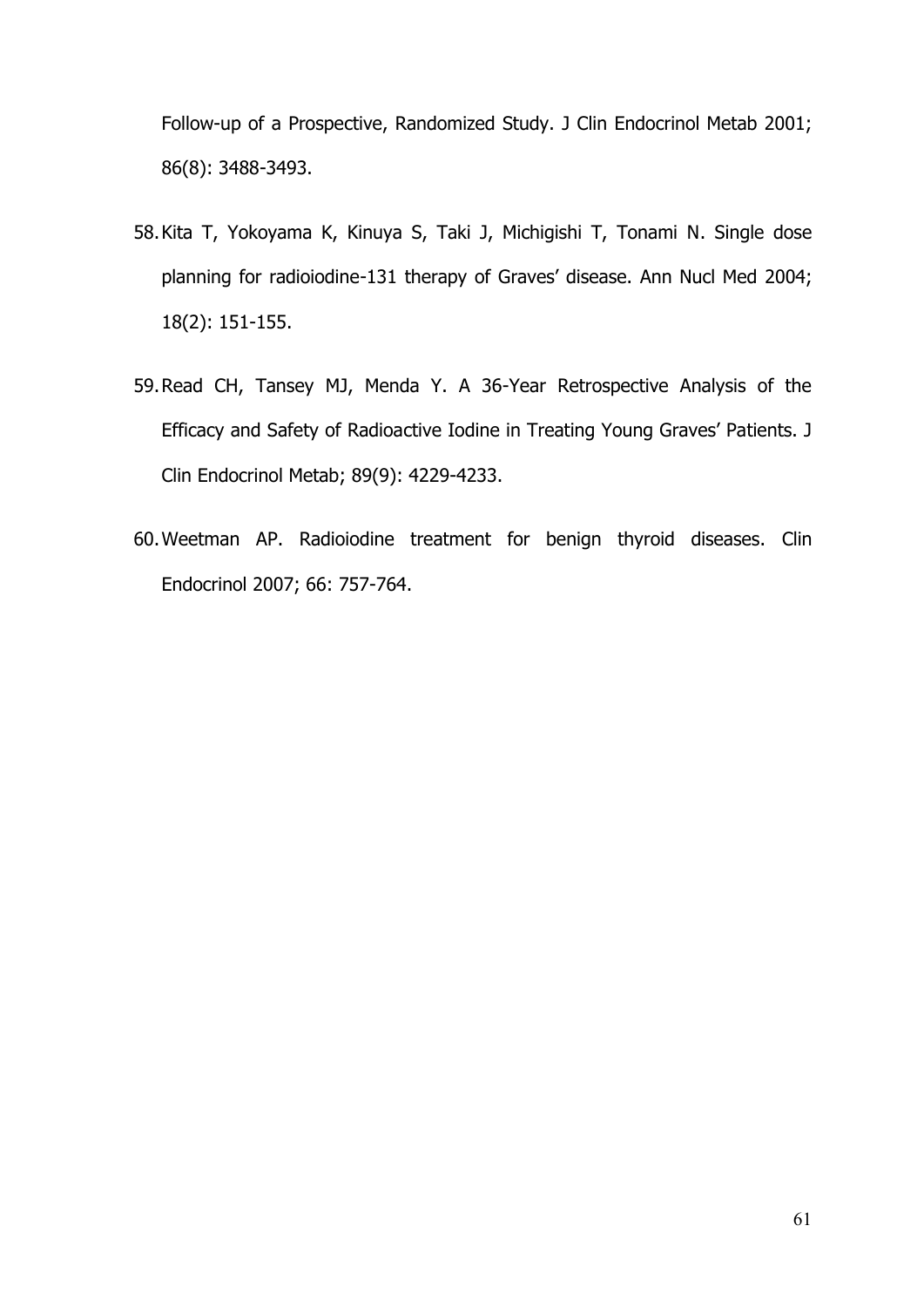Follow-up of a Prospective, Randomized Study. J Clin Endocrinol Metab 2001; 86(8): 3488-3493.

58. Kita T, Yokoyama K, Kinuya S, Taki J, Michigishi T, Tonami N. Single dose planning for radioiodine-131 therapy of Graves' disease. Ann Nucl Med 2004; 18(2): 151-155.

59. Read CH, Tansey MJ, Menda Y. A 36-Year Retrospective Analysis of the Efficacy and Safety of Radioactive Iodine in Treating Young Graves' Patients. J Clin Endocrinol Metab; 89(9): 4229-4233.

60. Weetman AP. Radioiodine treatment for benign thyroid diseases. Clin Endocrinol 2007; 66: 757-764.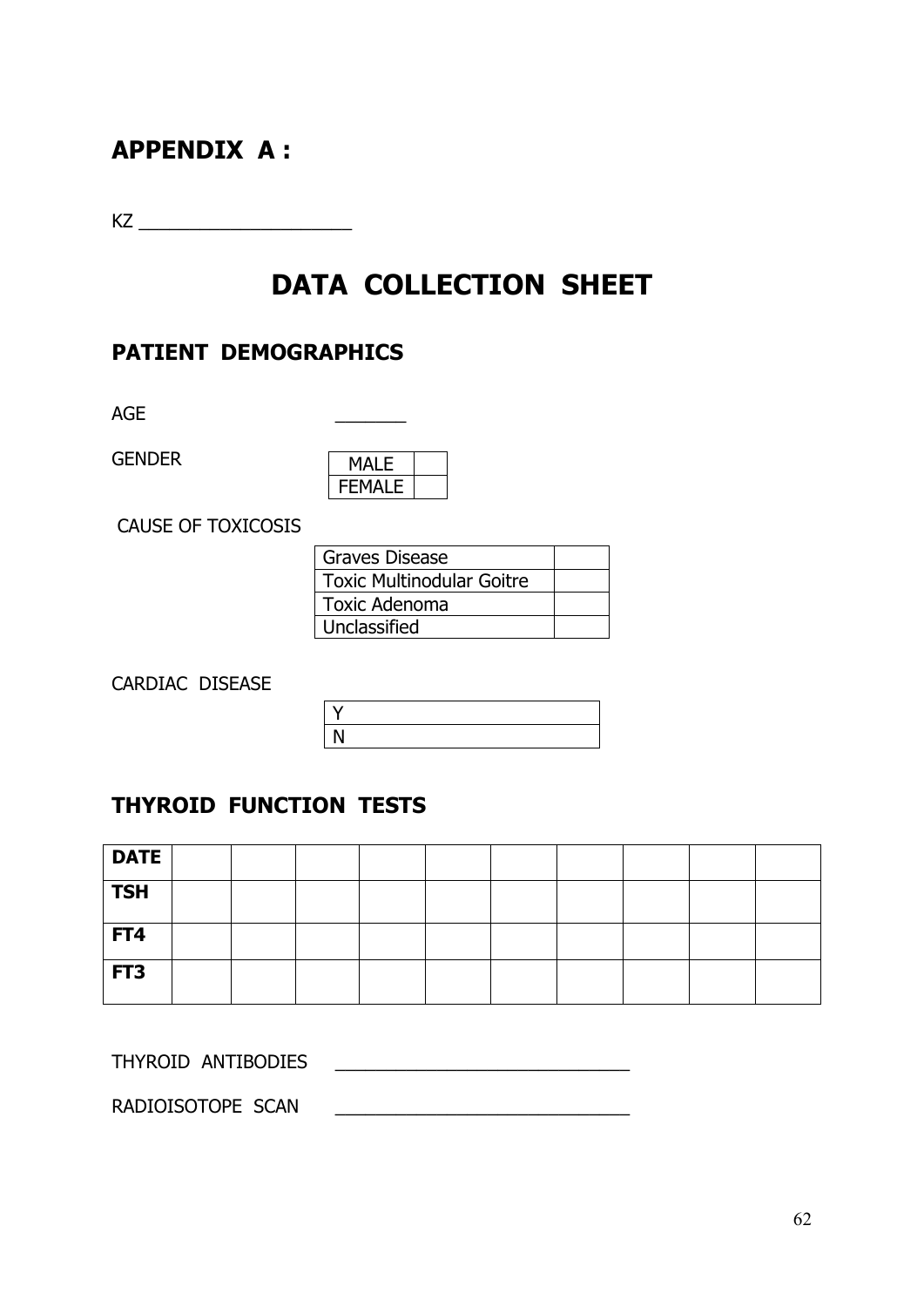## APPENDIX A :

KZ ____________________

# DATA COLLECTION SHEET

## PATIENT DEMOGRAPHICS

AGE _______

GENDER

| MALE | |
|---|---|
| FEMALE | |

CAUSE OF TOXICOSIS

| Graves Disease | |
|---|---|
| Toxic Multinodular Goitre | |
| Toxic Adenoma | |
| Unclassified | |

CARDIAC DISEASE

| Y |
|---|
| N |

## THYROID FUNCTION TESTS

| DATE | | | | | | | | | |
|---|---|---|---|---|---|---|---|---|---|
| TSH | | | | | | | | | |
| FT4 | | | | | | | | | |
| FT3 | | | | | | | | | |

THYROID ANTIBODIES ____________________________

RADIOISOTOPE SCAN ____________________________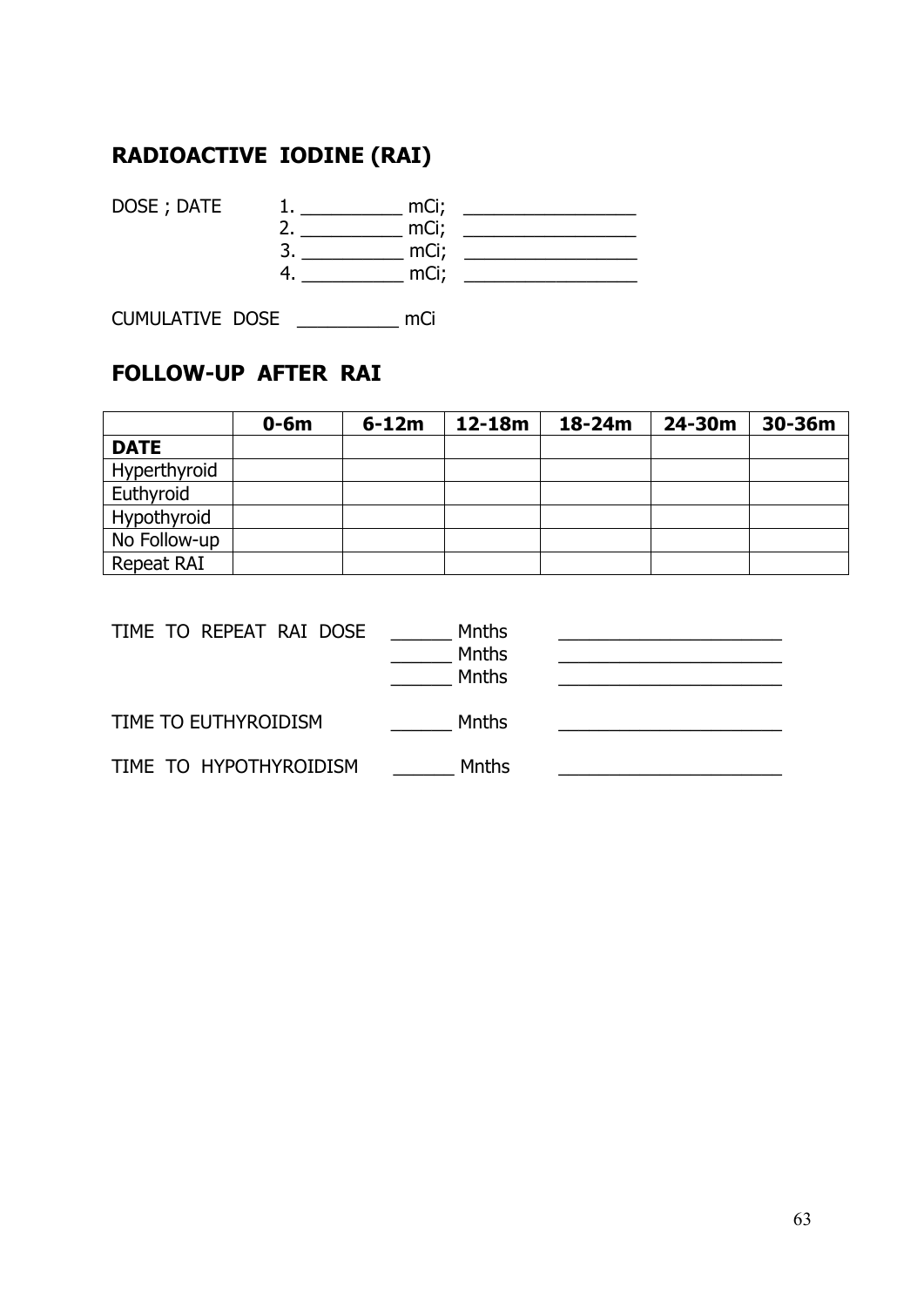## RADIOACTIVE IODINE (RAI)

DOSE ; DATE
1. __________ mCi; ________________
2. __________ mCi; ________________
3. __________ mCi; ________________
4. __________ mCi; ________________

CUMULATIVE DOSE __________ mCi

## FOLLOW-UP AFTER RAI

| | 0-6m | 6-12m | 12-18m | 18-24m | 24-30m | 30-36m |
|---|---|---|---|---|---|---|
| **DATE** | | | | | | |
| Hyperthyroid | | | | | | |
| Euthyroid | | | | | | |
| Hypothyroid | | | | | | |
| No Follow-up | | | | | | |
| Repeat RAI | | | | | | |

TIME TO REPEAT RAI DOSE ______ Mnths ______________________
______ Mnths ______________________
______ Mnths ______________________

TIME TO EUTHYROIDISM ______ Mnths ______________________

TIME TO HYPOTHYROIDISM ______ Mnths ______________________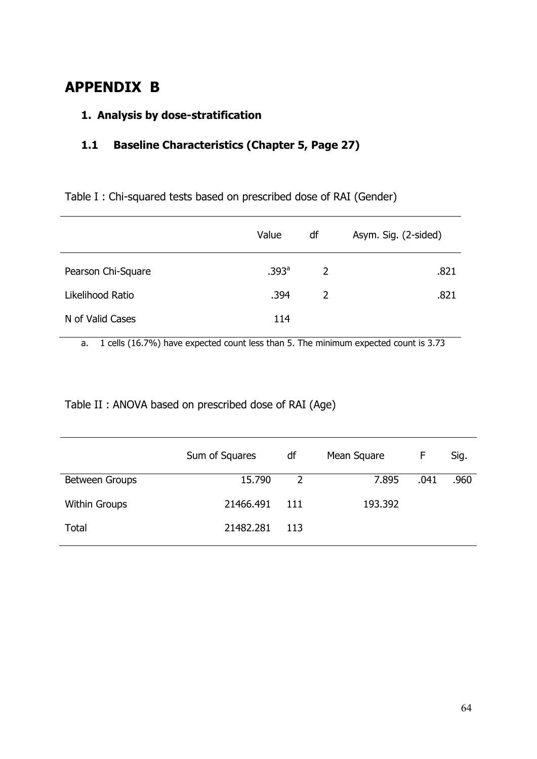# APPENDIX B

## 1. Analysis by dose-stratification

### 1.1 Baseline Characteristics (Chapter 5, Page 27)

Table I : Chi-squared tests based on prescribed dose of RAI (Gender)

| | Value | df | Asym. Sig. (2-sided) |
|---|---|---|---|
| Pearson Chi-Square | .393[a] | 2 | .821 |
| Likelihood Ratio | .394 | 2 | .821 |
| N of Valid Cases | 114 | | |

a. 1 cells (16.7%) have expected count less than 5. The minimum expected count is 3.73

Table II : ANOVA based on prescribed dose of RAI (Age)

| | Sum of Squares | df | Mean Square | F | Sig. |
|---|---|---|---|---|---|
| Between Groups | 15.790 | 2 | 7.895 | .041 | .960 |
| Within Groups | 21466.491 | 111 | 193.392 | | |
| Total | 21482.281 | 113 | | | |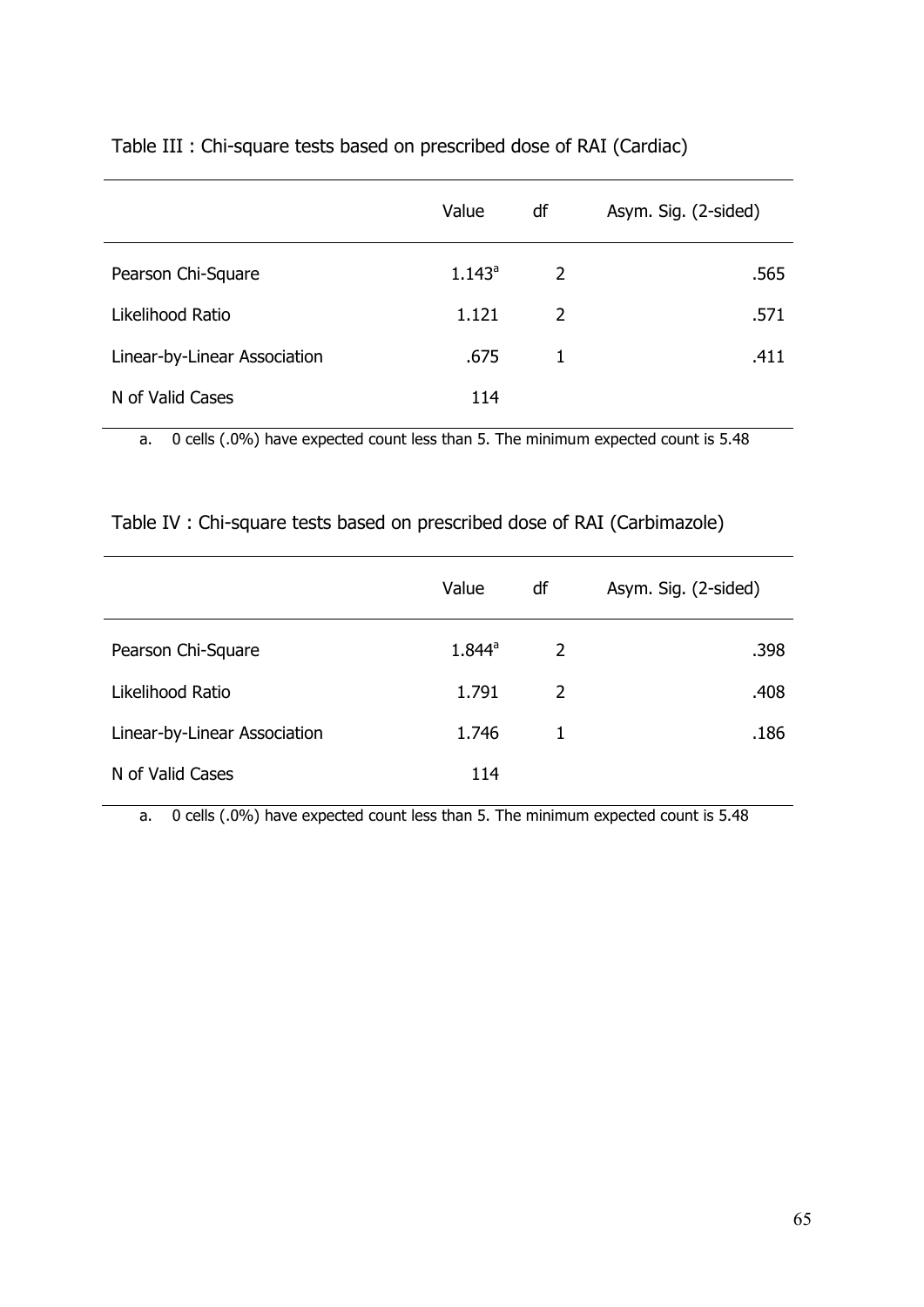Table III : Chi-square tests based on prescribed dose of RAI (Cardiac)

| | Value | df | Asym. Sig. (2-sided) |
|---|---|---|---|
| Pearson Chi-Square | 1.143[a] | 2 | .565 |
| Likelihood Ratio | 1.121 | 2 | .571 |
| Linear-by-Linear Association | .675 | 1 | .411 |
| N of Valid Cases | 114 | | |

a. 0 cells (.0%) have expected count less than 5. The minimum expected count is 5.48

Table IV : Chi-square tests based on prescribed dose of RAI (Carbimazole)

| | Value | df | Asym. Sig. (2-sided) |
|---|---|---|---|
| Pearson Chi-Square | 1.844[a] | 2 | .398 |
| Likelihood Ratio | 1.791 | 2 | .408 |
| Linear-by-Linear Association | 1.746 | 1 | .186 |
| N of Valid Cases | 114 | | |

a. 0 cells (.0%) have expected count less than 5. The minimum expected count is 5.48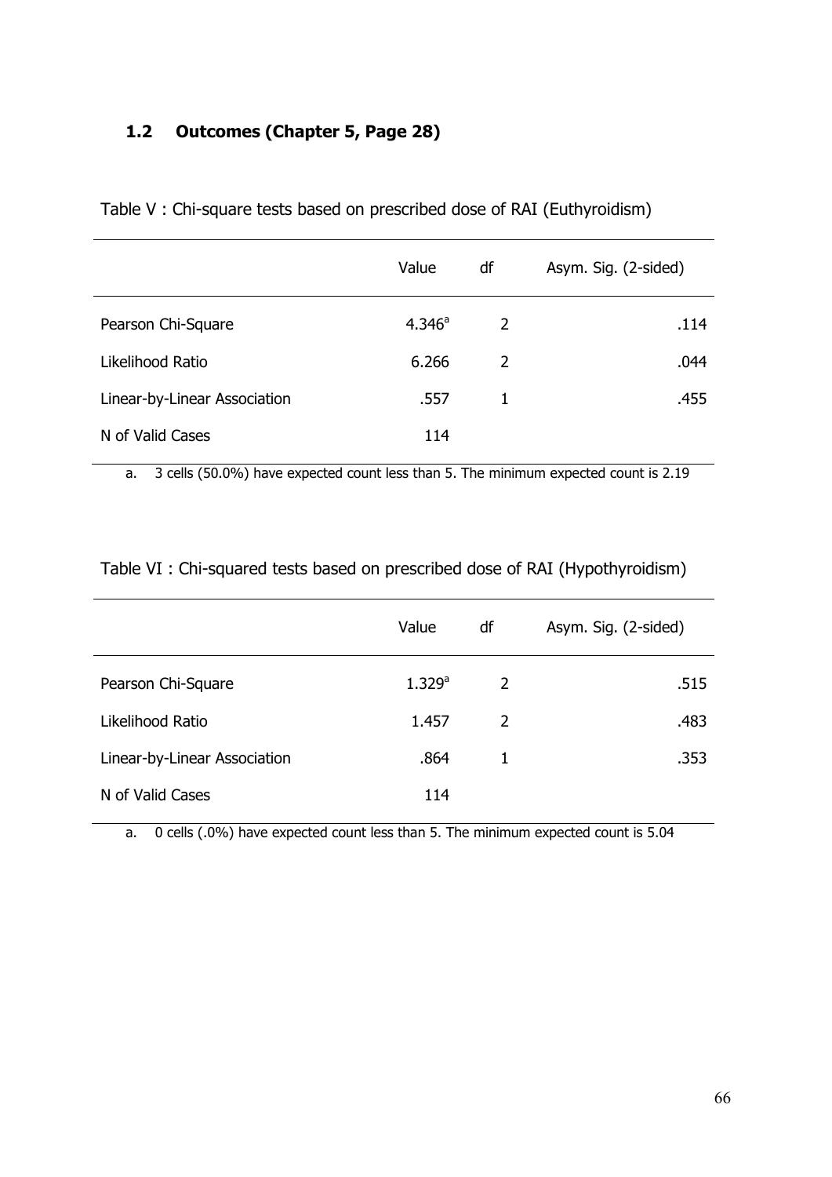## 1.2 Outcomes (Chapter 5, Page 28)

Table V : Chi-square tests based on prescribed dose of RAI (Euthyroidism)

| | Value | df | Asym. Sig. (2-sided) |
|---|---|---|---|
| Pearson Chi-Square | 4.346[a] | 2 | .114 |
| Likelihood Ratio | 6.266 | 2 | .044 |
| Linear-by-Linear Association | .557 | 1 | .455 |
| N of Valid Cases | 114 | | |

a. 3 cells (50.0%) have expected count less than 5. The minimum expected count is 2.19

Table VI : Chi-squared tests based on prescribed dose of RAI (Hypothyroidism)

| | Value | df | Asym. Sig. (2-sided) |
|---|---|---|---|
| Pearson Chi-Square | 1.329[a] | 2 | .515 |
| Likelihood Ratio | 1.457 | 2 | .483 |
| Linear-by-Linear Association | .864 | 1 | .353 |
| N of Valid Cases | 114 | | |

a. 0 cells (.0%) have expected count less than 5. The minimum expected count is 5.04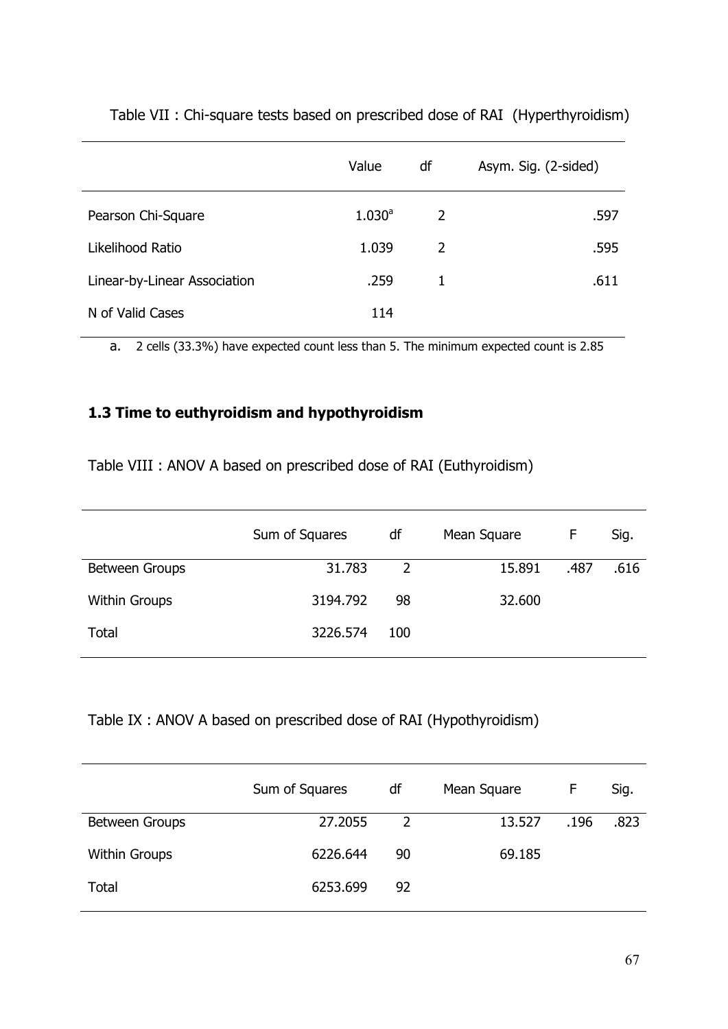Table VII : Chi-square tests based on prescribed dose of RAI (Hyperthyroidism)

| | Value | df | Asym. Sig. (2-sided) |
|---|---|---|---|
| Pearson Chi-Square | 1.030[a] | 2 | .597 |
| Likelihood Ratio | 1.039 | 2 | .595 |
| Linear-by-Linear Association | .259 | 1 | .611 |
| N of Valid Cases | 114 | | |

a. 2 cells (33.3%) have expected count less than 5. The minimum expected count is 2.85

### 1.3 Time to euthyroidism and hypothyroidism

Table VIII : ANOV A based on prescribed dose of RAI (Euthyroidism)

| | Sum of Squares | df | Mean Square | F | Sig. |
|---|---|---|---|---|---|
| Between Groups | 31.783 | 2 | 15.891 | .487 | .616 |
| Within Groups | 3194.792 | 98 | 32.600 | | |
| Total | 3226.574 | 100 | | | |

Table IX : ANOV A based on prescribed dose of RAI (Hypothyroidism)

| | Sum of Squares | df | Mean Square | F | Sig. |
|---|---|---|---|---|---|
| Between Groups | 27.2055 | 2 | 13.527 | .196 | .823 |
| Within Groups | 6226.644 | 90 | 69.185 | | |
| Total | 6253.699 | 92 | | | |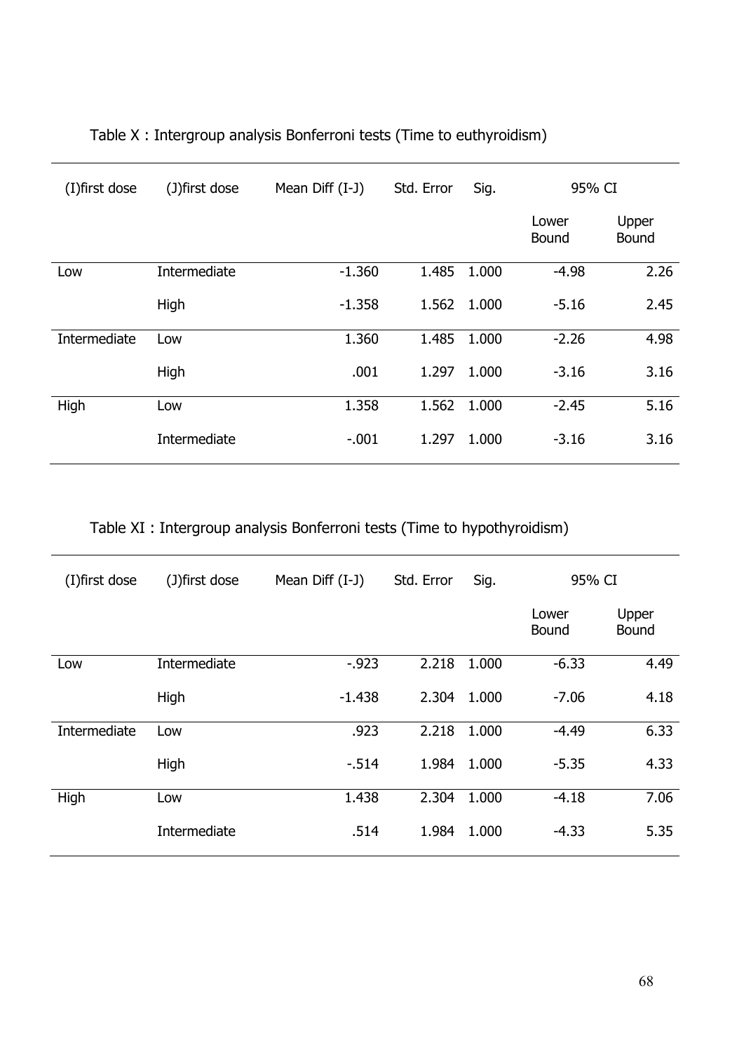Table X : Intergroup analysis Bonferroni tests (Time to euthyroidism)

| (I)first dose | (J)first dose | Mean Diff (I-J) | Std. Error | Sig. | 95% CI | |
|---|---|---|---|---|---|---|
| | | | | | Lower Bound | Upper Bound |
| Low | Intermediate | -1.360 | 1.485 | 1.000 | -4.98 | 2.26 |
| | High | -1.358 | 1.562 | 1.000 | -5.16 | 2.45 |
| Intermediate | Low | 1.360 | 1.485 | 1.000 | -2.26 | 4.98 |
| | High | .001 | 1.297 | 1.000 | -3.16 | 3.16 |
| High | Low | 1.358 | 1.562 | 1.000 | -2.45 | 5.16 |
| | Intermediate | -.001 | 1.297 | 1.000 | -3.16 | 3.16 |

Table XI : Intergroup analysis Bonferroni tests (Time to hypothyroidism)

| (I)first dose | (J)first dose | Mean Diff (I-J) | Std. Error | Sig. | 95% CI | |
|---|---|---|---|---|---|---|
| | | | | | Lower Bound | Upper Bound |
| Low | Intermediate | -.923 | 2.218 | 1.000 | -6.33 | 4.49 |
| | High | -1.438 | 2.304 | 1.000 | -7.06 | 4.18 |
| Intermediate | Low | .923 | 2.218 | 1.000 | -4.49 | 6.33 |
| | High | -.514 | 1.984 | 1.000 | -5.35 | 4.33 |
| High | Low | 1.438 | 2.304 | 1.000 | -4.18 | 7.06 |
| | Intermediate | .514 | 1.984 | 1.000 | -4.33 | 5.35 |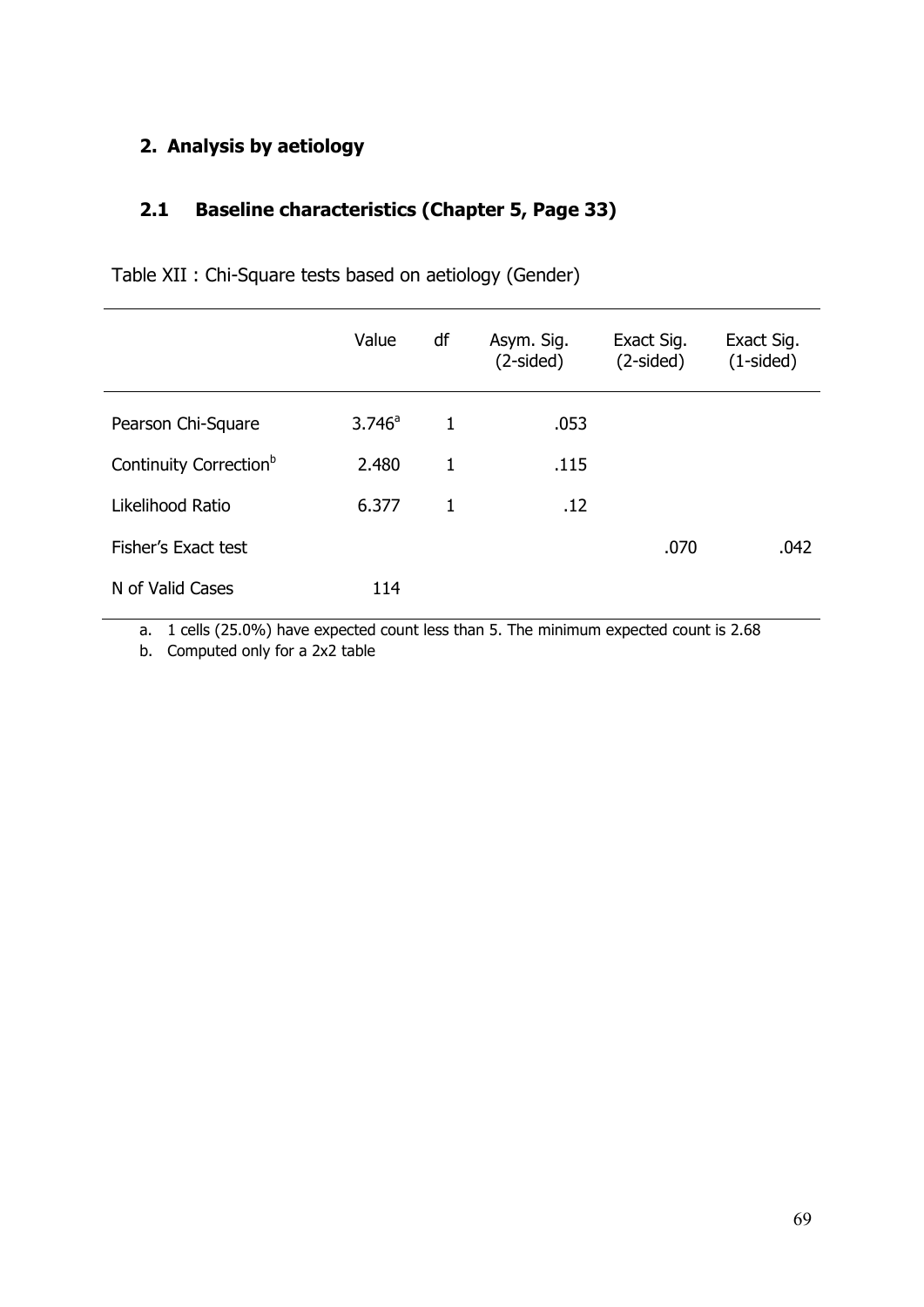## 2. Analysis by aetiology

### 2.1 Baseline characteristics (Chapter 5, Page 33)

Table XII : Chi-Square tests based on aetiology (Gender)

| | Value | df | Asym. Sig. (2-sided) | Exact Sig. (2-sided) | Exact Sig. (1-sided) |
|---|---|---|---|---|---|
| Pearson Chi-Square | 3.746[a] | 1 | .053 | | |
| Continuity Correction[b] | 2.480 | 1 | .115 | | |
| Likelihood Ratio | 6.377 | 1 | .12 | | |
| Fisher's Exact test | | | | .070 | .042 |
| N of Valid Cases | 114 | | | | |

a. 1 cells (25.0%) have expected count less than 5. The minimum expected count is 2.68

b. Computed only for a 2x2 table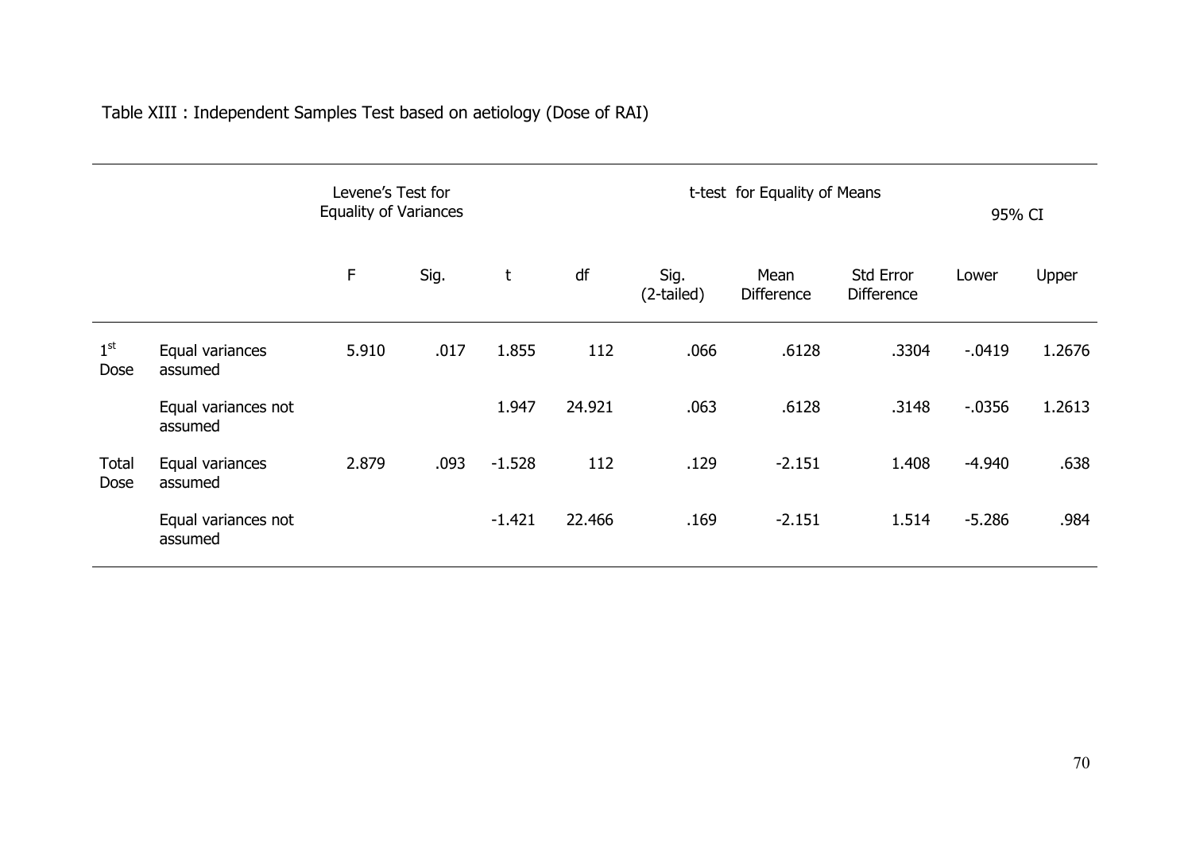Table XIII : Independent Samples Test based on aetiology (Dose of RAI)

| | | Levene's Test for Equality of Variances | | t-test for Equality of Means | | | | | 95% CI | |
|---|---|---|---|---|---|---|---|---|---|---|
| | | F | Sig. | t | df | Sig. (2-tailed) | Mean Difference | Std Error Difference | Lower | Upper |
| 1st Dose | Equal variances assumed | 5.910 | .017 | 1.855 | 112 | .066 | .6128 | .3304 | -.0419 | 1.2676 |
| | Equal variances not assumed | | | 1.947 | 24.921 | .063 | .6128 | .3148 | -.0356 | 1.2613 |
| Total Dose | Equal variances assumed | 2.879 | .093 | -1.528 | 112 | .129 | -2.151 | 1.408 | -4.940 | .638 |
| | Equal variances not assumed | | | -1.421 | 22.466 | .169 | -2.151 | 1.514 | -5.286 | .984 |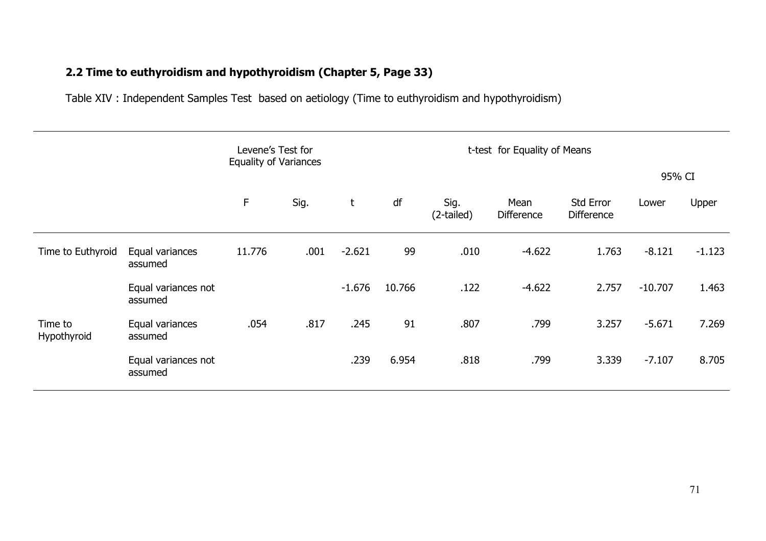## 2.2 Time to euthyroidism and hypothyroidism (Chapter 5, Page 33)

Table XIV : Independent Samples Test based on aetiology (Time to euthyroidism and hypothyroidism)

| | | Levene's Test for Equality of Variances | | t-test for Equality of Means | | | | | | |
|---|---|---|---|---|---|---|---|---|---|---|
| | | | | | | | | | 95% CI | |
| | | F | Sig. | t | df | Sig. (2-tailed) | Mean Difference | Std Error Difference | Lower | Upper |
| Time to Euthyroid | Equal variances assumed | 11.776 | .001 | -2.621 | 99 | .010 | -4.622 | 1.763 | -8.121 | -1.123 |
| | Equal variances not assumed | | | -1.676 | 10.766 | .122 | -4.622 | 2.757 | -10.707 | 1.463 |
| Time to Hypothyroid | Equal variances assumed | .054 | .817 | .245 | 91 | .807 | .799 | 3.257 | -5.671 | 7.269 |
| | Equal variances not assumed | | | .239 | 6.954 | .818 | .799 | 3.339 | -7.107 | 8.705 |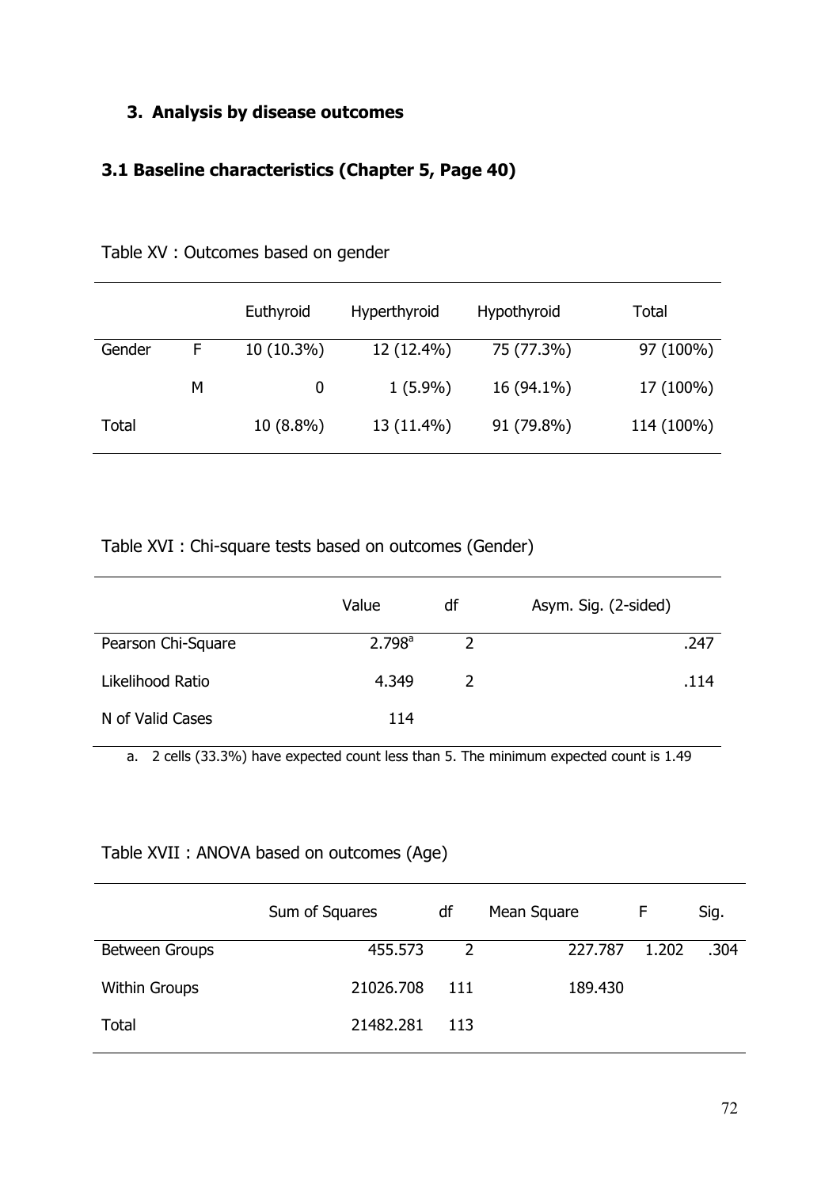### 3. Analysis by disease outcomes

### 3.1 Baseline characteristics (Chapter 5, Page 40)

Table XV : Outcomes based on gender

| | | Euthyroid | Hyperthyroid | Hypothyroid | Total |
|---|---|---|---|---|---|
| Gender | F | 10 (10.3%) | 12 (12.4%) | 75 (77.3%) | 97 (100%) |
| | M | 0 | 1 (5.9%) | 16 (94.1%) | 17 (100%) |
| Total | | 10 (8.8%) | 13 (11.4%) | 91 (79.8%) | 114 (100%) |

Table XVI : Chi-square tests based on outcomes (Gender)

| | Value | df | Asym. Sig. (2-sided) |
|---|---|---|---|
| Pearson Chi-Square | 2.798[a] | 2 | .247 |
| Likelihood Ratio | 4.349 | 2 | .114 |
| N of Valid Cases | 114 | | |

a. 2 cells (33.3%) have expected count less than 5. The minimum expected count is 1.49

Table XVII : ANOVA based on outcomes (Age)

| | Sum of Squares | df | Mean Square | F | Sig. |
|---|---|---|---|---|---|
| Between Groups | 455.573 | 2 | 227.787 | 1.202 | .304 |
| Within Groups | 21026.708 | 111 | 189.430 | | |
| Total | 21482.281 | 113 | | | |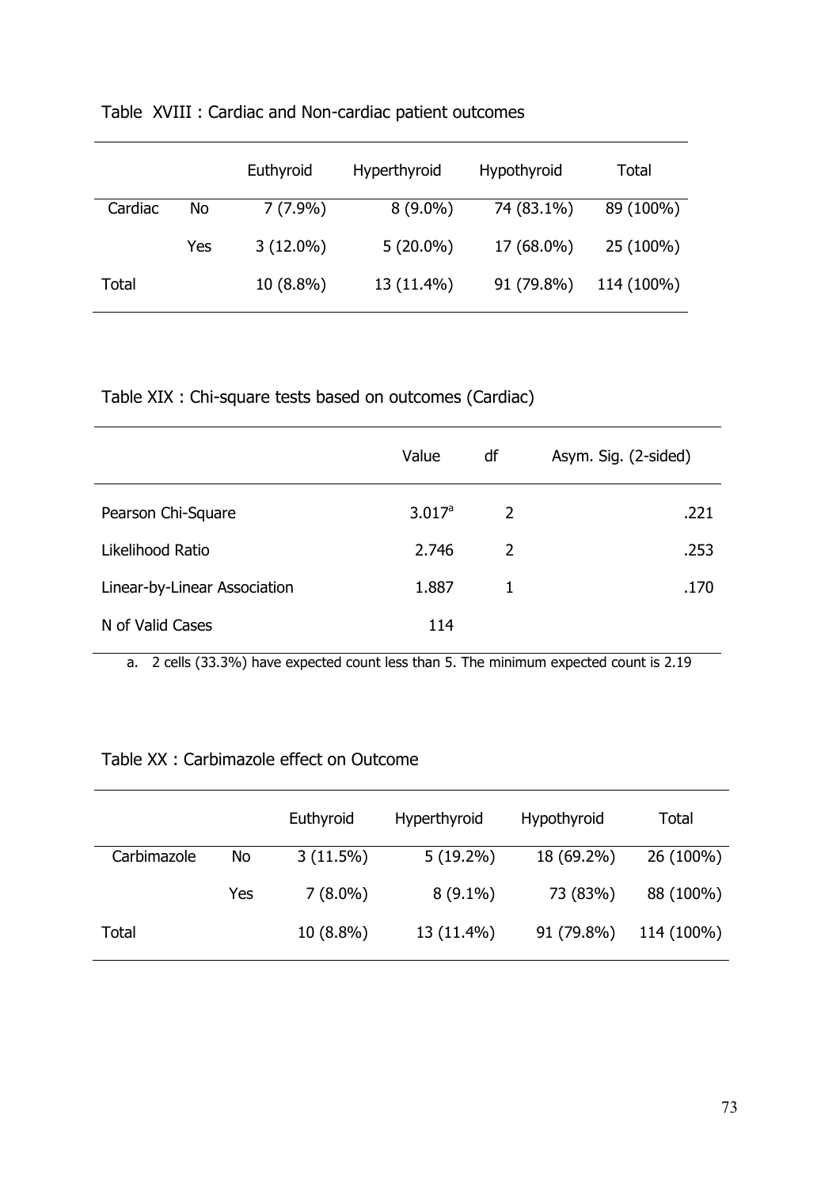Table XVIII : Cardiac and Non-cardiac patient outcomes

| | | Euthyroid | Hyperthyroid | Hypothyroid | Total |
|---|---|---|---|---|---|
| Cardiac | No | 7 (7.9%) | 8 (9.0%) | 74 (83.1%) | 89 (100%) |
| | Yes | 3 (12.0%) | 5 (20.0%) | 17 (68.0%) | 25 (100%) |
| Total | | 10 (8.8%) | 13 (11.4%) | 91 (79.8%) | 114 (100%) |

Table XIX : Chi-square tests based on outcomes (Cardiac)

| | Value | df | Asym. Sig. (2-sided) |
|---|---|---|---|
| Pearson Chi-Square | 3.017[a] | 2 | .221 |
| Likelihood Ratio | 2.746 | 2 | .253 |
| Linear-by-Linear Association | 1.887 | 1 | .170 |
| N of Valid Cases | 114 | | |

a. 2 cells (33.3%) have expected count less than 5. The minimum expected count is 2.19

Table XX : Carbimazole effect on Outcome

| | | Euthyroid | Hyperthyroid | Hypothyroid | Total |
|---|---|---|---|---|---|
| Carbimazole | No | 3 (11.5%) | 5 (19.2%) | 18 (69.2%) | 26 (100%) |
| | Yes | 7 (8.0%) | 8 (9.1%) | 73 (83%) | 88 (100%) |
| Total | | 10 (8.8%) | 13 (11.4%) | 91 (79.8%) | 114 (100%) |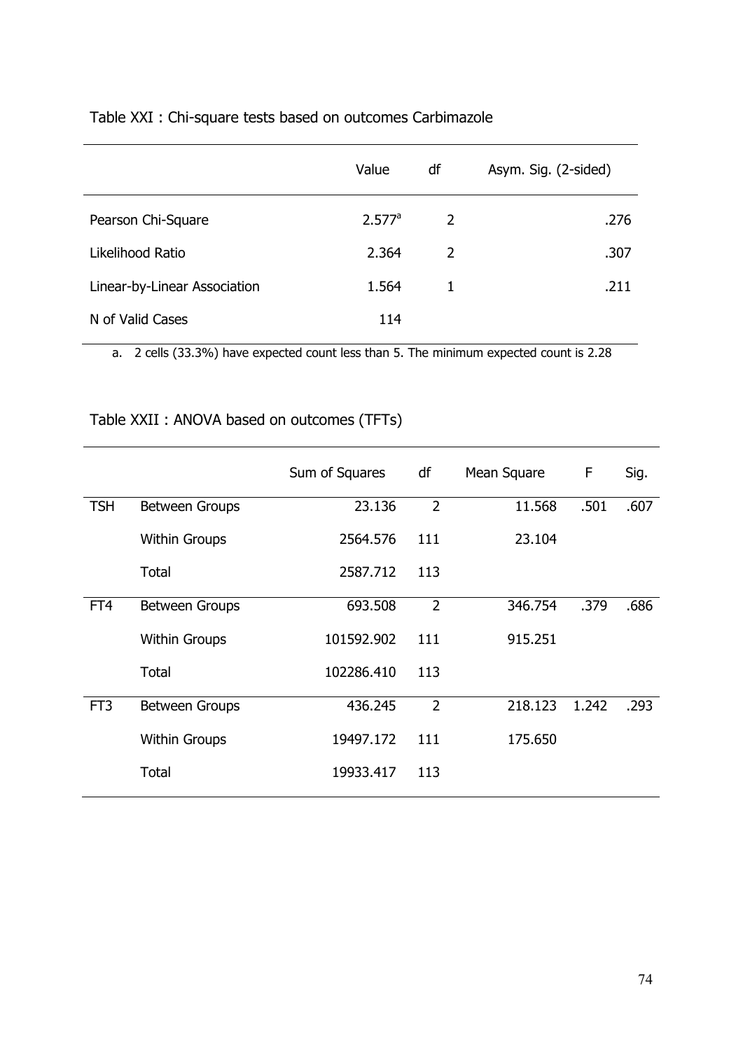Table XXI : Chi-square tests based on outcomes Carbimazole

| | Value | df | Asym. Sig. (2-sided) |
|---|---|---|---|
| Pearson Chi-Square | 2.577[a] | 2 | .276 |
| Likelihood Ratio | 2.364 | 2 | .307 |
| Linear-by-Linear Association | 1.564 | 1 | .211 |
| N of Valid Cases | 114 | | |

a. 2 cells (33.3%) have expected count less than 5. The minimum expected count is 2.28

Table XXII : ANOVA based on outcomes (TFTs)

| | | Sum of Squares | df | Mean Square | F | Sig. |
|---|---|---|---|---|---|---|
| TSH | Between Groups | 23.136 | 2 | 11.568 | .501 | .607 |
| | Within Groups | 2564.576 | 111 | 23.104 | | |
| | Total | 2587.712 | 113 | | | |
| FT4 | Between Groups | 693.508 | 2 | 346.754 | .379 | .686 |
| | Within Groups | 101592.902 | 111 | 915.251 | | |
| | Total | 102286.410 | 113 | | | |
| FT3 | Between Groups | 436.245 | 2 | 218.123 | 1.242 | .293 |
| | Within Groups | 19497.172 | 111 | 175.650 | | |
| | Total | 19933.417 | 113 | | | |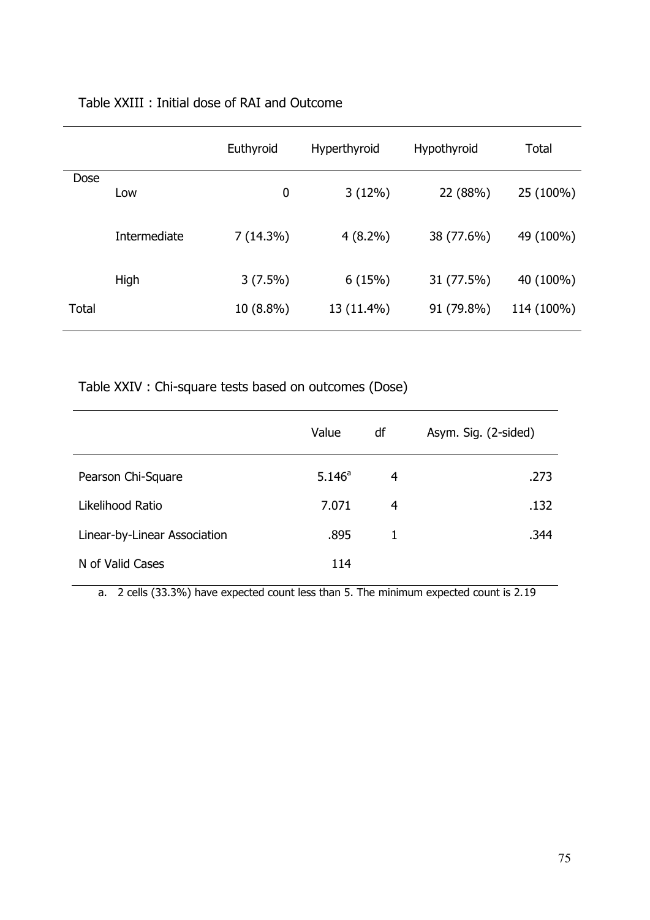Table XXIII : Initial dose of RAI and Outcome

| | | Euthyroid | Hyperthyroid | Hypothyroid | Total |
|---|---|---|---|---|---|
| Dose | Low | 0 | 3 (12%) | 22 (88%) | 25 (100%) |
| | Intermediate | 7 (14.3%) | 4 (8.2%) | 38 (77.6%) | 49 (100%) |
| | High | 3 (7.5%) | 6 (15%) | 31 (77.5%) | 40 (100%) |
| Total | | 10 (8.8%) | 13 (11.4%) | 91 (79.8%) | 114 (100%) |

Table XXIV : Chi-square tests based on outcomes (Dose)

| | Value | df | Asym. Sig. (2-sided) |
|---|---|---|---|
| Pearson Chi-Square | 5.146[a] | 4 | .273 |
| Likelihood Ratio | 7.071 | 4 | .132 |
| Linear-by-Linear Association | .895 | 1 | .344 |
| N of Valid Cases | 114 | | |

a. 2 cells (33.3%) have expected count less than 5. The minimum expected count is 2.19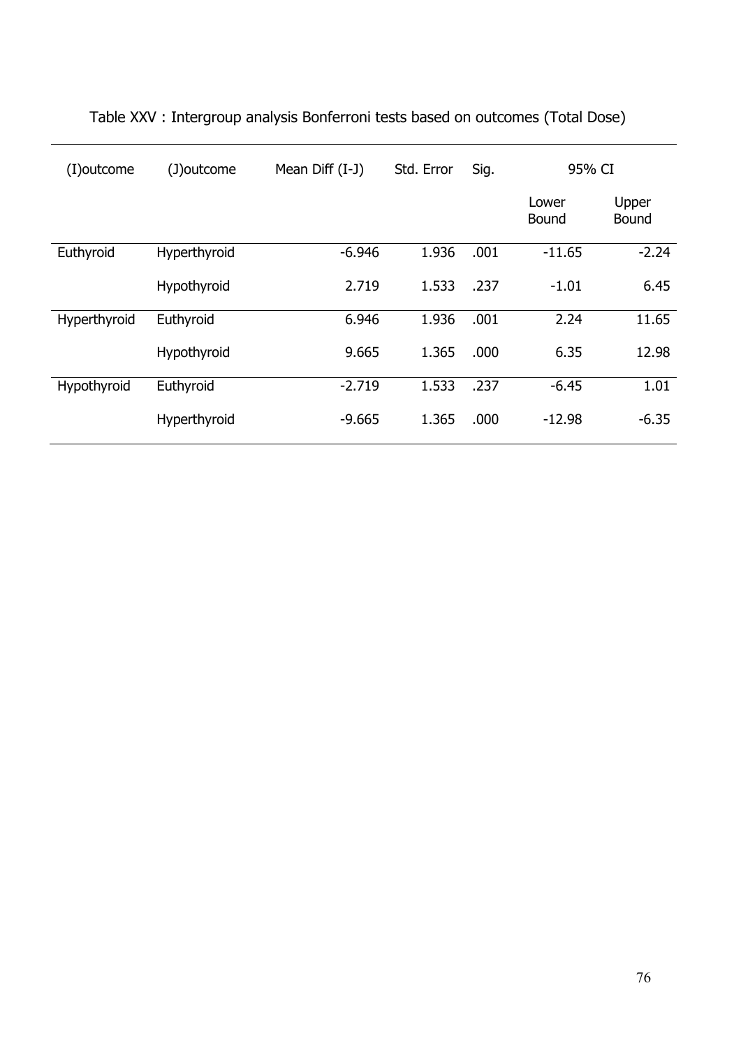Table XXV : Intergroup analysis Bonferroni tests based on outcomes (Total Dose)

| (I)outcome | (J)outcome | Mean Diff (I-J) | Std. Error | Sig. | 95% CI | |
|---|---|---|---|---|---|---|
| | | | | | Lower Bound | Upper Bound |
| Euthyroid | Hyperthyroid | -6.946 | 1.936 | .001 | -11.65 | -2.24 |
| | Hypothyroid | 2.719 | 1.533 | .237 | -1.01 | 6.45 |
| Hyperthyroid | Euthyroid | 6.946 | 1.936 | .001 | 2.24 | 11.65 |
| | Hypothyroid | 9.665 | 1.365 | .000 | 6.35 | 12.98 |
| Hypothyroid | Euthyroid | -2.719 | 1.533 | .237 | -6.45 | 1.01 |
| | Hyperthyroid | -9.665 | 1.365 | .000 | -12.98 | -6.35 |